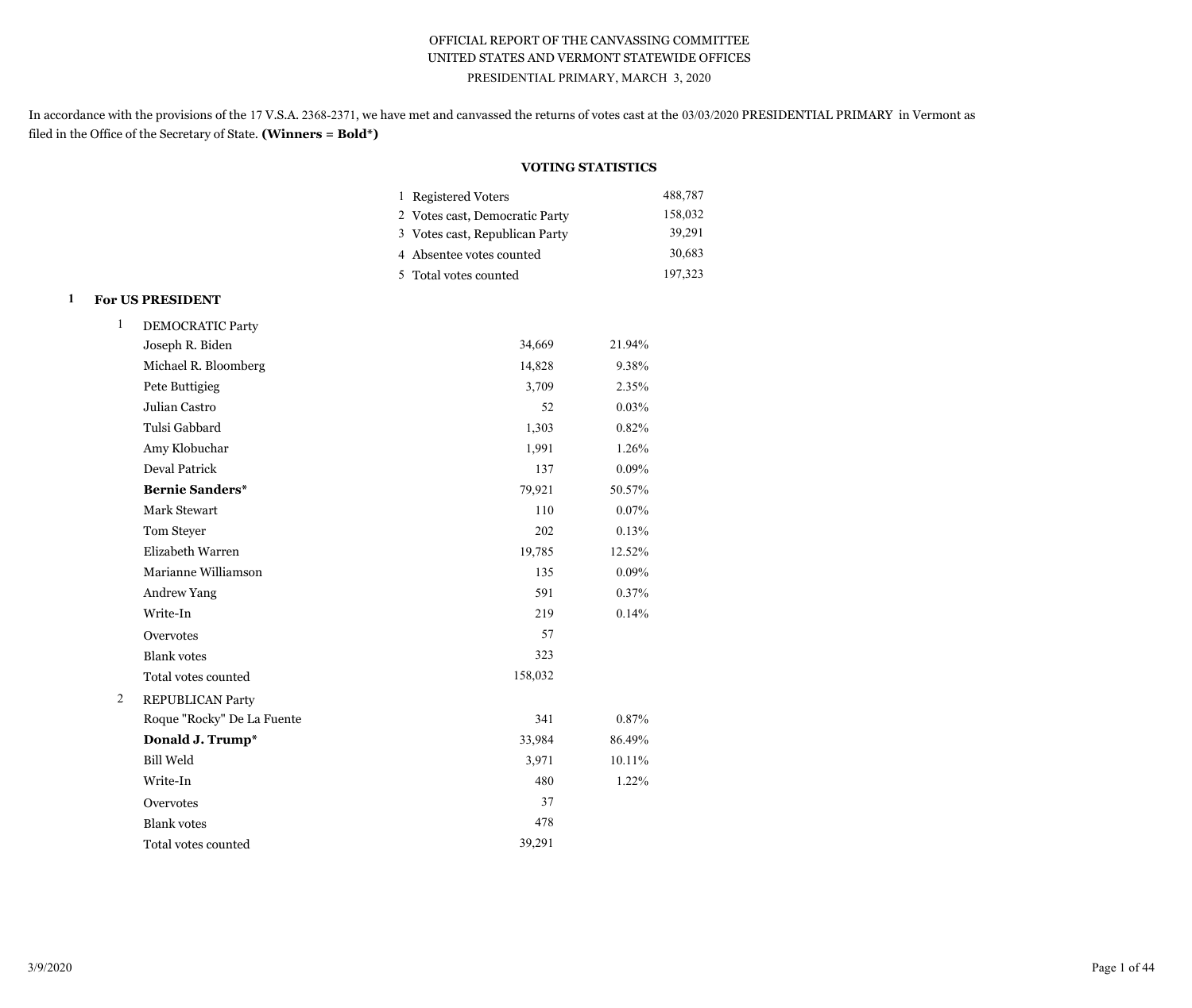OFFICIAL REPORT OF THE CANVASSING COMMITTEE
UNITED STATES AND VERMONT STATEWIDE OFFICES
PRESIDENTIAL PRIMARY, MARCH 3, 2020

In accordance with the provisions of the 17 V.S.A. 2368-2371, we have met and canvassed the returns of votes cast at the 03/03/2020 PRESIDENTIAL PRIMARY in Vermont as filed in the Office of the Secretary of State. **(Winners = Bold*)**

### VOTING STATISTICS

| | | |
|---|---|---|
| 1 | Registered Voters | 488,787 |
| 2 | Votes cast, Democratic Party | 158,032 |
| 3 | Votes cast, Republican Party | 39,291 |
| 4 | Absentee votes counted | 30,683 |
| 5 | Total votes counted | 197,323 |

## 1 For US PRESIDENT

### 1 DEMOCRATIC Party

| Candidate | Votes | Percent |
|---|---|---|
| Joseph R. Biden | 34,669 | 21.94% |
| Michael R. Bloomberg | 14,828 | 9.38% |
| Pete Buttigieg | 3,709 | 2.35% |
| Julian Castro | 52 | 0.03% |
| Tulsi Gabbard | 1,303 | 0.82% |
| Amy Klobuchar | 1,991 | 1.26% |
| Deval Patrick | 137 | 0.09% |
| **Bernie Sanders*** | 79,921 | 50.57% |
| Mark Stewart | 110 | 0.07% |
| Tom Steyer | 202 | 0.13% |
| Elizabeth Warren | 19,785 | 12.52% |
| Marianne Williamson | 135 | 0.09% |
| Andrew Yang | 591 | 0.37% |
| Write-In | 219 | 0.14% |
| Overvotes | 57 | |
| Blank votes | 323 | |
| Total votes counted | 158,032 | |

### 2 REPUBLICAN Party

| Candidate | Votes | Percent |
|---|---|---|
| Roque "Rocky" De La Fuente | 341 | 0.87% |
| **Donald J. Trump*** | 33,984 | 86.49% |
| Bill Weld | 3,971 | 10.11% |
| Write-In | 480 | 1.22% |
| Overvotes | 37 | |
| Blank votes | 478 | |
| Total votes counted | 39,291 | |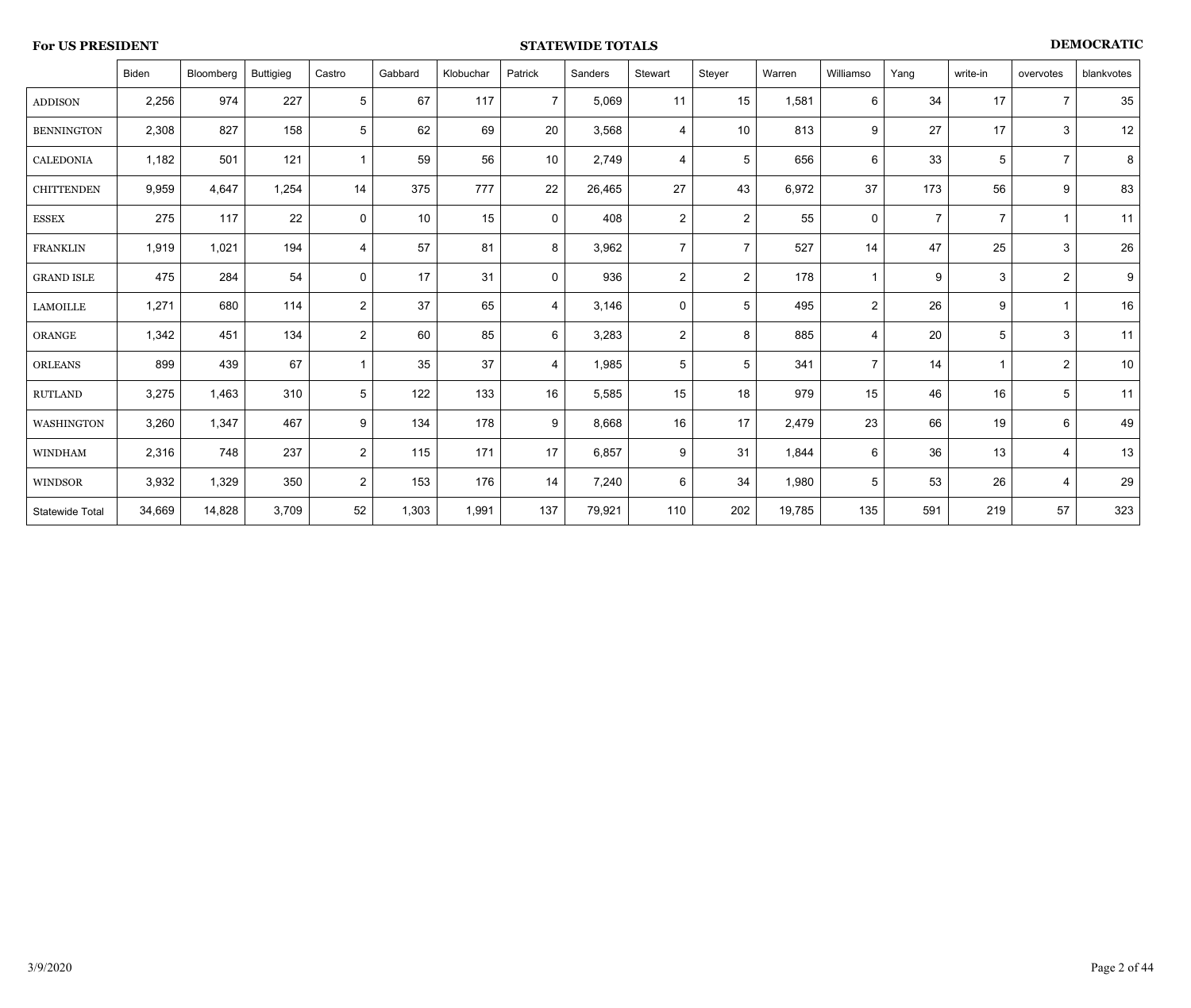**For US PRESIDENT** **STATEWIDE TOTALS** **DEMOCRATIC**

| | Biden | Bloomberg | Buttigieg | Castro | Gabbard | Klobuchar | Patrick | Sanders | Stewart | Steyer | Warren | Williamso | Yang | write-in | overvotes | blankvotes |
|---|---|---|---|---|---|---|---|---|---|---|---|---|---|---|---|---|
| ADDISON | 2,256 | 974 | 227 | 5 | 67 | 117 | 7 | 5,069 | 11 | 15 | 1,581 | 6 | 34 | 17 | 7 | 35 |
| BENNINGTON | 2,308 | 827 | 158 | 5 | 62 | 69 | 20 | 3,568 | 4 | 10 | 813 | 9 | 27 | 17 | 3 | 12 |
| CALEDONIA | 1,182 | 501 | 121 | 1 | 59 | 56 | 10 | 2,749 | 4 | 5 | 656 | 6 | 33 | 5 | 7 | 8 |
| CHITTENDEN | 9,959 | 4,647 | 1,254 | 14 | 375 | 777 | 22 | 26,465 | 27 | 43 | 6,972 | 37 | 173 | 56 | 9 | 83 |
| ESSEX | 275 | 117 | 22 | 0 | 10 | 15 | 0 | 408 | 2 | 2 | 55 | 0 | 7 | 7 | 1 | 11 |
| FRANKLIN | 1,919 | 1,021 | 194 | 4 | 57 | 81 | 8 | 3,962 | 7 | 7 | 527 | 14 | 47 | 25 | 3 | 26 |
| GRAND ISLE | 475 | 284 | 54 | 0 | 17 | 31 | 0 | 936 | 2 | 2 | 178 | 1 | 9 | 3 | 2 | 9 |
| LAMOILLE | 1,271 | 680 | 114 | 2 | 37 | 65 | 4 | 3,146 | 0 | 5 | 495 | 2 | 26 | 9 | 1 | 16 |
| ORANGE | 1,342 | 451 | 134 | 2 | 60 | 85 | 6 | 3,283 | 2 | 8 | 885 | 4 | 20 | 5 | 3 | 11 |
| ORLEANS | 899 | 439 | 67 | 1 | 35 | 37 | 4 | 1,985 | 5 | 5 | 341 | 7 | 14 | 1 | 2 | 10 |
| RUTLAND | 3,275 | 1,463 | 310 | 5 | 122 | 133 | 16 | 5,585 | 15 | 18 | 979 | 15 | 46 | 16 | 5 | 11 |
| WASHINGTON | 3,260 | 1,347 | 467 | 9 | 134 | 178 | 9 | 8,668 | 16 | 17 | 2,479 | 23 | 66 | 19 | 6 | 49 |
| WINDHAM | 2,316 | 748 | 237 | 2 | 115 | 171 | 17 | 6,857 | 9 | 31 | 1,844 | 6 | 36 | 13 | 4 | 13 |
| WINDSOR | 3,932 | 1,329 | 350 | 2 | 153 | 176 | 14 | 7,240 | 6 | 34 | 1,980 | 5 | 53 | 26 | 4 | 29 |
| Statewide Total | 34,669 | 14,828 | 3,709 | 52 | 1,303 | 1,991 | 137 | 79,921 | 110 | 202 | 19,785 | 135 | 591 | 219 | 57 | 323 |

3/9/2020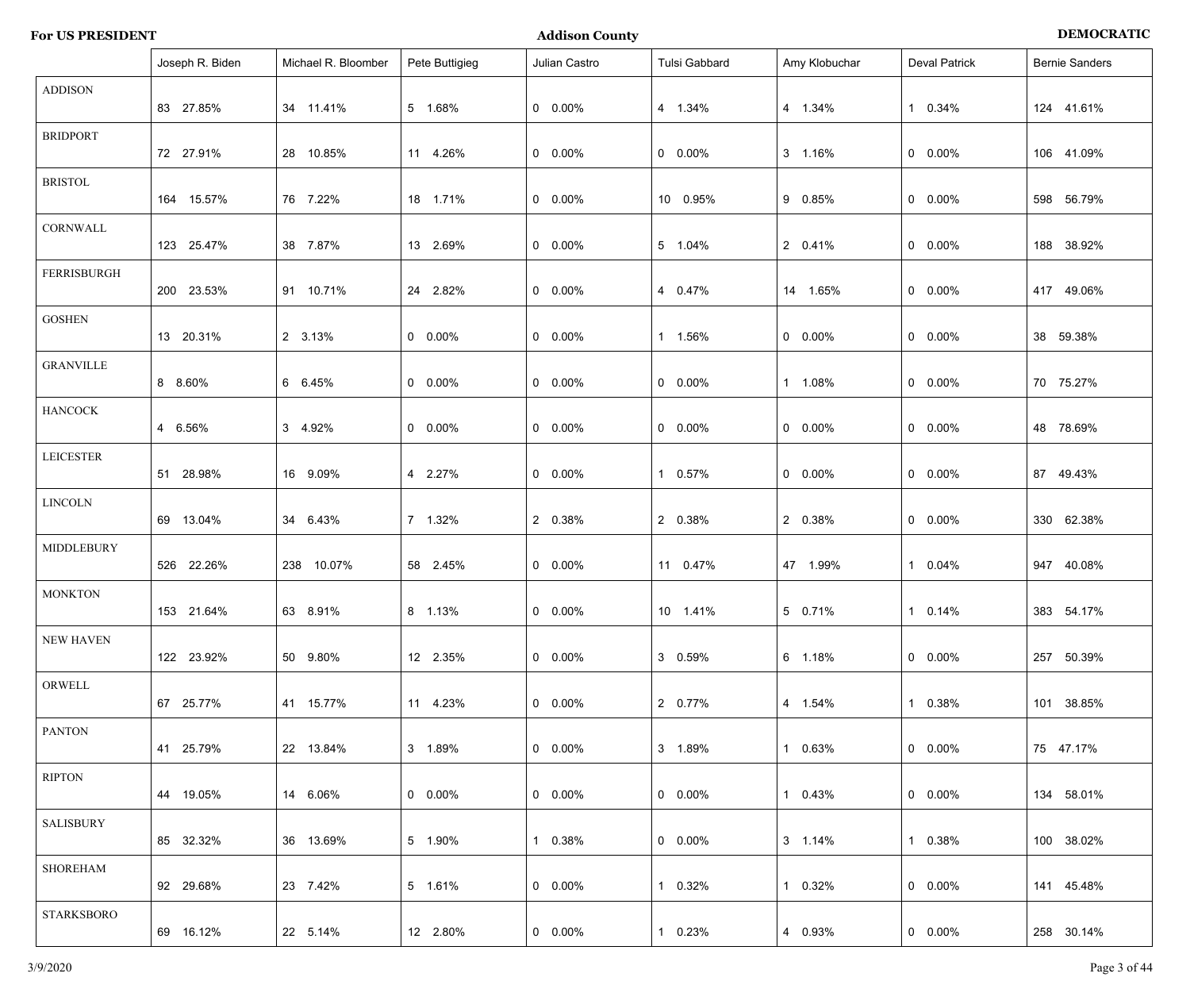**For US PRESIDENT** **Addison County** **DEMOCRATIC**

| | Joseph R. Biden | Michael R. Bloomber | Pete Buttigieg | Julian Castro | Tulsi Gabbard | Amy Klobuchar | Deval Patrick | Bernie Sanders |
|---|---|---|---|---|---|---|---|---|
| ADDISON | 83 27.85% | 34 11.41% | 5 1.68% | 0 0.00% | 4 1.34% | 4 1.34% | 1 0.34% | 124 41.61% |
| BRIDPORT | 72 27.91% | 28 10.85% | 11 4.26% | 0 0.00% | 0 0.00% | 3 1.16% | 0 0.00% | 106 41.09% |
| BRISTOL | 164 15.57% | 76 7.22% | 18 1.71% | 0 0.00% | 10 0.95% | 9 0.85% | 0 0.00% | 598 56.79% |
| CORNWALL | 123 25.47% | 38 7.87% | 13 2.69% | 0 0.00% | 5 1.04% | 2 0.41% | 0 0.00% | 188 38.92% |
| FERRISBURGH | 200 23.53% | 91 10.71% | 24 2.82% | 0 0.00% | 4 0.47% | 14 1.65% | 0 0.00% | 417 49.06% |
| GOSHEN | 13 20.31% | 2 3.13% | 0 0.00% | 0 0.00% | 1 1.56% | 0 0.00% | 0 0.00% | 38 59.38% |
| GRANVILLE | 8 8.60% | 6 6.45% | 0 0.00% | 0 0.00% | 0 0.00% | 1 1.08% | 0 0.00% | 70 75.27% |
| HANCOCK | 4 6.56% | 3 4.92% | 0 0.00% | 0 0.00% | 0 0.00% | 0 0.00% | 0 0.00% | 48 78.69% |
| LEICESTER | 51 28.98% | 16 9.09% | 4 2.27% | 0 0.00% | 1 0.57% | 0 0.00% | 0 0.00% | 87 49.43% |
| LINCOLN | 69 13.04% | 34 6.43% | 7 1.32% | 2 0.38% | 2 0.38% | 2 0.38% | 0 0.00% | 330 62.38% |
| MIDDLEBURY | 526 22.26% | 238 10.07% | 58 2.45% | 0 0.00% | 11 0.47% | 47 1.99% | 1 0.04% | 947 40.08% |
| MONKTON | 153 21.64% | 63 8.91% | 8 1.13% | 0 0.00% | 10 1.41% | 5 0.71% | 1 0.14% | 383 54.17% |
| NEW HAVEN | 122 23.92% | 50 9.80% | 12 2.35% | 0 0.00% | 3 0.59% | 6 1.18% | 0 0.00% | 257 50.39% |
| ORWELL | 67 25.77% | 41 15.77% | 11 4.23% | 0 0.00% | 2 0.77% | 4 1.54% | 1 0.38% | 101 38.85% |
| PANTON | 41 25.79% | 22 13.84% | 3 1.89% | 0 0.00% | 3 1.89% | 1 0.63% | 0 0.00% | 75 47.17% |
| RIPTON | 44 19.05% | 14 6.06% | 0 0.00% | 0 0.00% | 0 0.00% | 1 0.43% | 0 0.00% | 134 58.01% |
| SALISBURY | 85 32.32% | 36 13.69% | 5 1.90% | 1 0.38% | 0 0.00% | 3 1.14% | 1 0.38% | 100 38.02% |
| SHOREHAM | 92 29.68% | 23 7.42% | 5 1.61% | 0 0.00% | 1 0.32% | 1 0.32% | 0 0.00% | 141 45.48% |
| STARKSBORO | 69 16.12% | 22 5.14% | 12 2.80% | 0 0.00% | 1 0.23% | 4 0.93% | 0 0.00% | 258 30.14% |

3/9/2020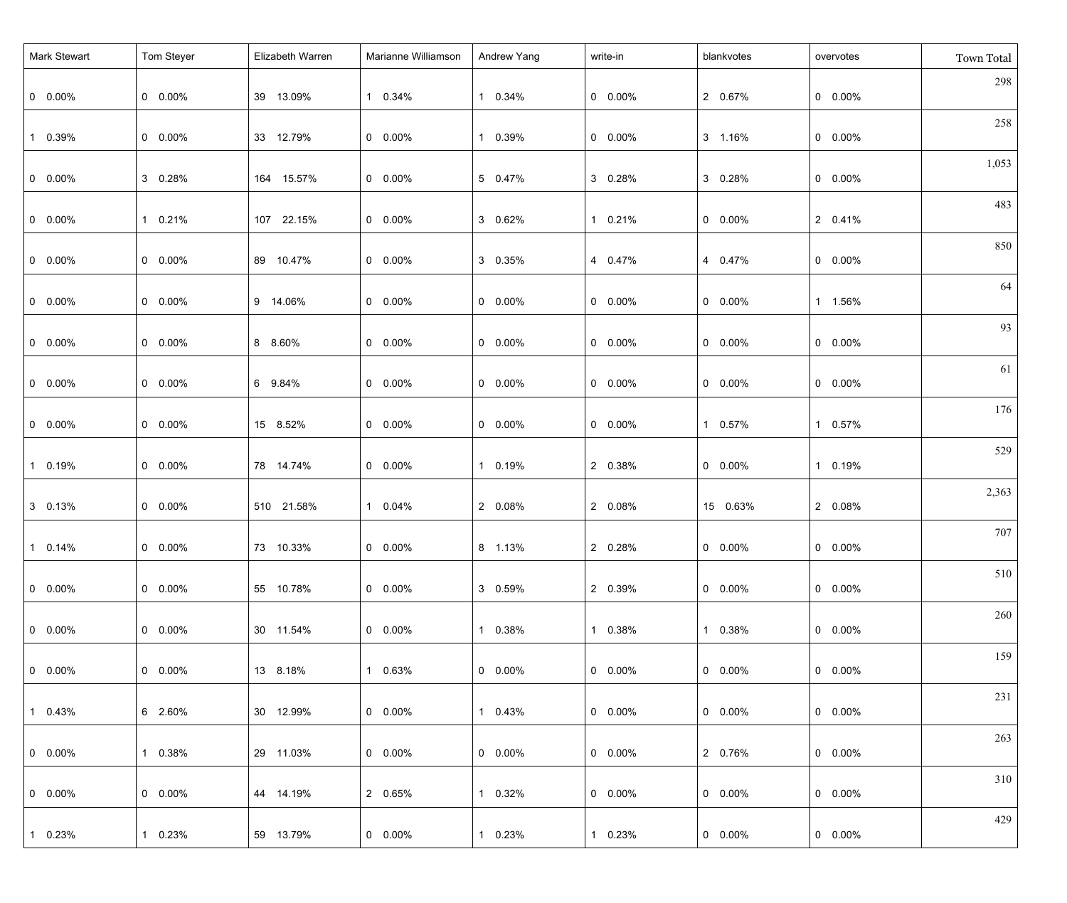| Mark Stewart | Tom Steyer | Elizabeth Warren | Marianne Williamson | Andrew Yang | write-in | blankvotes | overvotes | Town Total |
|---|---|---|---|---|---|---|---|---|
| 0 0.00% | 0 0.00% | 39 13.09% | 1 0.34% | 1 0.34% | 0 0.00% | 2 0.67% | 0 0.00% | 298 |
| 1 0.39% | 0 0.00% | 33 12.79% | 0 0.00% | 1 0.39% | 0 0.00% | 3 1.16% | 0 0.00% | 258 |
| 0 0.00% | 3 0.28% | 164 15.57% | 0 0.00% | 5 0.47% | 3 0.28% | 3 0.28% | 0 0.00% | 1,053 |
| 0 0.00% | 1 0.21% | 107 22.15% | 0 0.00% | 3 0.62% | 1 0.21% | 0 0.00% | 2 0.41% | 483 |
| 0 0.00% | 0 0.00% | 89 10.47% | 0 0.00% | 3 0.35% | 4 0.47% | 4 0.47% | 0 0.00% | 850 |
| 0 0.00% | 0 0.00% | 9 14.06% | 0 0.00% | 0 0.00% | 0 0.00% | 0 0.00% | 1 1.56% | 64 |
| 0 0.00% | 0 0.00% | 8 8.60% | 0 0.00% | 0 0.00% | 0 0.00% | 0 0.00% | 0 0.00% | 93 |
| 0 0.00% | 0 0.00% | 6 9.84% | 0 0.00% | 0 0.00% | 0 0.00% | 0 0.00% | 0 0.00% | 61 |
| 0 0.00% | 0 0.00% | 15 8.52% | 0 0.00% | 0 0.00% | 0 0.00% | 1 0.57% | 1 0.57% | 176 |
| 1 0.19% | 0 0.00% | 78 14.74% | 0 0.00% | 1 0.19% | 2 0.38% | 0 0.00% | 1 0.19% | 529 |
| 3 0.13% | 0 0.00% | 510 21.58% | 1 0.04% | 2 0.08% | 2 0.08% | 15 0.63% | 2 0.08% | 2,363 |
| 1 0.14% | 0 0.00% | 73 10.33% | 0 0.00% | 8 1.13% | 2 0.28% | 0 0.00% | 0 0.00% | 707 |
| 0 0.00% | 0 0.00% | 55 10.78% | 0 0.00% | 3 0.59% | 2 0.39% | 0 0.00% | 0 0.00% | 510 |
| 0 0.00% | 0 0.00% | 30 11.54% | 0 0.00% | 1 0.38% | 1 0.38% | 1 0.38% | 0 0.00% | 260 |
| 0 0.00% | 0 0.00% | 13 8.18% | 1 0.63% | 0 0.00% | 0 0.00% | 0 0.00% | 0 0.00% | 159 |
| 1 0.43% | 6 2.60% | 30 12.99% | 0 0.00% | 1 0.43% | 0 0.00% | 0 0.00% | 0 0.00% | 231 |
| 0 0.00% | 1 0.38% | 29 11.03% | 0 0.00% | 0 0.00% | 0 0.00% | 2 0.76% | 0 0.00% | 263 |
| 0 0.00% | 0 0.00% | 44 14.19% | 2 0.65% | 1 0.32% | 0 0.00% | 0 0.00% | 0 0.00% | 310 |
| 1 0.23% | 1 0.23% | 59 13.79% | 0 0.00% | 1 0.23% | 1 0.23% | 0 0.00% | 0 0.00% | 429 |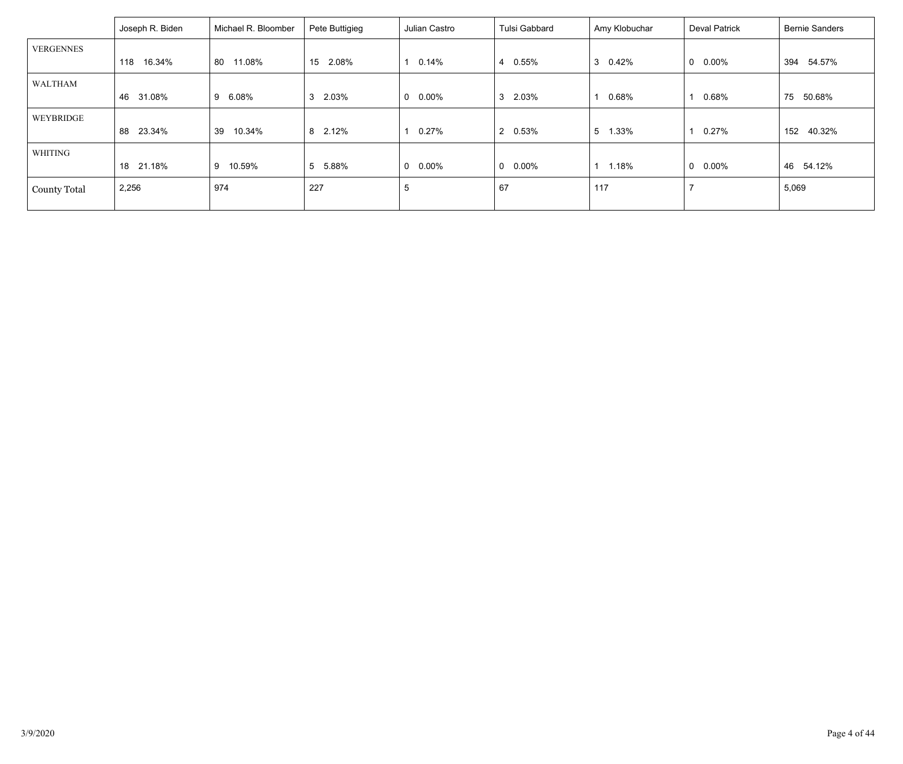| | Joseph R. Biden | Michael R. Bloomber | Pete Buttigieg | Julian Castro | Tulsi Gabbard | Amy Klobuchar | Deval Patrick | Bernie Sanders |
|---|---|---|---|---|---|---|---|---|
| VERGENNES | 118 16.34% | 80 11.08% | 15 2.08% | 1 0.14% | 4 0.55% | 3 0.42% | 0 0.00% | 394 54.57% |
| WALTHAM | 46 31.08% | 9 6.08% | 3 2.03% | 0 0.00% | 3 2.03% | 1 0.68% | 1 0.68% | 75 50.68% |
| WEYBRIDGE | 88 23.34% | 39 10.34% | 8 2.12% | 1 0.27% | 2 0.53% | 5 1.33% | 1 0.27% | 152 40.32% |
| WHITING | 18 21.18% | 9 10.59% | 5 5.88% | 0 0.00% | 0 0.00% | 1 1.18% | 0 0.00% | 46 54.12% |
| County Total | 2,256 | 974 | 227 | 5 | 67 | 117 | 7 | 5,069 |

3/9/2020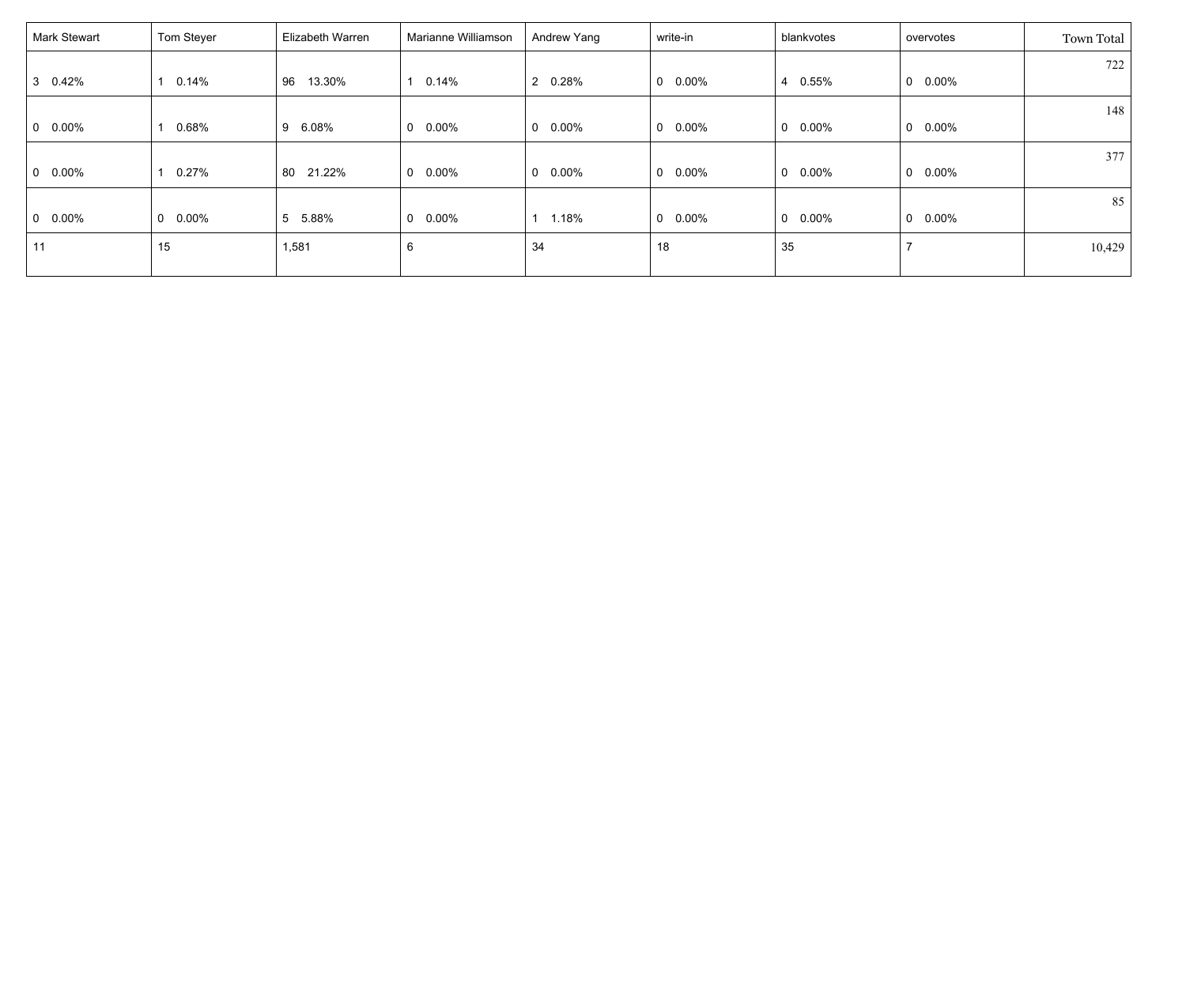| Mark Stewart | Tom Steyer | Elizabeth Warren | Marianne Williamson | Andrew Yang | write-in | blankvotes | overvotes | Town Total |
|---|---|---|---|---|---|---|---|---|
| 3 0.42% | 1 0.14% | 96 13.30% | 1 0.14% | 2 0.28% | 0 0.00% | 4 0.55% | 0 0.00% | 722 |
| 0 0.00% | 1 0.68% | 9 6.08% | 0 0.00% | 0 0.00% | 0 0.00% | 0 0.00% | 0 0.00% | 148 |
| 0 0.00% | 1 0.27% | 80 21.22% | 0 0.00% | 0 0.00% | 0 0.00% | 0 0.00% | 0 0.00% | 377 |
| 0 0.00% | 0 0.00% | 5 5.88% | 0 0.00% | 1 1.18% | 0 0.00% | 0 0.00% | 0 0.00% | 85 |
| 11 | 15 | 1,581 | 6 | 34 | 18 | 35 | 7 | 10,429 |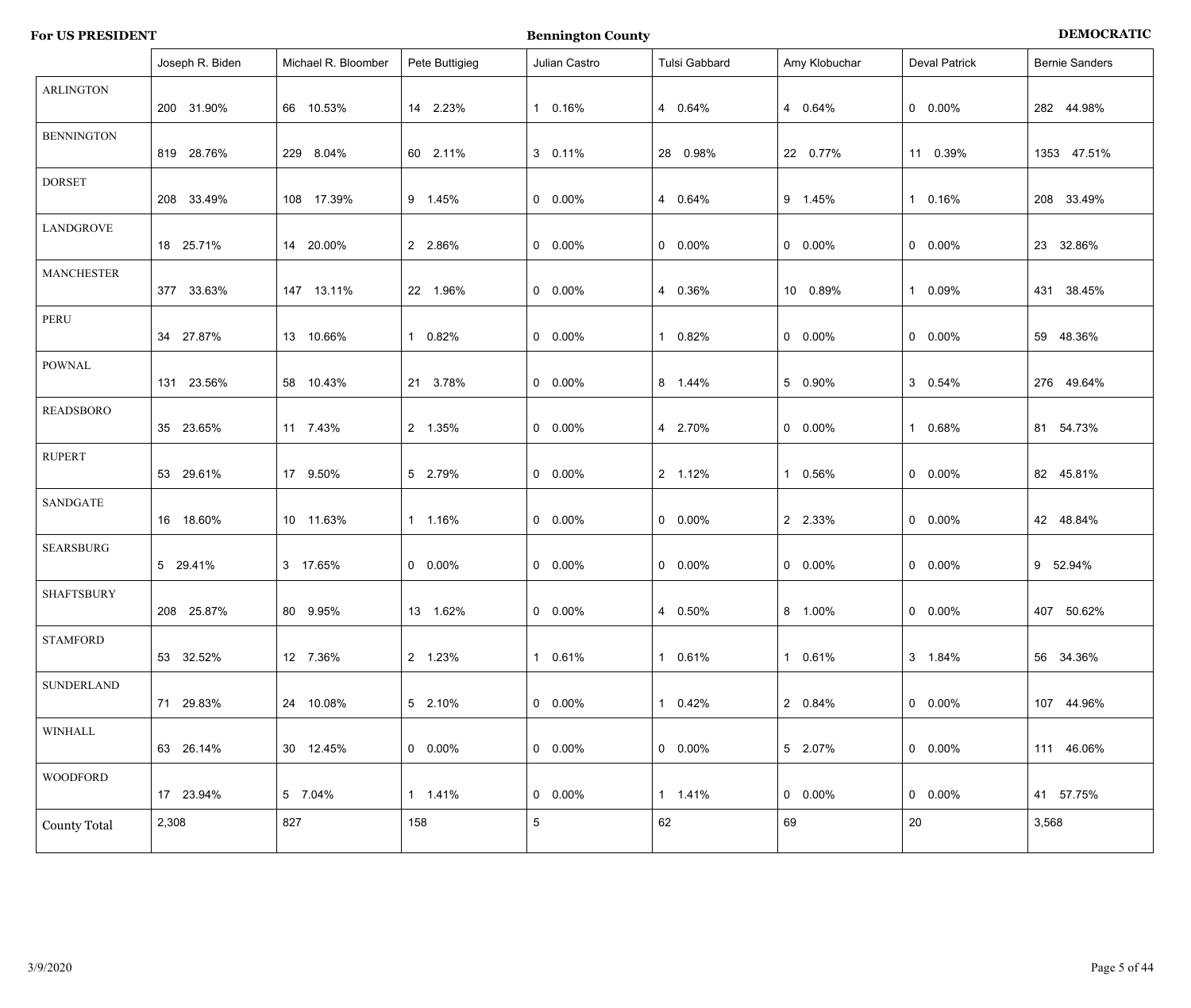**For US PRESIDENT** | **Bennington County** | **DEMOCRATIC**

| | Joseph R. Biden | Michael R. Bloomber | Pete Buttigieg | Julian Castro | Tulsi Gabbard | Amy Klobuchar | Deval Patrick | Bernie Sanders |
|---|---|---|---|---|---|---|---|---|
| ARLINGTON | 200 31.90% | 66 10.53% | 14 2.23% | 1 0.16% | 4 0.64% | 4 0.64% | 0 0.00% | 282 44.98% |
| BENNINGTON | 819 28.76% | 229 8.04% | 60 2.11% | 3 0.11% | 28 0.98% | 22 0.77% | 11 0.39% | 1353 47.51% |
| DORSET | 208 33.49% | 108 17.39% | 9 1.45% | 0 0.00% | 4 0.64% | 9 1.45% | 1 0.16% | 208 33.49% |
| LANDGROVE | 18 25.71% | 14 20.00% | 2 2.86% | 0 0.00% | 0 0.00% | 0 0.00% | 0 0.00% | 23 32.86% |
| MANCHESTER | 377 33.63% | 147 13.11% | 22 1.96% | 0 0.00% | 4 0.36% | 10 0.89% | 1 0.09% | 431 38.45% |
| PERU | 34 27.87% | 13 10.66% | 1 0.82% | 0 0.00% | 1 0.82% | 0 0.00% | 0 0.00% | 59 48.36% |
| POWNAL | 131 23.56% | 58 10.43% | 21 3.78% | 0 0.00% | 8 1.44% | 5 0.90% | 3 0.54% | 276 49.64% |
| READSBORO | 35 23.65% | 11 7.43% | 2 1.35% | 0 0.00% | 4 2.70% | 0 0.00% | 1 0.68% | 81 54.73% |
| RUPERT | 53 29.61% | 17 9.50% | 5 2.79% | 0 0.00% | 2 1.12% | 1 0.56% | 0 0.00% | 82 45.81% |
| SANDGATE | 16 18.60% | 10 11.63% | 1 1.16% | 0 0.00% | 0 0.00% | 2 2.33% | 0 0.00% | 42 48.84% |
| SEARSBURG | 5 29.41% | 3 17.65% | 0 0.00% | 0 0.00% | 0 0.00% | 0 0.00% | 0 0.00% | 9 52.94% |
| SHAFTSBURY | 208 25.87% | 80 9.95% | 13 1.62% | 0 0.00% | 4 0.50% | 8 1.00% | 0 0.00% | 407 50.62% |
| STAMFORD | 53 32.52% | 12 7.36% | 2 1.23% | 1 0.61% | 1 0.61% | 1 0.61% | 3 1.84% | 56 34.36% |
| SUNDERLAND | 71 29.83% | 24 10.08% | 5 2.10% | 0 0.00% | 1 0.42% | 2 0.84% | 0 0.00% | 107 44.96% |
| WINHALL | 63 26.14% | 30 12.45% | 0 0.00% | 0 0.00% | 0 0.00% | 5 2.07% | 0 0.00% | 111 46.06% |
| WOODFORD | 17 23.94% | 5 7.04% | 1 1.41% | 0 0.00% | 1 1.41% | 0 0.00% | 0 0.00% | 41 57.75% |
| County Total | 2,308 | 827 | 158 | 5 | 62 | 69 | 20 | 3,568 |

3/9/2020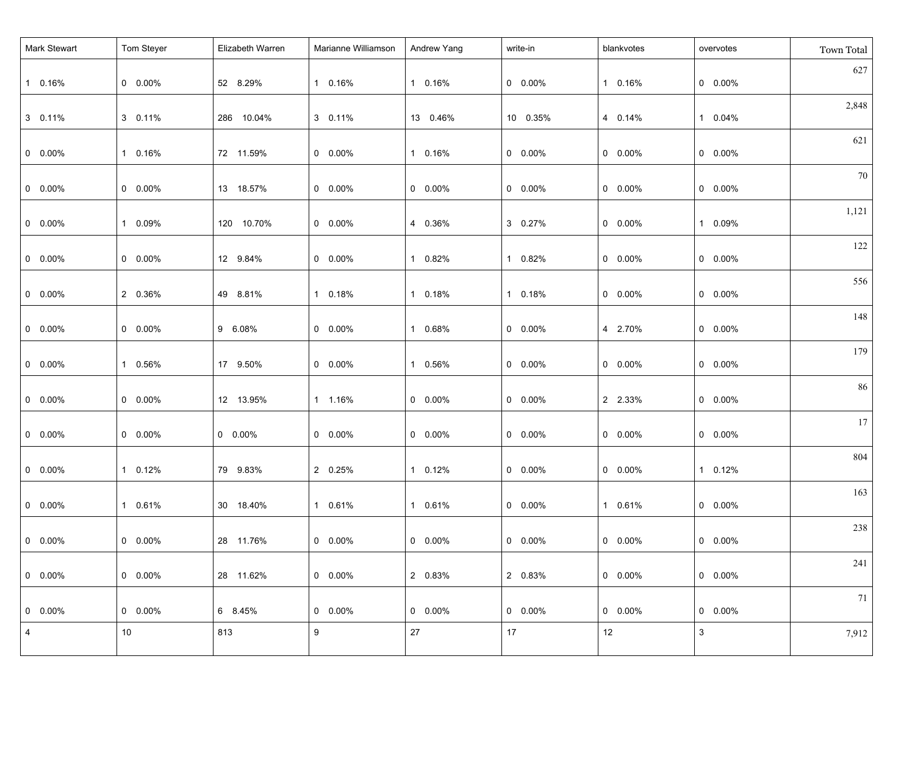| Mark Stewart | Tom Steyer | Elizabeth Warren | Marianne Williamson | Andrew Yang | write-in | blankvotes | overvotes | Town Total |
|---|---|---|---|---|---|---|---|---|
| 1 0.16% | 0 0.00% | 52 8.29% | 1 0.16% | 1 0.16% | 0 0.00% | 1 0.16% | 0 0.00% | 627 |
| 3 0.11% | 3 0.11% | 286 10.04% | 3 0.11% | 13 0.46% | 10 0.35% | 4 0.14% | 1 0.04% | 2,848 |
| 0 0.00% | 1 0.16% | 72 11.59% | 0 0.00% | 1 0.16% | 0 0.00% | 0 0.00% | 0 0.00% | 621 |
| 0 0.00% | 0 0.00% | 13 18.57% | 0 0.00% | 0 0.00% | 0 0.00% | 0 0.00% | 0 0.00% | 70 |
| 0 0.00% | 1 0.09% | 120 10.70% | 0 0.00% | 4 0.36% | 3 0.27% | 0 0.00% | 1 0.09% | 1,121 |
| 0 0.00% | 0 0.00% | 12 9.84% | 0 0.00% | 1 0.82% | 1 0.82% | 0 0.00% | 0 0.00% | 122 |
| 0 0.00% | 2 0.36% | 49 8.81% | 1 0.18% | 1 0.18% | 1 0.18% | 0 0.00% | 0 0.00% | 556 |
| 0 0.00% | 0 0.00% | 9 6.08% | 0 0.00% | 1 0.68% | 0 0.00% | 4 2.70% | 0 0.00% | 148 |
| 0 0.00% | 1 0.56% | 17 9.50% | 0 0.00% | 1 0.56% | 0 0.00% | 0 0.00% | 0 0.00% | 179 |
| 0 0.00% | 0 0.00% | 12 13.95% | 1 1.16% | 0 0.00% | 0 0.00% | 2 2.33% | 0 0.00% | 86 |
| 0 0.00% | 0 0.00% | 0 0.00% | 0 0.00% | 0 0.00% | 0 0.00% | 0 0.00% | 0 0.00% | 17 |
| 0 0.00% | 1 0.12% | 79 9.83% | 2 0.25% | 1 0.12% | 0 0.00% | 0 0.00% | 1 0.12% | 804 |
| 0 0.00% | 1 0.61% | 30 18.40% | 1 0.61% | 1 0.61% | 0 0.00% | 1 0.61% | 0 0.00% | 163 |
| 0 0.00% | 0 0.00% | 28 11.76% | 0 0.00% | 0 0.00% | 0 0.00% | 0 0.00% | 0 0.00% | 238 |
| 0 0.00% | 0 0.00% | 28 11.62% | 0 0.00% | 2 0.83% | 2 0.83% | 0 0.00% | 0 0.00% | 241 |
| 0 0.00% | 0 0.00% | 6 8.45% | 0 0.00% | 0 0.00% | 0 0.00% | 0 0.00% | 0 0.00% | 71 |
| 4 | 10 | 813 | 9 | 27 | 17 | 12 | 3 | 7,912 |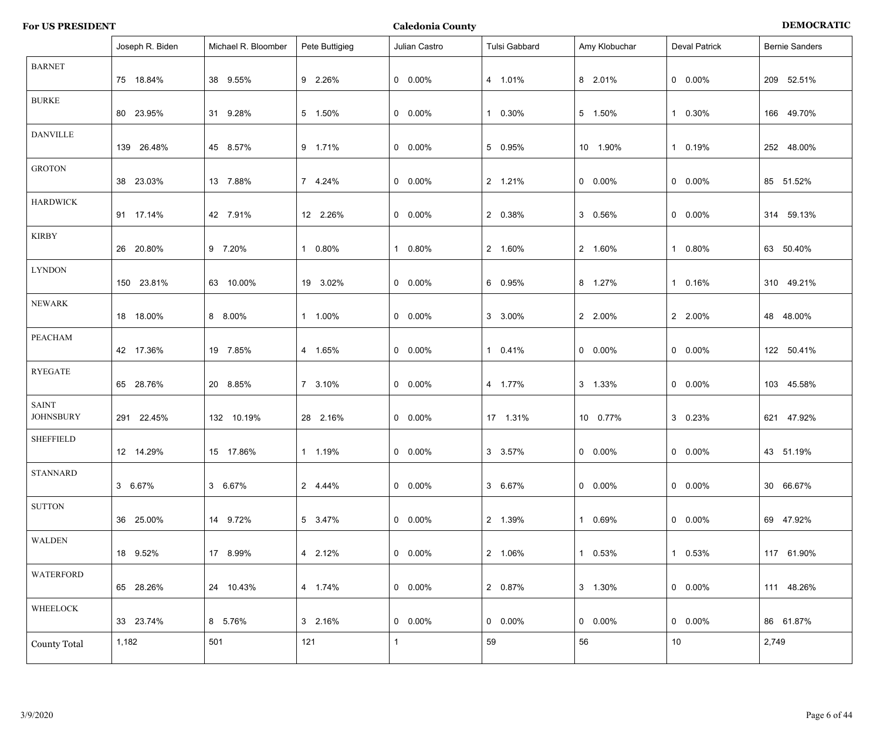**For US PRESIDENT** | **Caledonia County** | **DEMOCRATIC**

| | Joseph R. Biden | Michael R. Bloomber | Pete Buttigieg | Julian Castro | Tulsi Gabbard | Amy Klobuchar | Deval Patrick | Bernie Sanders |
|---|---|---|---|---|---|---|---|---|
| BARNET | 75 18.84% | 38 9.55% | 9 2.26% | 0 0.00% | 4 1.01% | 8 2.01% | 0 0.00% | 209 52.51% |
| BURKE | 80 23.95% | 31 9.28% | 5 1.50% | 0 0.00% | 1 0.30% | 5 1.50% | 1 0.30% | 166 49.70% |
| DANVILLE | 139 26.48% | 45 8.57% | 9 1.71% | 0 0.00% | 5 0.95% | 10 1.90% | 1 0.19% | 252 48.00% |
| GROTON | 38 23.03% | 13 7.88% | 7 4.24% | 0 0.00% | 2 1.21% | 0 0.00% | 0 0.00% | 85 51.52% |
| HARDWICK | 91 17.14% | 42 7.91% | 12 2.26% | 0 0.00% | 2 0.38% | 3 0.56% | 0 0.00% | 314 59.13% |
| KIRBY | 26 20.80% | 9 7.20% | 1 0.80% | 1 0.80% | 2 1.60% | 2 1.60% | 1 0.80% | 63 50.40% |
| LYNDON | 150 23.81% | 63 10.00% | 19 3.02% | 0 0.00% | 6 0.95% | 8 1.27% | 1 0.16% | 310 49.21% |
| NEWARK | 18 18.00% | 8 8.00% | 1 1.00% | 0 0.00% | 3 3.00% | 2 2.00% | 2 2.00% | 48 48.00% |
| PEACHAM | 42 17.36% | 19 7.85% | 4 1.65% | 0 0.00% | 1 0.41% | 0 0.00% | 0 0.00% | 122 50.41% |
| RYEGATE | 65 28.76% | 20 8.85% | 7 3.10% | 0 0.00% | 4 1.77% | 3 1.33% | 0 0.00% | 103 45.58% |
| SAINT JOHNSBURY | 291 22.45% | 132 10.19% | 28 2.16% | 0 0.00% | 17 1.31% | 10 0.77% | 3 0.23% | 621 47.92% |
| SHEFFIELD | 12 14.29% | 15 17.86% | 1 1.19% | 0 0.00% | 3 3.57% | 0 0.00% | 0 0.00% | 43 51.19% |
| STANNARD | 3 6.67% | 3 6.67% | 2 4.44% | 0 0.00% | 3 6.67% | 0 0.00% | 0 0.00% | 30 66.67% |
| SUTTON | 36 25.00% | 14 9.72% | 5 3.47% | 0 0.00% | 2 1.39% | 1 0.69% | 0 0.00% | 69 47.92% |
| WALDEN | 18 9.52% | 17 8.99% | 4 2.12% | 0 0.00% | 2 1.06% | 1 0.53% | 1 0.53% | 117 61.90% |
| WATERFORD | 65 28.26% | 24 10.43% | 4 1.74% | 0 0.00% | 2 0.87% | 3 1.30% | 0 0.00% | 111 48.26% |
| WHEELOCK | 33 23.74% | 8 5.76% | 3 2.16% | 0 0.00% | 0 0.00% | 0 0.00% | 0 0.00% | 86 61.87% |
| County Total | 1,182 | 501 | 121 | 1 | 59 | 56 | 10 | 2,749 |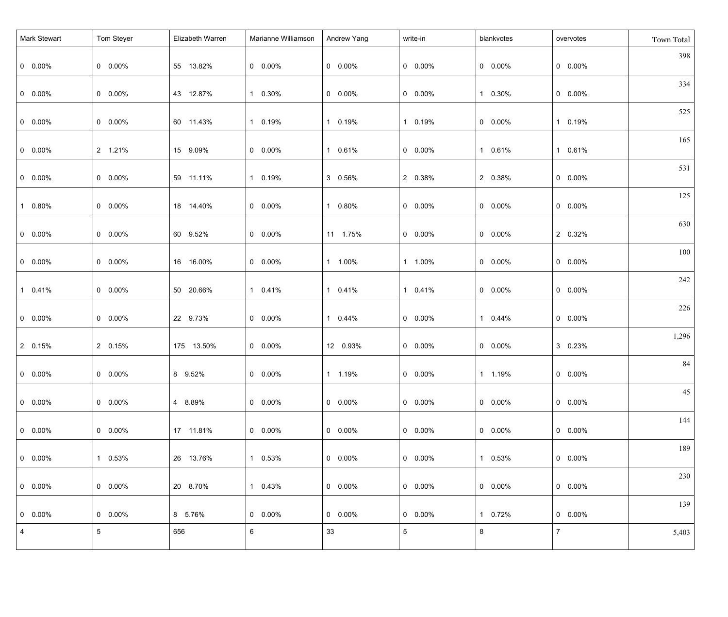| Mark Stewart | Tom Steyer | Elizabeth Warren | Marianne Williamson | Andrew Yang | write-in | blankvotes | overvotes | Town Total |
|---|---|---|---|---|---|---|---|---|
| 0 0.00% | 0 0.00% | 55 13.82% | 0 0.00% | 0 0.00% | 0 0.00% | 0 0.00% | 0 0.00% | 398 |
| 0 0.00% | 0 0.00% | 43 12.87% | 1 0.30% | 0 0.00% | 0 0.00% | 1 0.30% | 0 0.00% | 334 |
| 0 0.00% | 0 0.00% | 60 11.43% | 1 0.19% | 1 0.19% | 1 0.19% | 0 0.00% | 1 0.19% | 525 |
| 0 0.00% | 2 1.21% | 15 9.09% | 0 0.00% | 1 0.61% | 0 0.00% | 1 0.61% | 1 0.61% | 165 |
| 0 0.00% | 0 0.00% | 59 11.11% | 1 0.19% | 3 0.56% | 2 0.38% | 2 0.38% | 0 0.00% | 531 |
| 1 0.80% | 0 0.00% | 18 14.40% | 0 0.00% | 1 0.80% | 0 0.00% | 0 0.00% | 0 0.00% | 125 |
| 0 0.00% | 0 0.00% | 60 9.52% | 0 0.00% | 11 1.75% | 0 0.00% | 0 0.00% | 2 0.32% | 630 |
| 0 0.00% | 0 0.00% | 16 16.00% | 0 0.00% | 1 1.00% | 1 1.00% | 0 0.00% | 0 0.00% | 100 |
| 1 0.41% | 0 0.00% | 50 20.66% | 1 0.41% | 1 0.41% | 1 0.41% | 0 0.00% | 0 0.00% | 242 |
| 0 0.00% | 0 0.00% | 22 9.73% | 0 0.00% | 1 0.44% | 0 0.00% | 1 0.44% | 0 0.00% | 226 |
| 2 0.15% | 2 0.15% | 175 13.50% | 0 0.00% | 12 0.93% | 0 0.00% | 0 0.00% | 3 0.23% | 1,296 |
| 0 0.00% | 0 0.00% | 8 9.52% | 0 0.00% | 1 1.19% | 0 0.00% | 1 1.19% | 0 0.00% | 84 |
| 0 0.00% | 0 0.00% | 4 8.89% | 0 0.00% | 0 0.00% | 0 0.00% | 0 0.00% | 0 0.00% | 45 |
| 0 0.00% | 0 0.00% | 17 11.81% | 0 0.00% | 0 0.00% | 0 0.00% | 0 0.00% | 0 0.00% | 144 |
| 0 0.00% | 1 0.53% | 26 13.76% | 1 0.53% | 0 0.00% | 0 0.00% | 1 0.53% | 0 0.00% | 189 |
| 0 0.00% | 0 0.00% | 20 8.70% | 1 0.43% | 0 0.00% | 0 0.00% | 0 0.00% | 0 0.00% | 230 |
| 0 0.00% | 0 0.00% | 8 5.76% | 0 0.00% | 0 0.00% | 0 0.00% | 1 0.72% | 0 0.00% | 139 |
| 4 | 5 | 656 | 6 | 33 | 5 | 8 | 7 | 5,403 |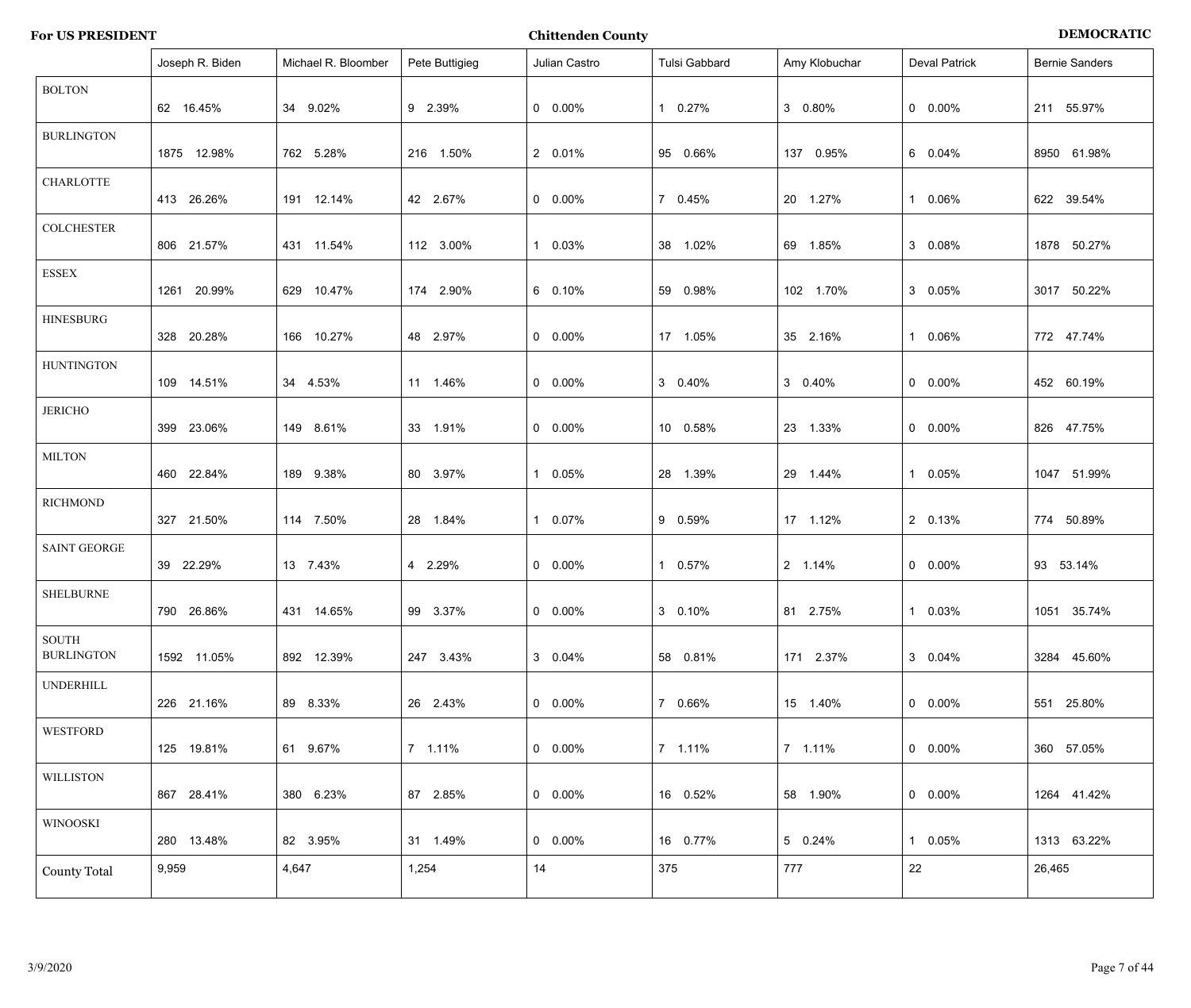**For US PRESIDENT** **Chittenden County** **DEMOCRATIC**

| | Joseph R. Biden | Michael R. Bloomber | Pete Buttigieg | Julian Castro | Tulsi Gabbard | Amy Klobuchar | Deval Patrick | Bernie Sanders |
|---|---|---|---|---|---|---|---|---|
| BOLTON | 62 16.45% | 34 9.02% | 9 2.39% | 0 0.00% | 1 0.27% | 3 0.80% | 0 0.00% | 211 55.97% |
| BURLINGTON | 1875 12.98% | 762 5.28% | 216 1.50% | 2 0.01% | 95 0.66% | 137 0.95% | 6 0.04% | 8950 61.98% |
| CHARLOTTE | 413 26.26% | 191 12.14% | 42 2.67% | 0 0.00% | 7 0.45% | 20 1.27% | 1 0.06% | 622 39.54% |
| COLCHESTER | 806 21.57% | 431 11.54% | 112 3.00% | 1 0.03% | 38 1.02% | 69 1.85% | 3 0.08% | 1878 50.27% |
| ESSEX | 1261 20.99% | 629 10.47% | 174 2.90% | 6 0.10% | 59 0.98% | 102 1.70% | 3 0.05% | 3017 50.22% |
| HINESBURG | 328 20.28% | 166 10.27% | 48 2.97% | 0 0.00% | 17 1.05% | 35 2.16% | 1 0.06% | 772 47.74% |
| HUNTINGTON | 109 14.51% | 34 4.53% | 11 1.46% | 0 0.00% | 3 0.40% | 3 0.40% | 0 0.00% | 452 60.19% |
| JERICHO | 399 23.06% | 149 8.61% | 33 1.91% | 0 0.00% | 10 0.58% | 23 1.33% | 0 0.00% | 826 47.75% |
| MILTON | 460 22.84% | 189 9.38% | 80 3.97% | 1 0.05% | 28 1.39% | 29 1.44% | 1 0.05% | 1047 51.99% |
| RICHMOND | 327 21.50% | 114 7.50% | 28 1.84% | 1 0.07% | 9 0.59% | 17 1.12% | 2 0.13% | 774 50.89% |
| SAINT GEORGE | 39 22.29% | 13 7.43% | 4 2.29% | 0 0.00% | 1 0.57% | 2 1.14% | 0 0.00% | 93 53.14% |
| SHELBURNE | 790 26.86% | 431 14.65% | 99 3.37% | 0 0.00% | 3 0.10% | 81 2.75% | 1 0.03% | 1051 35.74% |
| SOUTH BURLINGTON | 1592 11.05% | 892 12.39% | 247 3.43% | 3 0.04% | 58 0.81% | 171 2.37% | 3 0.04% | 3284 45.60% |
| UNDERHILL | 226 21.16% | 89 8.33% | 26 2.43% | 0 0.00% | 7 0.66% | 15 1.40% | 0 0.00% | 551 25.80% |
| WESTFORD | 125 19.81% | 61 9.67% | 7 1.11% | 0 0.00% | 7 1.11% | 7 1.11% | 0 0.00% | 360 57.05% |
| WILLISTON | 867 28.41% | 380 6.23% | 87 2.85% | 0 0.00% | 16 0.52% | 58 1.90% | 0 0.00% | 1264 41.42% |
| WINOOSKI | 280 13.48% | 82 3.95% | 31 1.49% | 0 0.00% | 16 0.77% | 5 0.24% | 1 0.05% | 1313 63.22% |
| County Total | 9,959 | 4,647 | 1,254 | 14 | 375 | 777 | 22 | 26,465 |

3/9/2020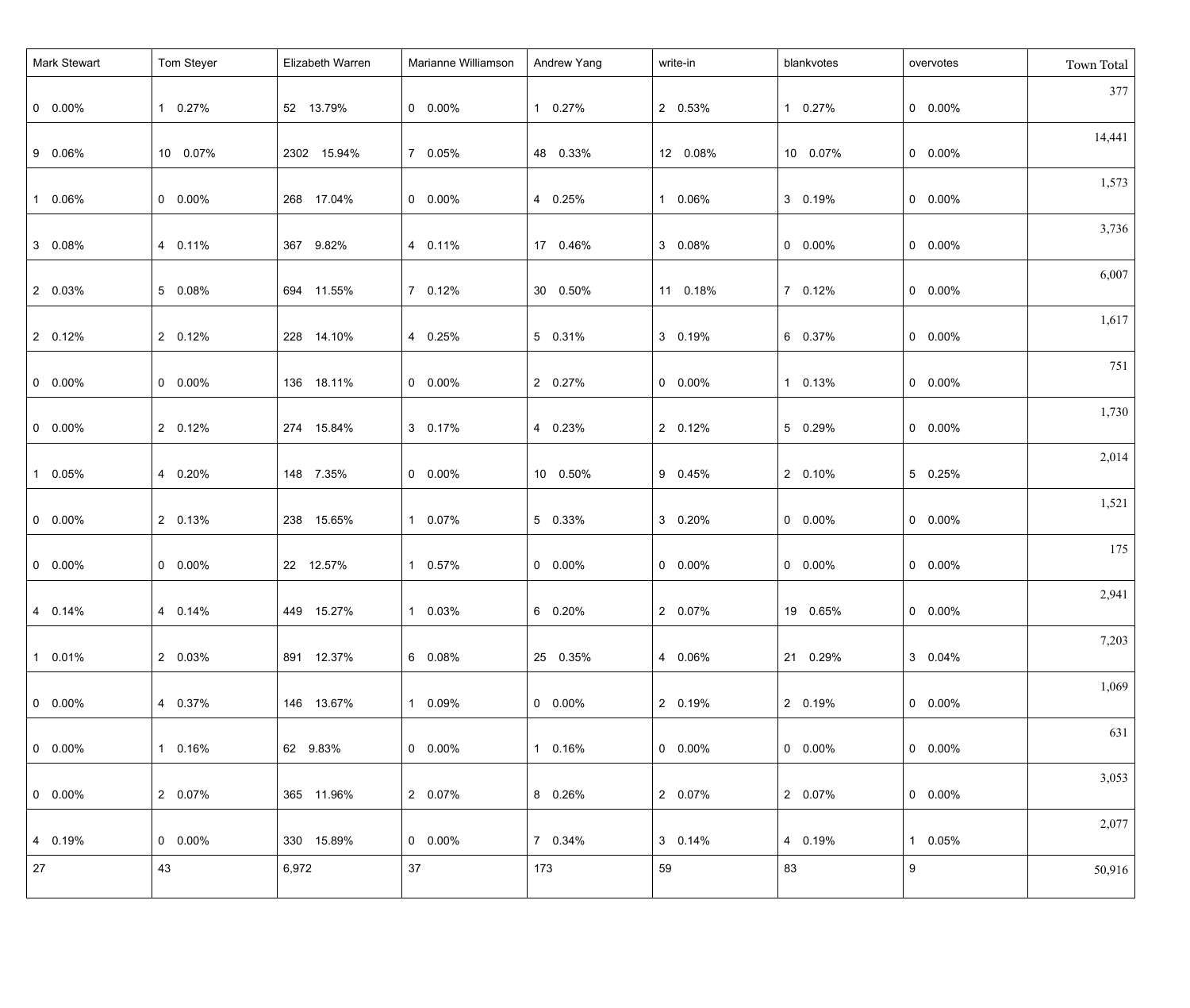| Mark Stewart | Tom Steyer | Elizabeth Warren | Marianne Williamson | Andrew Yang | write-in | blankvotes | overvotes | Town Total |
|---|---|---|---|---|---|---|---|---|
| 0 0.00% | 1 0.27% | 52 13.79% | 0 0.00% | 1 0.27% | 2 0.53% | 1 0.27% | 0 0.00% | 377 |
| 9 0.06% | 10 0.07% | 2302 15.94% | 7 0.05% | 48 0.33% | 12 0.08% | 10 0.07% | 0 0.00% | 14,441 |
| 1 0.06% | 0 0.00% | 268 17.04% | 0 0.00% | 4 0.25% | 1 0.06% | 3 0.19% | 0 0.00% | 1,573 |
| 3 0.08% | 4 0.11% | 367 9.82% | 4 0.11% | 17 0.46% | 3 0.08% | 0 0.00% | 0 0.00% | 3,736 |
| 2 0.03% | 5 0.08% | 694 11.55% | 7 0.12% | 30 0.50% | 11 0.18% | 7 0.12% | 0 0.00% | 6,007 |
| 2 0.12% | 2 0.12% | 228 14.10% | 4 0.25% | 5 0.31% | 3 0.19% | 6 0.37% | 0 0.00% | 1,617 |
| 0 0.00% | 0 0.00% | 136 18.11% | 0 0.00% | 2 0.27% | 0 0.00% | 1 0.13% | 0 0.00% | 751 |
| 0 0.00% | 2 0.12% | 274 15.84% | 3 0.17% | 4 0.23% | 2 0.12% | 5 0.29% | 0 0.00% | 1,730 |
| 1 0.05% | 4 0.20% | 148 7.35% | 0 0.00% | 10 0.50% | 9 0.45% | 2 0.10% | 5 0.25% | 2,014 |
| 0 0.00% | 2 0.13% | 238 15.65% | 1 0.07% | 5 0.33% | 3 0.20% | 0 0.00% | 0 0.00% | 1,521 |
| 0 0.00% | 0 0.00% | 22 12.57% | 1 0.57% | 0 0.00% | 0 0.00% | 0 0.00% | 0 0.00% | 175 |
| 4 0.14% | 4 0.14% | 449 15.27% | 1 0.03% | 6 0.20% | 2 0.07% | 19 0.65% | 0 0.00% | 2,941 |
| 1 0.01% | 2 0.03% | 891 12.37% | 6 0.08% | 25 0.35% | 4 0.06% | 21 0.29% | 3 0.04% | 7,203 |
| 0 0.00% | 4 0.37% | 146 13.67% | 1 0.09% | 0 0.00% | 2 0.19% | 2 0.19% | 0 0.00% | 1,069 |
| 0 0.00% | 1 0.16% | 62 9.83% | 0 0.00% | 1 0.16% | 0 0.00% | 0 0.00% | 0 0.00% | 631 |
| 0 0.00% | 2 0.07% | 365 11.96% | 2 0.07% | 8 0.26% | 2 0.07% | 2 0.07% | 0 0.00% | 3,053 |
| 4 0.19% | 0 0.00% | 330 15.89% | 0 0.00% | 7 0.34% | 3 0.14% | 4 0.19% | 1 0.05% | 2,077 |
| 27 | 43 | 6,972 | 37 | 173 | 59 | 83 | 9 | 50,916 |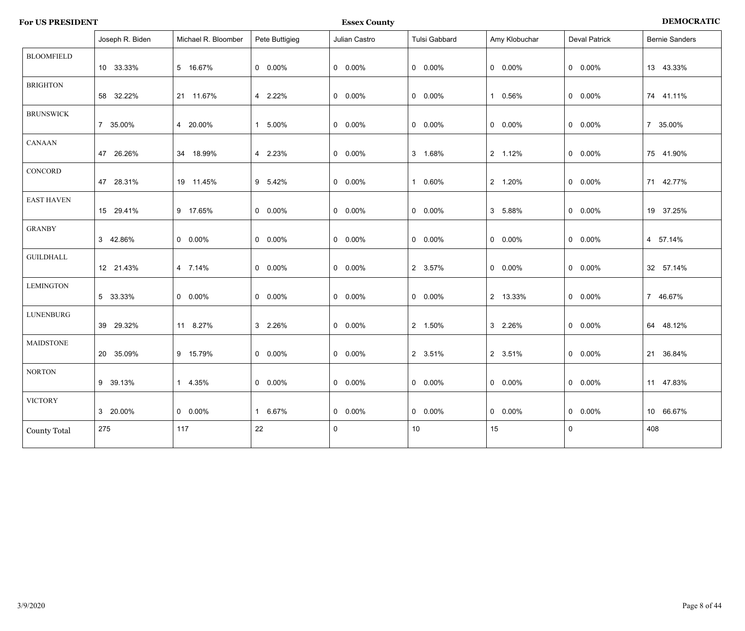**For US PRESIDENT** **Essex County** **DEMOCRATIC**

| | Joseph R. Biden | Michael R. Bloomber | Pete Buttigieg | Julian Castro | Tulsi Gabbard | Amy Klobuchar | Deval Patrick | Bernie Sanders |
|---|---|---|---|---|---|---|---|---|
| BLOOMFIELD | 10 33.33% | 5 16.67% | 0 0.00% | 0 0.00% | 0 0.00% | 0 0.00% | 0 0.00% | 13 43.33% |
| BRIGHTON | 58 32.22% | 21 11.67% | 4 2.22% | 0 0.00% | 0 0.00% | 1 0.56% | 0 0.00% | 74 41.11% |
| BRUNSWICK | 7 35.00% | 4 20.00% | 1 5.00% | 0 0.00% | 0 0.00% | 0 0.00% | 0 0.00% | 7 35.00% |
| CANAAN | 47 26.26% | 34 18.99% | 4 2.23% | 0 0.00% | 3 1.68% | 2 1.12% | 0 0.00% | 75 41.90% |
| CONCORD | 47 28.31% | 19 11.45% | 9 5.42% | 0 0.00% | 1 0.60% | 2 1.20% | 0 0.00% | 71 42.77% |
| EAST HAVEN | 15 29.41% | 9 17.65% | 0 0.00% | 0 0.00% | 0 0.00% | 3 5.88% | 0 0.00% | 19 37.25% |
| GRANBY | 3 42.86% | 0 0.00% | 0 0.00% | 0 0.00% | 0 0.00% | 0 0.00% | 0 0.00% | 4 57.14% |
| GUILDHALL | 12 21.43% | 4 7.14% | 0 0.00% | 0 0.00% | 2 3.57% | 0 0.00% | 0 0.00% | 32 57.14% |
| LEMINGTON | 5 33.33% | 0 0.00% | 0 0.00% | 0 0.00% | 0 0.00% | 2 13.33% | 0 0.00% | 7 46.67% |
| LUNENBURG | 39 29.32% | 11 8.27% | 3 2.26% | 0 0.00% | 2 1.50% | 3 2.26% | 0 0.00% | 64 48.12% |
| MAIDSTONE | 20 35.09% | 9 15.79% | 0 0.00% | 0 0.00% | 2 3.51% | 2 3.51% | 0 0.00% | 21 36.84% |
| NORTON | 9 39.13% | 1 4.35% | 0 0.00% | 0 0.00% | 0 0.00% | 0 0.00% | 0 0.00% | 11 47.83% |
| VICTORY | 3 20.00% | 0 0.00% | 1 6.67% | 0 0.00% | 0 0.00% | 0 0.00% | 0 0.00% | 10 66.67% |
| County Total | 275 | 117 | 22 | 0 | 10 | 15 | 0 | 408 |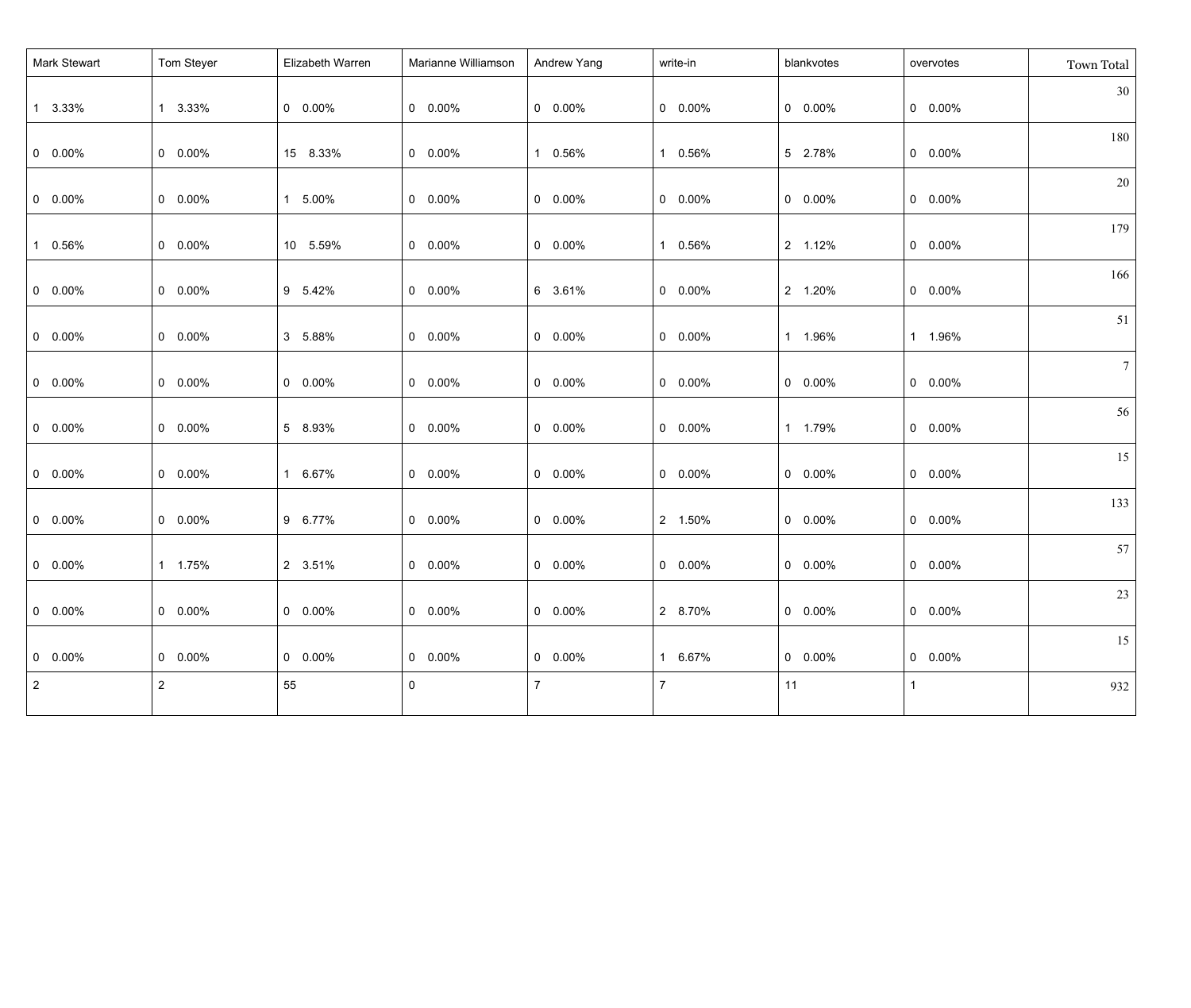| Mark Stewart | Tom Steyer | Elizabeth Warren | Marianne Williamson | Andrew Yang | write-in | blankvotes | overvotes | Town Total |
|---|---|---|---|---|---|---|---|---|
| 1 3.33% | 1 3.33% | 0 0.00% | 0 0.00% | 0 0.00% | 0 0.00% | 0 0.00% | 0 0.00% | 30 |
| 0 0.00% | 0 0.00% | 15 8.33% | 0 0.00% | 1 0.56% | 1 0.56% | 5 2.78% | 0 0.00% | 180 |
| 0 0.00% | 0 0.00% | 1 5.00% | 0 0.00% | 0 0.00% | 0 0.00% | 0 0.00% | 0 0.00% | 20 |
| 1 0.56% | 0 0.00% | 10 5.59% | 0 0.00% | 0 0.00% | 1 0.56% | 2 1.12% | 0 0.00% | 179 |
| 0 0.00% | 0 0.00% | 9 5.42% | 0 0.00% | 6 3.61% | 0 0.00% | 2 1.20% | 0 0.00% | 166 |
| 0 0.00% | 0 0.00% | 3 5.88% | 0 0.00% | 0 0.00% | 0 0.00% | 1 1.96% | 1 1.96% | 51 |
| 0 0.00% | 0 0.00% | 0 0.00% | 0 0.00% | 0 0.00% | 0 0.00% | 0 0.00% | 0 0.00% | 7 |
| 0 0.00% | 0 0.00% | 5 8.93% | 0 0.00% | 0 0.00% | 0 0.00% | 1 1.79% | 0 0.00% | 56 |
| 0 0.00% | 0 0.00% | 1 6.67% | 0 0.00% | 0 0.00% | 0 0.00% | 0 0.00% | 0 0.00% | 15 |
| 0 0.00% | 0 0.00% | 9 6.77% | 0 0.00% | 0 0.00% | 2 1.50% | 0 0.00% | 0 0.00% | 133 |
| 0 0.00% | 1 1.75% | 2 3.51% | 0 0.00% | 0 0.00% | 0 0.00% | 0 0.00% | 0 0.00% | 57 |
| 0 0.00% | 0 0.00% | 0 0.00% | 0 0.00% | 0 0.00% | 2 8.70% | 0 0.00% | 0 0.00% | 23 |
| 0 0.00% | 0 0.00% | 0 0.00% | 0 0.00% | 0 0.00% | 1 6.67% | 0 0.00% | 0 0.00% | 15 |
| 2 | 2 | 55 | 0 | 7 | 7 | 11 | 1 | 932 |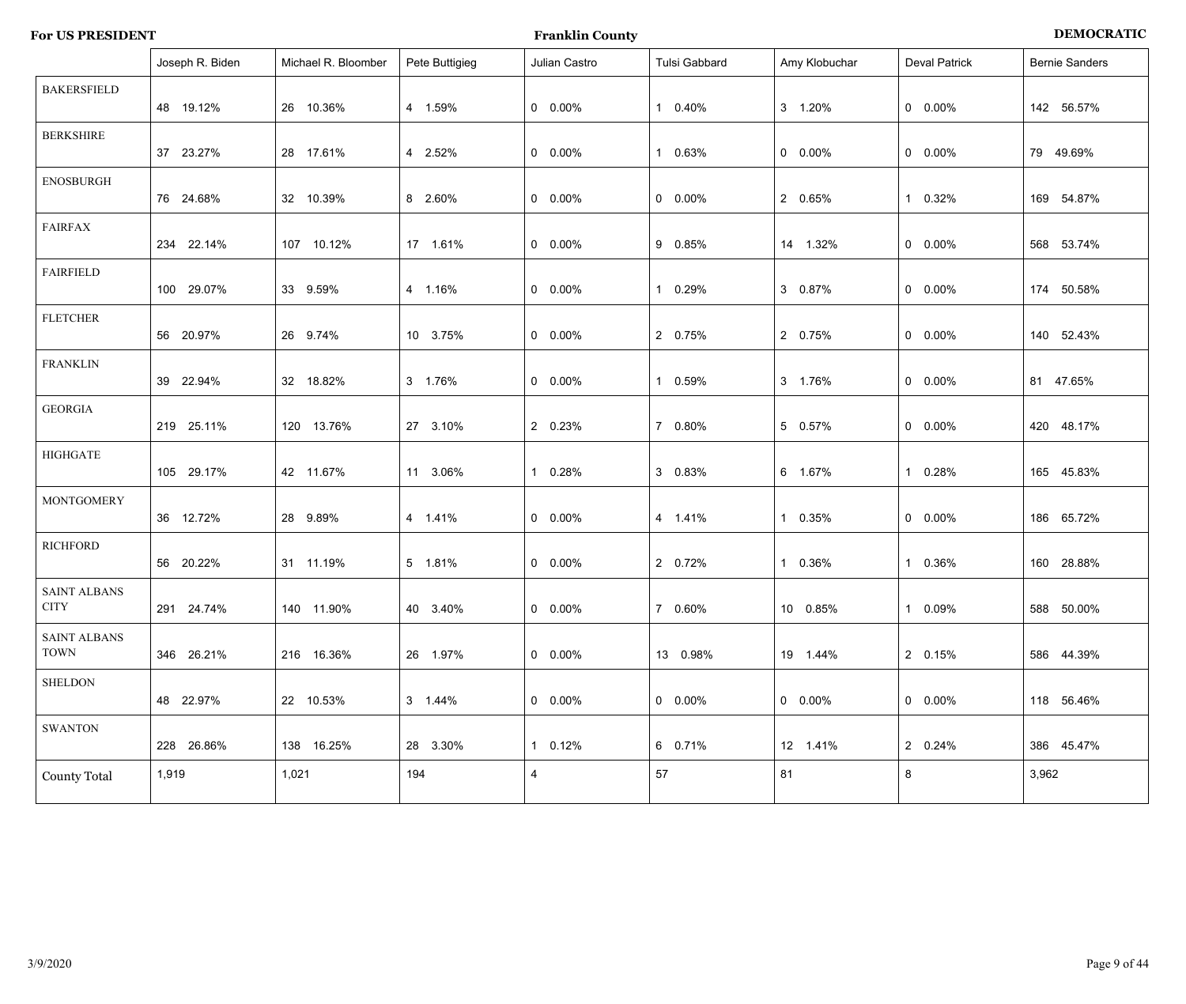**For US PRESIDENT** | **Franklin County** | **DEMOCRATIC**

| | Joseph R. Biden | Michael R. Bloomber | Pete Buttigieg | Julian Castro | Tulsi Gabbard | Amy Klobuchar | Deval Patrick | Bernie Sanders |
|---|---|---|---|---|---|---|---|---|
| BAKERSFIELD | 48 19.12% | 26 10.36% | 4 1.59% | 0 0.00% | 1 0.40% | 3 1.20% | 0 0.00% | 142 56.57% |
| BERKSHIRE | 37 23.27% | 28 17.61% | 4 2.52% | 0 0.00% | 1 0.63% | 0 0.00% | 0 0.00% | 79 49.69% |
| ENOSBURGH | 76 24.68% | 32 10.39% | 8 2.60% | 0 0.00% | 0 0.00% | 2 0.65% | 1 0.32% | 169 54.87% |
| FAIRFAX | 234 22.14% | 107 10.12% | 17 1.61% | 0 0.00% | 9 0.85% | 14 1.32% | 0 0.00% | 568 53.74% |
| FAIRFIELD | 100 29.07% | 33 9.59% | 4 1.16% | 0 0.00% | 1 0.29% | 3 0.87% | 0 0.00% | 174 50.58% |
| FLETCHER | 56 20.97% | 26 9.74% | 10 3.75% | 0 0.00% | 2 0.75% | 2 0.75% | 0 0.00% | 140 52.43% |
| FRANKLIN | 39 22.94% | 32 18.82% | 3 1.76% | 0 0.00% | 1 0.59% | 3 1.76% | 0 0.00% | 81 47.65% |
| GEORGIA | 219 25.11% | 120 13.76% | 27 3.10% | 2 0.23% | 7 0.80% | 5 0.57% | 0 0.00% | 420 48.17% |
| HIGHGATE | 105 29.17% | 42 11.67% | 11 3.06% | 1 0.28% | 3 0.83% | 6 1.67% | 1 0.28% | 165 45.83% |
| MONTGOMERY | 36 12.72% | 28 9.89% | 4 1.41% | 0 0.00% | 4 1.41% | 1 0.35% | 0 0.00% | 186 65.72% |
| RICHFORD | 56 20.22% | 31 11.19% | 5 1.81% | 0 0.00% | 2 0.72% | 1 0.36% | 1 0.36% | 160 28.88% |
| SAINT ALBANS CITY | 291 24.74% | 140 11.90% | 40 3.40% | 0 0.00% | 7 0.60% | 10 0.85% | 1 0.09% | 588 50.00% |
| SAINT ALBANS TOWN | 346 26.21% | 216 16.36% | 26 1.97% | 0 0.00% | 13 0.98% | 19 1.44% | 2 0.15% | 586 44.39% |
| SHELDON | 48 22.97% | 22 10.53% | 3 1.44% | 0 0.00% | 0 0.00% | 0 0.00% | 0 0.00% | 118 56.46% |
| SWANTON | 228 26.86% | 138 16.25% | 28 3.30% | 1 0.12% | 6 0.71% | 12 1.41% | 2 0.24% | 386 45.47% |
| County Total | 1,919 | 1,021 | 194 | 4 | 57 | 81 | 8 | 3,962 |

3/9/2020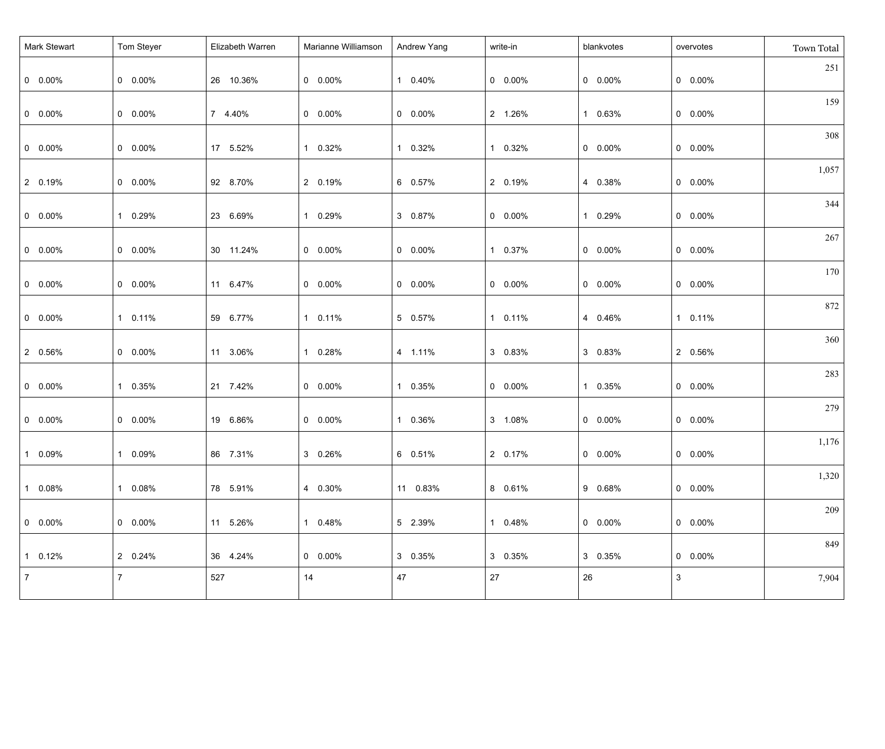| Mark Stewart | Tom Steyer | Elizabeth Warren | Marianne Williamson | Andrew Yang | write-in | blankvotes | overvotes | Town Total |
|---|---|---|---|---|---|---|---|---|
| 0 0.00% | 0 0.00% | 26 10.36% | 0 0.00% | 1 0.40% | 0 0.00% | 0 0.00% | 0 0.00% | 251 |
| 0 0.00% | 0 0.00% | 7 4.40% | 0 0.00% | 0 0.00% | 2 1.26% | 1 0.63% | 0 0.00% | 159 |
| 0 0.00% | 0 0.00% | 17 5.52% | 1 0.32% | 1 0.32% | 1 0.32% | 0 0.00% | 0 0.00% | 308 |
| 2 0.19% | 0 0.00% | 92 8.70% | 2 0.19% | 6 0.57% | 2 0.19% | 4 0.38% | 0 0.00% | 1,057 |
| 0 0.00% | 1 0.29% | 23 6.69% | 1 0.29% | 3 0.87% | 0 0.00% | 1 0.29% | 0 0.00% | 344 |
| 0 0.00% | 0 0.00% | 30 11.24% | 0 0.00% | 0 0.00% | 1 0.37% | 0 0.00% | 0 0.00% | 267 |
| 0 0.00% | 0 0.00% | 11 6.47% | 0 0.00% | 0 0.00% | 0 0.00% | 0 0.00% | 0 0.00% | 170 |
| 0 0.00% | 1 0.11% | 59 6.77% | 1 0.11% | 5 0.57% | 1 0.11% | 4 0.46% | 1 0.11% | 872 |
| 2 0.56% | 0 0.00% | 11 3.06% | 1 0.28% | 4 1.11% | 3 0.83% | 3 0.83% | 2 0.56% | 360 |
| 0 0.00% | 1 0.35% | 21 7.42% | 0 0.00% | 1 0.35% | 0 0.00% | 1 0.35% | 0 0.00% | 283 |
| 0 0.00% | 0 0.00% | 19 6.86% | 0 0.00% | 1 0.36% | 3 1.08% | 0 0.00% | 0 0.00% | 279 |
| 1 0.09% | 1 0.09% | 86 7.31% | 3 0.26% | 6 0.51% | 2 0.17% | 0 0.00% | 0 0.00% | 1,176 |
| 1 0.08% | 1 0.08% | 78 5.91% | 4 0.30% | 11 0.83% | 8 0.61% | 9 0.68% | 0 0.00% | 1,320 |
| 0 0.00% | 0 0.00% | 11 5.26% | 1 0.48% | 5 2.39% | 1 0.48% | 0 0.00% | 0 0.00% | 209 |
| 1 0.12% | 2 0.24% | 36 4.24% | 0 0.00% | 3 0.35% | 3 0.35% | 3 0.35% | 0 0.00% | 849 |
| 7 | 7 | 527 | 14 | 47 | 27 | 26 | 3 | 7,904 |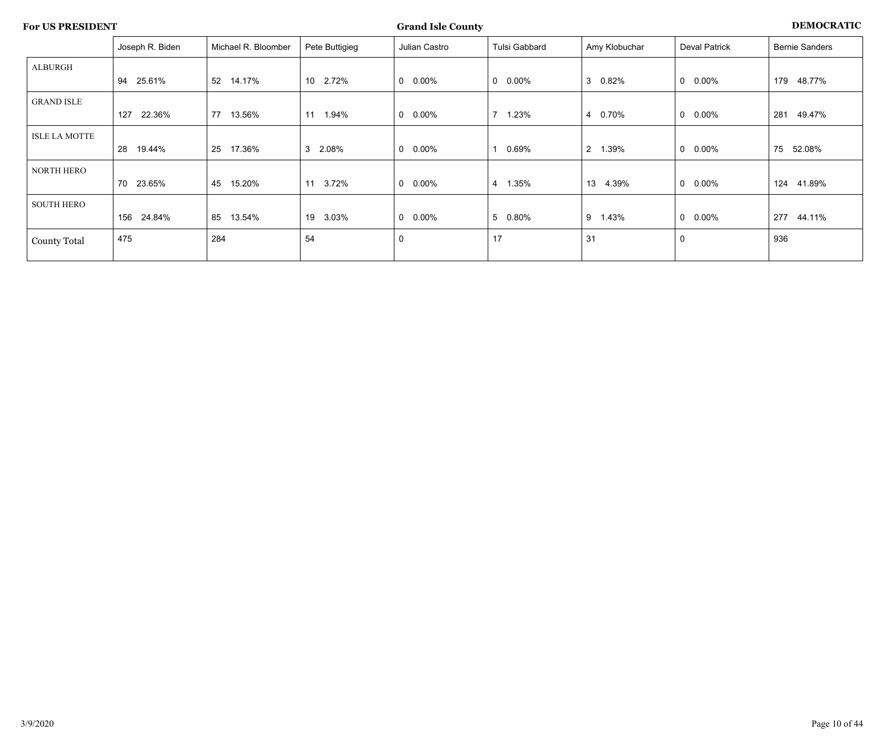**For US PRESIDENT** **Grand Isle County** **DEMOCRATIC**

| | Joseph R. Biden | Michael R. Bloomber | Pete Buttigieg | Julian Castro | Tulsi Gabbard | Amy Klobuchar | Deval Patrick | Bernie Sanders |
|---|---|---|---|---|---|---|---|---|
| ALBURGH | 94 25.61% | 52 14.17% | 10 2.72% | 0 0.00% | 0 0.00% | 3 0.82% | 0 0.00% | 179 48.77% |
| GRAND ISLE | 127 22.36% | 77 13.56% | 11 1.94% | 0 0.00% | 7 1.23% | 4 0.70% | 0 0.00% | 281 49.47% |
| ISLE LA MOTTE | 28 19.44% | 25 17.36% | 3 2.08% | 0 0.00% | 1 0.69% | 2 1.39% | 0 0.00% | 75 52.08% |
| NORTH HERO | 70 23.65% | 45 15.20% | 11 3.72% | 0 0.00% | 4 1.35% | 13 4.39% | 0 0.00% | 124 41.89% |
| SOUTH HERO | 156 24.84% | 85 13.54% | 19 3.03% | 0 0.00% | 5 0.80% | 9 1.43% | 0 0.00% | 277 44.11% |
| County Total | 475 | 284 | 54 | 0 | 17 | 31 | 0 | 936 |

3/9/2020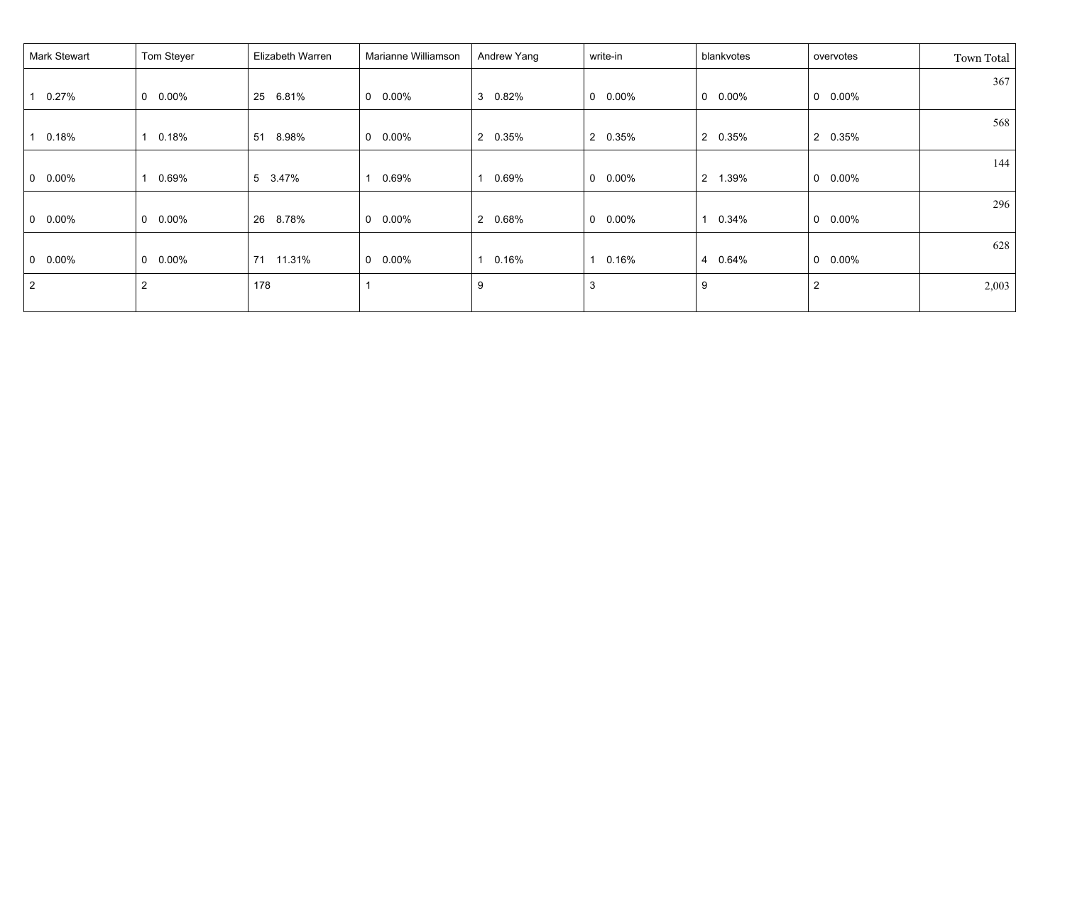| Mark Stewart | Tom Steyer | Elizabeth Warren | Marianne Williamson | Andrew Yang | write-in | blankvotes | overvotes | Town Total |
|---|---|---|---|---|---|---|---|---|
| 1 0.27% | 0 0.00% | 25 6.81% | 0 0.00% | 3 0.82% | 0 0.00% | 0 0.00% | 0 0.00% | 367 |
| 1 0.18% | 1 0.18% | 51 8.98% | 0 0.00% | 2 0.35% | 2 0.35% | 2 0.35% | 2 0.35% | 568 |
| 0 0.00% | 1 0.69% | 5 3.47% | 1 0.69% | 1 0.69% | 0 0.00% | 2 1.39% | 0 0.00% | 144 |
| 0 0.00% | 0 0.00% | 26 8.78% | 0 0.00% | 2 0.68% | 0 0.00% | 1 0.34% | 0 0.00% | 296 |
| 0 0.00% | 0 0.00% | 71 11.31% | 0 0.00% | 1 0.16% | 1 0.16% | 4 0.64% | 0 0.00% | 628 |
| 2 | 2 | 178 | 1 | 9 | 3 | 9 | 2 | 2,003 |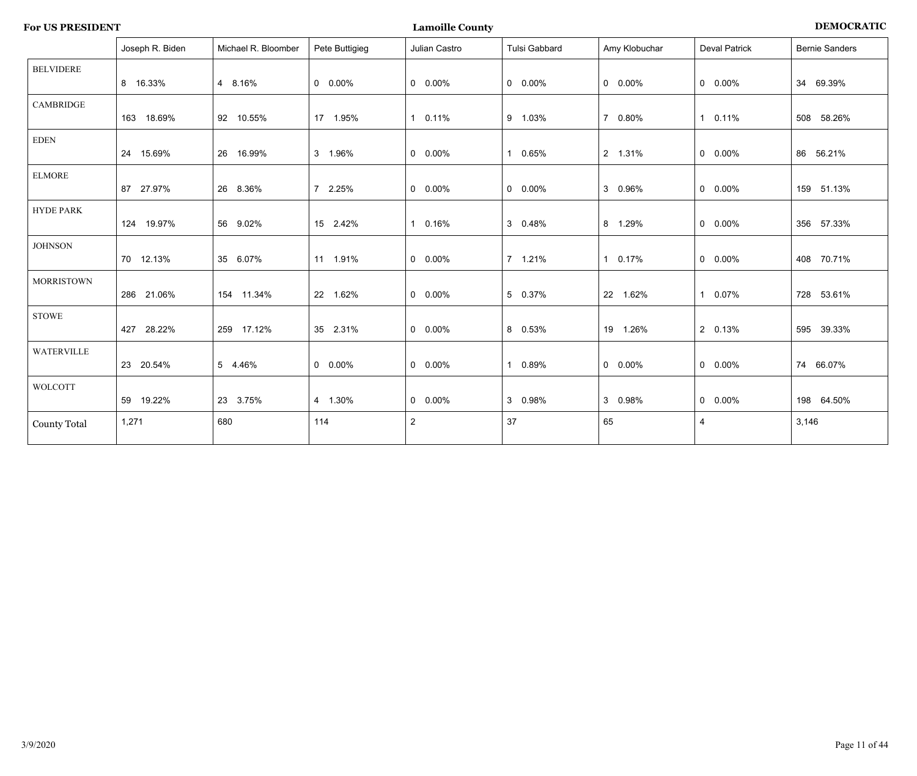**For US PRESIDENT** **Lamoille County** **DEMOCRATIC**

| | Joseph R. Biden | Michael R. Bloomber | Pete Buttigieg | Julian Castro | Tulsi Gabbard | Amy Klobuchar | Deval Patrick | Bernie Sanders |
|---|---|---|---|---|---|---|---|---|
| BELVIDERE | 8 16.33% | 4 8.16% | 0 0.00% | 0 0.00% | 0 0.00% | 0 0.00% | 0 0.00% | 34 69.39% |
| CAMBRIDGE | 163 18.69% | 92 10.55% | 17 1.95% | 1 0.11% | 9 1.03% | 7 0.80% | 1 0.11% | 508 58.26% |
| EDEN | 24 15.69% | 26 16.99% | 3 1.96% | 0 0.00% | 1 0.65% | 2 1.31% | 0 0.00% | 86 56.21% |
| ELMORE | 87 27.97% | 26 8.36% | 7 2.25% | 0 0.00% | 0 0.00% | 3 0.96% | 0 0.00% | 159 51.13% |
| HYDE PARK | 124 19.97% | 56 9.02% | 15 2.42% | 1 0.16% | 3 0.48% | 8 1.29% | 0 0.00% | 356 57.33% |
| JOHNSON | 70 12.13% | 35 6.07% | 11 1.91% | 0 0.00% | 7 1.21% | 1 0.17% | 0 0.00% | 408 70.71% |
| MORRISTOWN | 286 21.06% | 154 11.34% | 22 1.62% | 0 0.00% | 5 0.37% | 22 1.62% | 1 0.07% | 728 53.61% |
| STOWE | 427 28.22% | 259 17.12% | 35 2.31% | 0 0.00% | 8 0.53% | 19 1.26% | 2 0.13% | 595 39.33% |
| WATERVILLE | 23 20.54% | 5 4.46% | 0 0.00% | 0 0.00% | 1 0.89% | 0 0.00% | 0 0.00% | 74 66.07% |
| WOLCOTT | 59 19.22% | 23 3.75% | 4 1.30% | 0 0.00% | 3 0.98% | 3 0.98% | 0 0.00% | 198 64.50% |
| County Total | 1,271 | 680 | 114 | 2 | 37 | 65 | 4 | 3,146 |

3/9/2020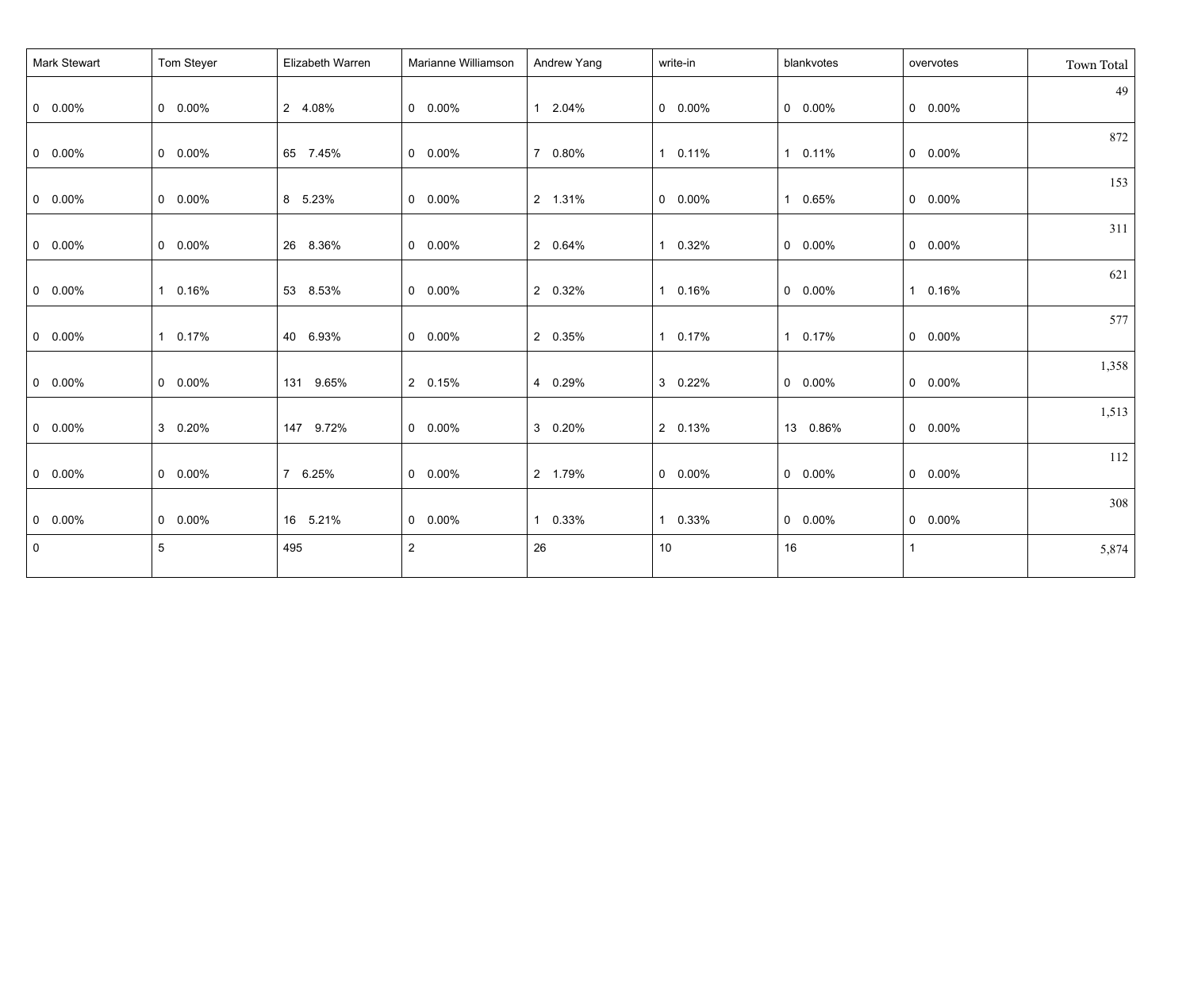| Mark Stewart | Tom Steyer | Elizabeth Warren | Marianne Williamson | Andrew Yang | write-in | blankvotes | overvotes | Town Total |
|---|---|---|---|---|---|---|---|---|
| 0 0.00% | 0 0.00% | 2 4.08% | 0 0.00% | 1 2.04% | 0 0.00% | 0 0.00% | 0 0.00% | 49 |
| 0 0.00% | 0 0.00% | 65 7.45% | 0 0.00% | 7 0.80% | 1 0.11% | 1 0.11% | 0 0.00% | 872 |
| 0 0.00% | 0 0.00% | 8 5.23% | 0 0.00% | 2 1.31% | 0 0.00% | 1 0.65% | 0 0.00% | 153 |
| 0 0.00% | 0 0.00% | 26 8.36% | 0 0.00% | 2 0.64% | 1 0.32% | 0 0.00% | 0 0.00% | 311 |
| 0 0.00% | 1 0.16% | 53 8.53% | 0 0.00% | 2 0.32% | 1 0.16% | 0 0.00% | 1 0.16% | 621 |
| 0 0.00% | 1 0.17% | 40 6.93% | 0 0.00% | 2 0.35% | 1 0.17% | 1 0.17% | 0 0.00% | 577 |
| 0 0.00% | 0 0.00% | 131 9.65% | 2 0.15% | 4 0.29% | 3 0.22% | 0 0.00% | 0 0.00% | 1,358 |
| 0 0.00% | 3 0.20% | 147 9.72% | 0 0.00% | 3 0.20% | 2 0.13% | 13 0.86% | 0 0.00% | 1,513 |
| 0 0.00% | 0 0.00% | 7 6.25% | 0 0.00% | 2 1.79% | 0 0.00% | 0 0.00% | 0 0.00% | 112 |
| 0 0.00% | 0 0.00% | 16 5.21% | 0 0.00% | 1 0.33% | 1 0.33% | 0 0.00% | 0 0.00% | 308 |
| 0 | 5 | 495 | 2 | 26 | 10 | 16 | 1 | 5,874 |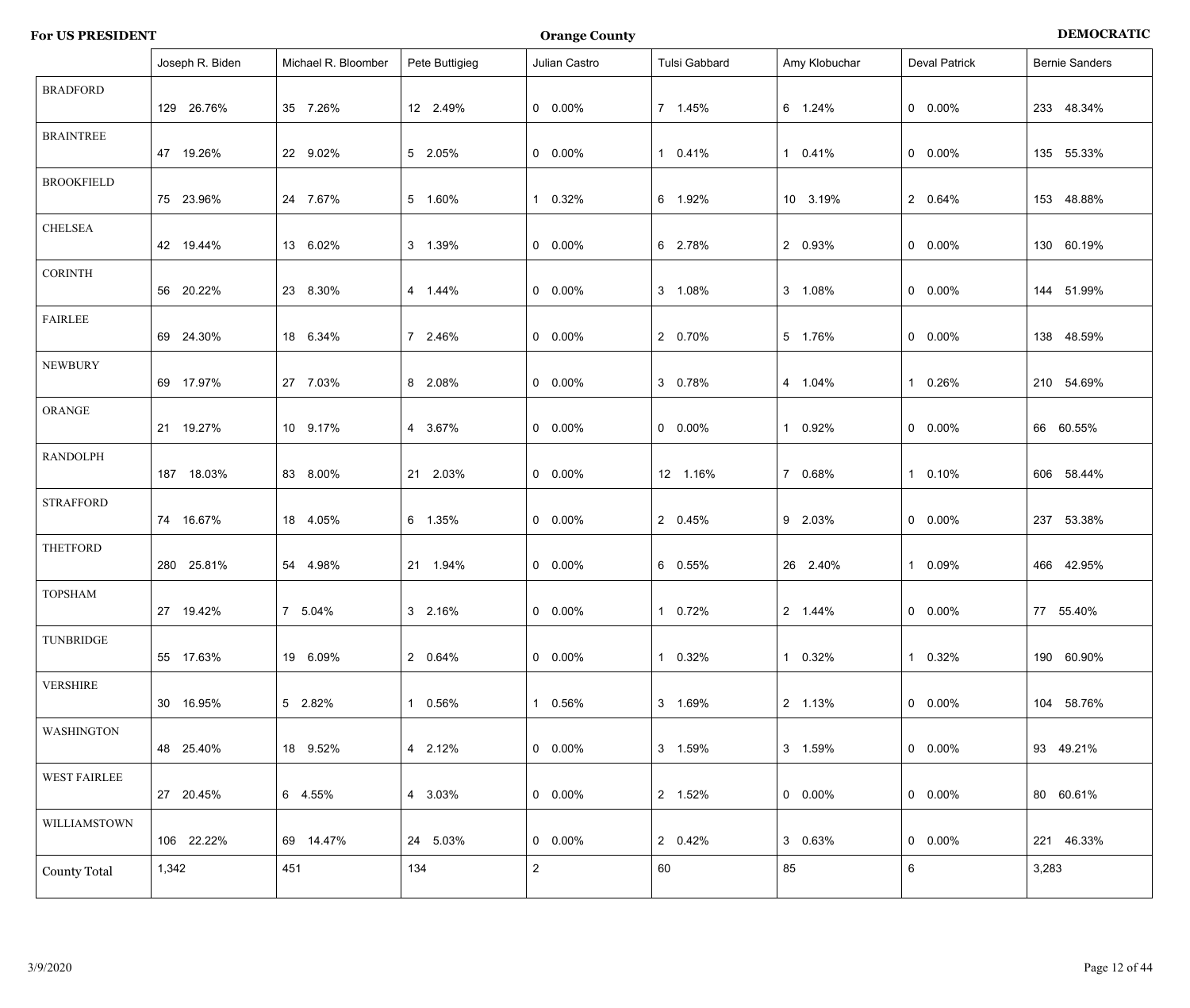**For US PRESIDENT** **Orange County** **DEMOCRATIC**

| | Joseph R. Biden | Michael R. Bloomber | Pete Buttigieg | Julian Castro | Tulsi Gabbard | Amy Klobuchar | Deval Patrick | Bernie Sanders |
|---|---|---|---|---|---|---|---|---|
| BRADFORD | 129 26.76% | 35 7.26% | 12 2.49% | 0 0.00% | 7 1.45% | 6 1.24% | 0 0.00% | 233 48.34% |
| BRAINTREE | 47 19.26% | 22 9.02% | 5 2.05% | 0 0.00% | 1 0.41% | 1 0.41% | 0 0.00% | 135 55.33% |
| BROOKFIELD | 75 23.96% | 24 7.67% | 5 1.60% | 1 0.32% | 6 1.92% | 10 3.19% | 2 0.64% | 153 48.88% |
| CHELSEA | 42 19.44% | 13 6.02% | 3 1.39% | 0 0.00% | 6 2.78% | 2 0.93% | 0 0.00% | 130 60.19% |
| CORINTH | 56 20.22% | 23 8.30% | 4 1.44% | 0 0.00% | 3 1.08% | 3 1.08% | 0 0.00% | 144 51.99% |
| FAIRLEE | 69 24.30% | 18 6.34% | 7 2.46% | 0 0.00% | 2 0.70% | 5 1.76% | 0 0.00% | 138 48.59% |
| NEWBURY | 69 17.97% | 27 7.03% | 8 2.08% | 0 0.00% | 3 0.78% | 4 1.04% | 1 0.26% | 210 54.69% |
| ORANGE | 21 19.27% | 10 9.17% | 4 3.67% | 0 0.00% | 0 0.00% | 1 0.92% | 0 0.00% | 66 60.55% |
| RANDOLPH | 187 18.03% | 83 8.00% | 21 2.03% | 0 0.00% | 12 1.16% | 7 0.68% | 1 0.10% | 606 58.44% |
| STRAFFORD | 74 16.67% | 18 4.05% | 6 1.35% | 0 0.00% | 2 0.45% | 9 2.03% | 0 0.00% | 237 53.38% |
| THETFORD | 280 25.81% | 54 4.98% | 21 1.94% | 0 0.00% | 6 0.55% | 26 2.40% | 1 0.09% | 466 42.95% |
| TOPSHAM | 27 19.42% | 7 5.04% | 3 2.16% | 0 0.00% | 1 0.72% | 2 1.44% | 0 0.00% | 77 55.40% |
| TUNBRIDGE | 55 17.63% | 19 6.09% | 2 0.64% | 0 0.00% | 1 0.32% | 1 0.32% | 1 0.32% | 190 60.90% |
| VERSHIRE | 30 16.95% | 5 2.82% | 1 0.56% | 1 0.56% | 3 1.69% | 2 1.13% | 0 0.00% | 104 58.76% |
| WASHINGTON | 48 25.40% | 18 9.52% | 4 2.12% | 0 0.00% | 3 1.59% | 3 1.59% | 0 0.00% | 93 49.21% |
| WEST FAIRLEE | 27 20.45% | 6 4.55% | 4 3.03% | 0 0.00% | 2 1.52% | 0 0.00% | 0 0.00% | 80 60.61% |
| WILLIAMSTOWN | 106 22.22% | 69 14.47% | 24 5.03% | 0 0.00% | 2 0.42% | 3 0.63% | 0 0.00% | 221 46.33% |
| County Total | 1,342 | 451 | 134 | 2 | 60 | 85 | 6 | 3,283 |

3/9/2020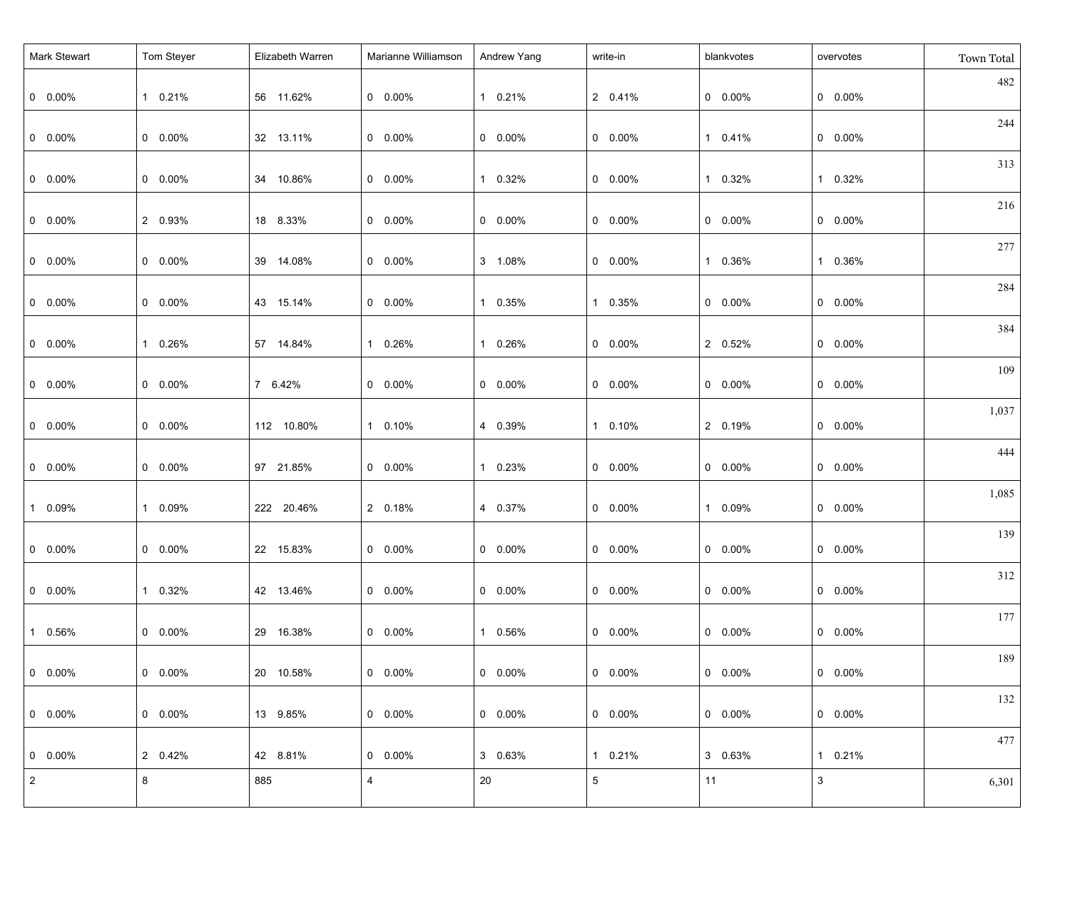| Mark Stewart | Tom Steyer | Elizabeth Warren | Marianne Williamson | Andrew Yang | write-in | blankvotes | overvotes | Town Total |
|---|---|---|---|---|---|---|---|---|
| 0 0.00% | 1 0.21% | 56 11.62% | 0 0.00% | 1 0.21% | 2 0.41% | 0 0.00% | 0 0.00% | 482 |
| 0 0.00% | 0 0.00% | 32 13.11% | 0 0.00% | 0 0.00% | 0 0.00% | 1 0.41% | 0 0.00% | 244 |
| 0 0.00% | 0 0.00% | 34 10.86% | 0 0.00% | 1 0.32% | 0 0.00% | 1 0.32% | 1 0.32% | 313 |
| 0 0.00% | 2 0.93% | 18 8.33% | 0 0.00% | 0 0.00% | 0 0.00% | 0 0.00% | 0 0.00% | 216 |
| 0 0.00% | 0 0.00% | 39 14.08% | 0 0.00% | 3 1.08% | 0 0.00% | 1 0.36% | 1 0.36% | 277 |
| 0 0.00% | 0 0.00% | 43 15.14% | 0 0.00% | 1 0.35% | 1 0.35% | 0 0.00% | 0 0.00% | 284 |
| 0 0.00% | 1 0.26% | 57 14.84% | 1 0.26% | 1 0.26% | 0 0.00% | 2 0.52% | 0 0.00% | 384 |
| 0 0.00% | 0 0.00% | 7 6.42% | 0 0.00% | 0 0.00% | 0 0.00% | 0 0.00% | 0 0.00% | 109 |
| 0 0.00% | 0 0.00% | 112 10.80% | 1 0.10% | 4 0.39% | 1 0.10% | 2 0.19% | 0 0.00% | 1,037 |
| 0 0.00% | 0 0.00% | 97 21.85% | 0 0.00% | 1 0.23% | 0 0.00% | 0 0.00% | 0 0.00% | 444 |
| 1 0.09% | 1 0.09% | 222 20.46% | 2 0.18% | 4 0.37% | 0 0.00% | 1 0.09% | 0 0.00% | 1,085 |
| 0 0.00% | 0 0.00% | 22 15.83% | 0 0.00% | 0 0.00% | 0 0.00% | 0 0.00% | 0 0.00% | 139 |
| 0 0.00% | 1 0.32% | 42 13.46% | 0 0.00% | 0 0.00% | 0 0.00% | 0 0.00% | 0 0.00% | 312 |
| 1 0.56% | 0 0.00% | 29 16.38% | 0 0.00% | 1 0.56% | 0 0.00% | 0 0.00% | 0 0.00% | 177 |
| 0 0.00% | 0 0.00% | 20 10.58% | 0 0.00% | 0 0.00% | 0 0.00% | 0 0.00% | 0 0.00% | 189 |
| 0 0.00% | 0 0.00% | 13 9.85% | 0 0.00% | 0 0.00% | 0 0.00% | 0 0.00% | 0 0.00% | 132 |
| 0 0.00% | 2 0.42% | 42 8.81% | 0 0.00% | 3 0.63% | 1 0.21% | 3 0.63% | 1 0.21% | 477 |
| 2 | 8 | 885 | 4 | 20 | 5 | 11 | 3 | 6,301 |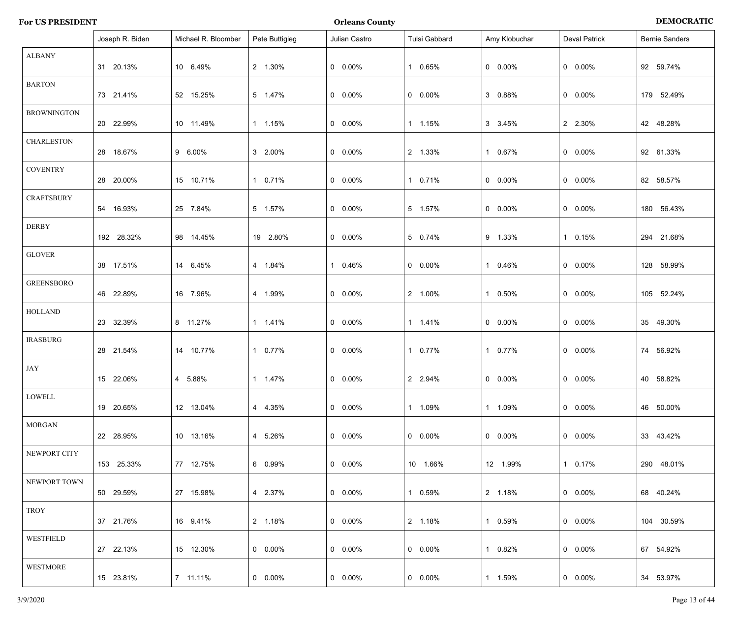**For US PRESIDENT** | **Orleans County** | **DEMOCRATIC**

| | Joseph R. Biden | Michael R. Bloomber | Pete Buttigieg | Julian Castro | Tulsi Gabbard | Amy Klobuchar | Deval Patrick | Bernie Sanders |
|---|---|---|---|---|---|---|---|---|
| ALBANY | 31 20.13% | 10 6.49% | 2 1.30% | 0 0.00% | 1 0.65% | 0 0.00% | 0 0.00% | 92 59.74% |
| BARTON | 73 21.41% | 52 15.25% | 5 1.47% | 0 0.00% | 0 0.00% | 3 0.88% | 0 0.00% | 179 52.49% |
| BROWNINGTON | 20 22.99% | 10 11.49% | 1 1.15% | 0 0.00% | 1 1.15% | 3 3.45% | 2 2.30% | 42 48.28% |
| CHARLESTON | 28 18.67% | 9 6.00% | 3 2.00% | 0 0.00% | 2 1.33% | 1 0.67% | 0 0.00% | 92 61.33% |
| COVENTRY | 28 20.00% | 15 10.71% | 1 0.71% | 0 0.00% | 1 0.71% | 0 0.00% | 0 0.00% | 82 58.57% |
| CRAFTSBURY | 54 16.93% | 25 7.84% | 5 1.57% | 0 0.00% | 5 1.57% | 0 0.00% | 0 0.00% | 180 56.43% |
| DERBY | 192 28.32% | 98 14.45% | 19 2.80% | 0 0.00% | 5 0.74% | 9 1.33% | 1 0.15% | 294 21.68% |
| GLOVER | 38 17.51% | 14 6.45% | 4 1.84% | 1 0.46% | 0 0.00% | 1 0.46% | 0 0.00% | 128 58.99% |
| GREENSBORO | 46 22.89% | 16 7.96% | 4 1.99% | 0 0.00% | 2 1.00% | 1 0.50% | 0 0.00% | 105 52.24% |
| HOLLAND | 23 32.39% | 8 11.27% | 1 1.41% | 0 0.00% | 1 1.41% | 0 0.00% | 0 0.00% | 35 49.30% |
| IRASBURG | 28 21.54% | 14 10.77% | 1 0.77% | 0 0.00% | 1 0.77% | 1 0.77% | 0 0.00% | 74 56.92% |
| JAY | 15 22.06% | 4 5.88% | 1 1.47% | 0 0.00% | 2 2.94% | 0 0.00% | 0 0.00% | 40 58.82% |
| LOWELL | 19 20.65% | 12 13.04% | 4 4.35% | 0 0.00% | 1 1.09% | 1 1.09% | 0 0.00% | 46 50.00% |
| MORGAN | 22 28.95% | 10 13.16% | 4 5.26% | 0 0.00% | 0 0.00% | 0 0.00% | 0 0.00% | 33 43.42% |
| NEWPORT CITY | 153 25.33% | 77 12.75% | 6 0.99% | 0 0.00% | 10 1.66% | 12 1.99% | 1 0.17% | 290 48.01% |
| NEWPORT TOWN | 50 29.59% | 27 15.98% | 4 2.37% | 0 0.00% | 1 0.59% | 2 1.18% | 0 0.00% | 68 40.24% |
| TROY | 37 21.76% | 16 9.41% | 2 1.18% | 0 0.00% | 2 1.18% | 1 0.59% | 0 0.00% | 104 30.59% |
| WESTFIELD | 27 22.13% | 15 12.30% | 0 0.00% | 0 0.00% | 0 0.00% | 1 0.82% | 0 0.00% | 67 54.92% |
| WESTMORE | 15 23.81% | 7 11.11% | 0 0.00% | 0 0.00% | 0 0.00% | 1 1.59% | 0 0.00% | 34 53.97% |

3/9/2020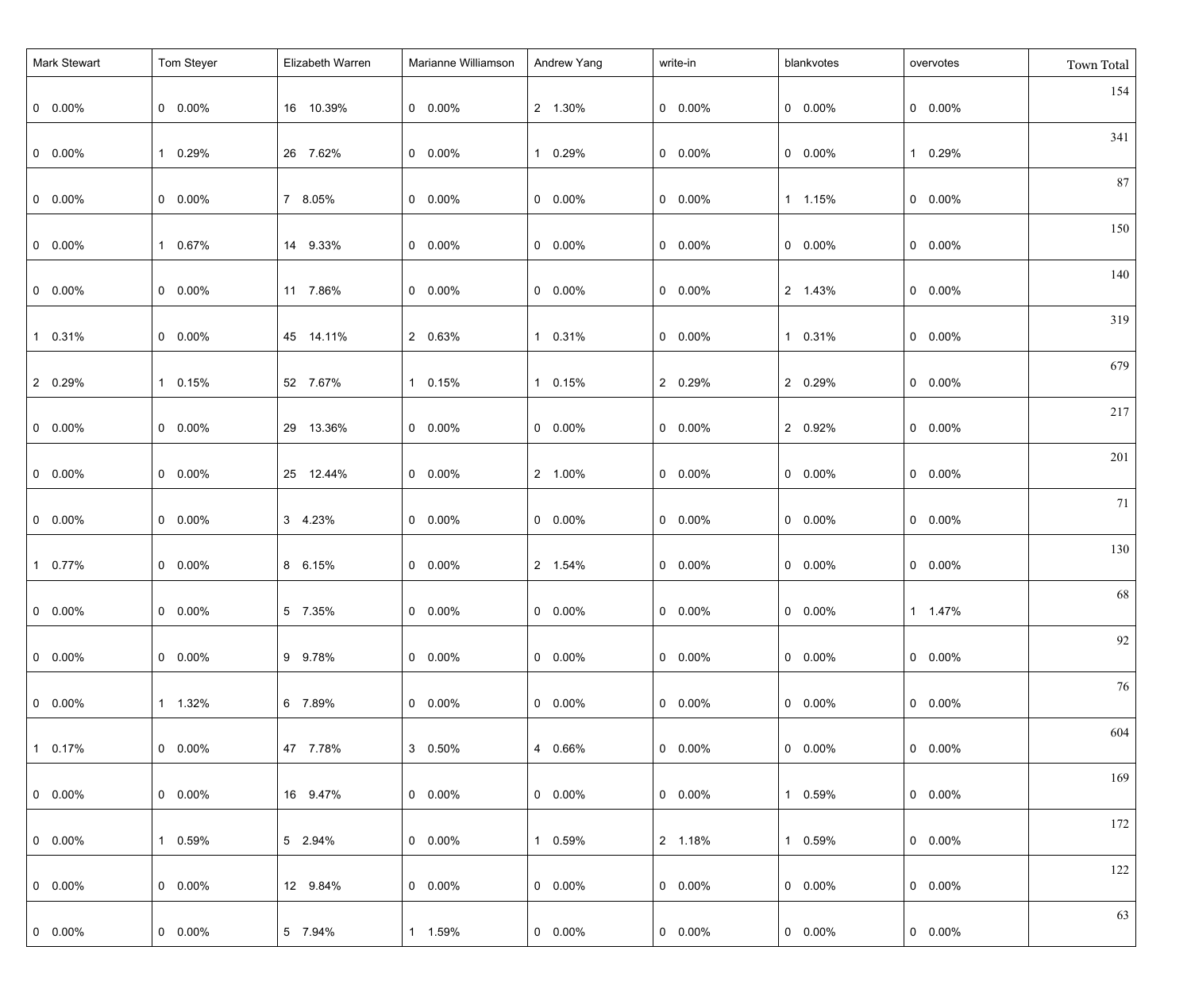| Mark Stewart | Tom Steyer | Elizabeth Warren | Marianne Williamson | Andrew Yang | write-in | blankvotes | overvotes | Town Total |
|---|---|---|---|---|---|---|---|---|
| 0 0.00% | 0 0.00% | 16 10.39% | 0 0.00% | 2 1.30% | 0 0.00% | 0 0.00% | 0 0.00% | 154 |
| 0 0.00% | 1 0.29% | 26 7.62% | 0 0.00% | 1 0.29% | 0 0.00% | 0 0.00% | 1 0.29% | 341 |
| 0 0.00% | 0 0.00% | 7 8.05% | 0 0.00% | 0 0.00% | 0 0.00% | 1 1.15% | 0 0.00% | 87 |
| 0 0.00% | 1 0.67% | 14 9.33% | 0 0.00% | 0 0.00% | 0 0.00% | 0 0.00% | 0 0.00% | 150 |
| 0 0.00% | 0 0.00% | 11 7.86% | 0 0.00% | 0 0.00% | 0 0.00% | 2 1.43% | 0 0.00% | 140 |
| 1 0.31% | 0 0.00% | 45 14.11% | 2 0.63% | 1 0.31% | 0 0.00% | 1 0.31% | 0 0.00% | 319 |
| 2 0.29% | 1 0.15% | 52 7.67% | 1 0.15% | 1 0.15% | 2 0.29% | 2 0.29% | 0 0.00% | 679 |
| 0 0.00% | 0 0.00% | 29 13.36% | 0 0.00% | 0 0.00% | 0 0.00% | 2 0.92% | 0 0.00% | 217 |
| 0 0.00% | 0 0.00% | 25 12.44% | 0 0.00% | 2 1.00% | 0 0.00% | 0 0.00% | 0 0.00% | 201 |
| 0 0.00% | 0 0.00% | 3 4.23% | 0 0.00% | 0 0.00% | 0 0.00% | 0 0.00% | 0 0.00% | 71 |
| 1 0.77% | 0 0.00% | 8 6.15% | 0 0.00% | 2 1.54% | 0 0.00% | 0 0.00% | 0 0.00% | 130 |
| 0 0.00% | 0 0.00% | 5 7.35% | 0 0.00% | 0 0.00% | 0 0.00% | 0 0.00% | 1 1.47% | 68 |
| 0 0.00% | 0 0.00% | 9 9.78% | 0 0.00% | 0 0.00% | 0 0.00% | 0 0.00% | 0 0.00% | 92 |
| 0 0.00% | 1 1.32% | 6 7.89% | 0 0.00% | 0 0.00% | 0 0.00% | 0 0.00% | 0 0.00% | 76 |
| 1 0.17% | 0 0.00% | 47 7.78% | 3 0.50% | 4 0.66% | 0 0.00% | 0 0.00% | 0 0.00% | 604 |
| 0 0.00% | 0 0.00% | 16 9.47% | 0 0.00% | 0 0.00% | 0 0.00% | 1 0.59% | 0 0.00% | 169 |
| 0 0.00% | 1 0.59% | 5 2.94% | 0 0.00% | 1 0.59% | 2 1.18% | 1 0.59% | 0 0.00% | 172 |
| 0 0.00% | 0 0.00% | 12 9.84% | 0 0.00% | 0 0.00% | 0 0.00% | 0 0.00% | 0 0.00% | 122 |
| 0 0.00% | 0 0.00% | 5 7.94% | 1 1.59% | 0 0.00% | 0 0.00% | 0 0.00% | 0 0.00% | 63 |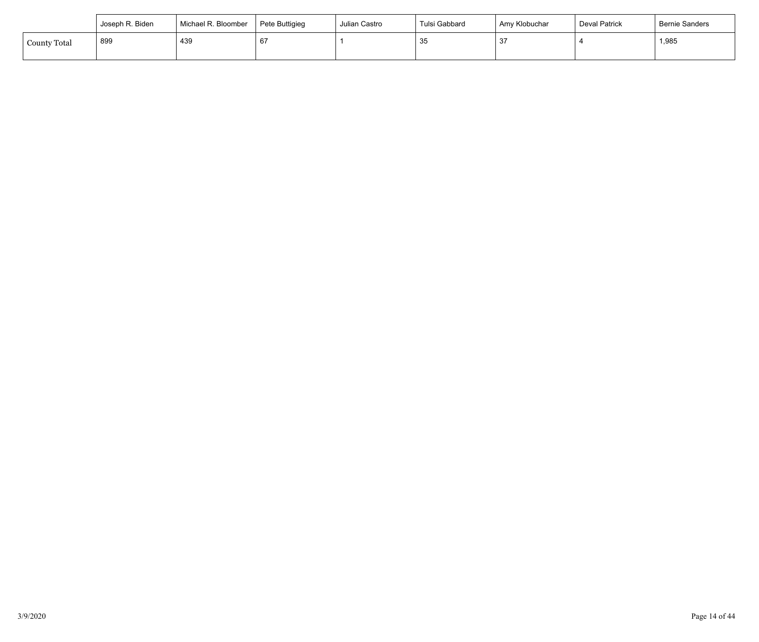| | Joseph R. Biden | Michael R. Bloomber | Pete Buttigieg | Julian Castro | Tulsi Gabbard | Amy Klobuchar | Deval Patrick | Bernie Sanders |
|---|---|---|---|---|---|---|---|---|
| County Total | 899 | 439 | 67 | 1 | 35 | 37 | 4 | 1,985 |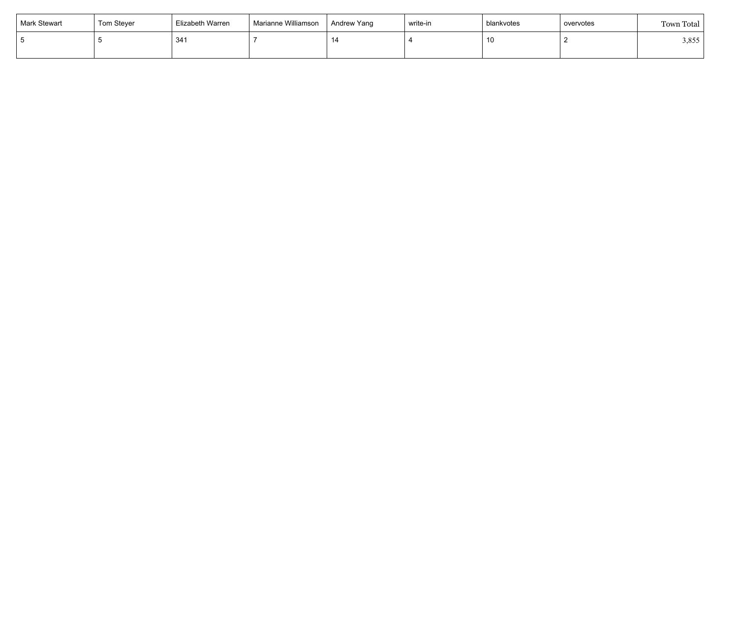| Mark Stewart | Tom Steyer | Elizabeth Warren | Marianne Williamson | Andrew Yang | write-in | blankvotes | overvotes | Town Total |
|---|---|---|---|---|---|---|---|---|
| 5 | 5 | 341 | 7 | 14 | 4 | 10 | 2 | 3,855 |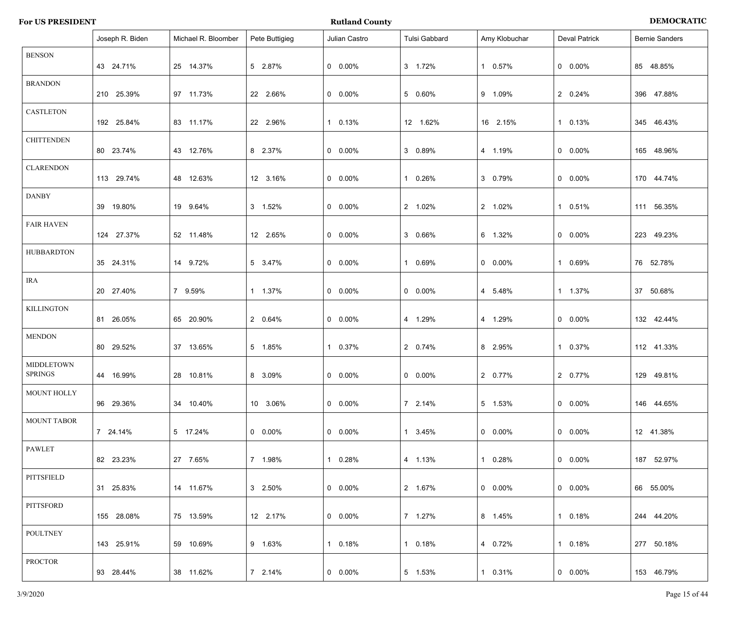**For US PRESIDENT** | **Rutland County** | **DEMOCRATIC**

| | Joseph R. Biden | Michael R. Bloomber | Pete Buttigieg | Julian Castro | Tulsi Gabbard | Amy Klobuchar | Deval Patrick | Bernie Sanders |
|---|---|---|---|---|---|---|---|---|
| BENSON | 43 24.71% | 25 14.37% | 5 2.87% | 0 0.00% | 3 1.72% | 1 0.57% | 0 0.00% | 85 48.85% |
| BRANDON | 210 25.39% | 97 11.73% | 22 2.66% | 0 0.00% | 5 0.60% | 9 1.09% | 2 0.24% | 396 47.88% |
| CASTLETON | 192 25.84% | 83 11.17% | 22 2.96% | 1 0.13% | 12 1.62% | 16 2.15% | 1 0.13% | 345 46.43% |
| CHITTENDEN | 80 23.74% | 43 12.76% | 8 2.37% | 0 0.00% | 3 0.89% | 4 1.19% | 0 0.00% | 165 48.96% |
| CLARENDON | 113 29.74% | 48 12.63% | 12 3.16% | 0 0.00% | 1 0.26% | 3 0.79% | 0 0.00% | 170 44.74% |
| DANBY | 39 19.80% | 19 9.64% | 3 1.52% | 0 0.00% | 2 1.02% | 2 1.02% | 1 0.51% | 111 56.35% |
| FAIR HAVEN | 124 27.37% | 52 11.48% | 12 2.65% | 0 0.00% | 3 0.66% | 6 1.32% | 0 0.00% | 223 49.23% |
| HUBBARDTON | 35 24.31% | 14 9.72% | 5 3.47% | 0 0.00% | 1 0.69% | 0 0.00% | 1 0.69% | 76 52.78% |
| IRA | 20 27.40% | 7 9.59% | 1 1.37% | 0 0.00% | 0 0.00% | 4 5.48% | 1 1.37% | 37 50.68% |
| KILLINGTON | 81 26.05% | 65 20.90% | 2 0.64% | 0 0.00% | 4 1.29% | 4 1.29% | 0 0.00% | 132 42.44% |
| MENDON | 80 29.52% | 37 13.65% | 5 1.85% | 1 0.37% | 2 0.74% | 8 2.95% | 1 0.37% | 112 41.33% |
| MIDDLETOWN SPRINGS | 44 16.99% | 28 10.81% | 8 3.09% | 0 0.00% | 0 0.00% | 2 0.77% | 2 0.77% | 129 49.81% |
| MOUNT HOLLY | 96 29.36% | 34 10.40% | 10 3.06% | 0 0.00% | 7 2.14% | 5 1.53% | 0 0.00% | 146 44.65% |
| MOUNT TABOR | 7 24.14% | 5 17.24% | 0 0.00% | 0 0.00% | 1 3.45% | 0 0.00% | 0 0.00% | 12 41.38% |
| PAWLET | 82 23.23% | 27 7.65% | 7 1.98% | 1 0.28% | 4 1.13% | 1 0.28% | 0 0.00% | 187 52.97% |
| PITTSFIELD | 31 25.83% | 14 11.67% | 3 2.50% | 0 0.00% | 2 1.67% | 0 0.00% | 0 0.00% | 66 55.00% |
| PITTSFORD | 155 28.08% | 75 13.59% | 12 2.17% | 0 0.00% | 7 1.27% | 8 1.45% | 1 0.18% | 244 44.20% |
| POULTNEY | 143 25.91% | 59 10.69% | 9 1.63% | 1 0.18% | 1 0.18% | 4 0.72% | 1 0.18% | 277 50.18% |
| PROCTOR | 93 28.44% | 38 11.62% | 7 2.14% | 0 0.00% | 5 1.53% | 1 0.31% | 0 0.00% | 153 46.79% |

3/9/2020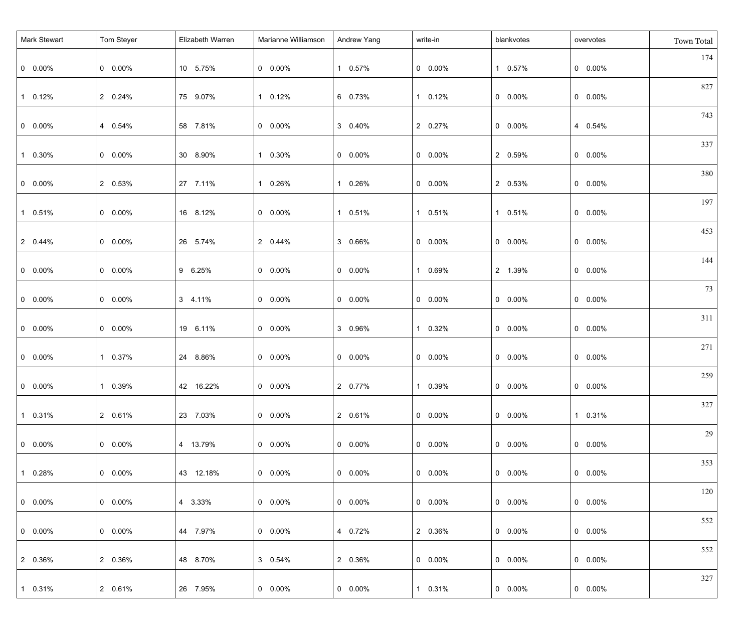| Mark Stewart | Tom Steyer | Elizabeth Warren | Marianne Williamson | Andrew Yang | write-in | blankvotes | overvotes | Town Total |
|---|---|---|---|---|---|---|---|---|
| 0 0.00% | 0 0.00% | 10 5.75% | 0 0.00% | 1 0.57% | 0 0.00% | 1 0.57% | 0 0.00% | 174 |
| 1 0.12% | 2 0.24% | 75 9.07% | 1 0.12% | 6 0.73% | 1 0.12% | 0 0.00% | 0 0.00% | 827 |
| 0 0.00% | 4 0.54% | 58 7.81% | 0 0.00% | 3 0.40% | 2 0.27% | 0 0.00% | 4 0.54% | 743 |
| 1 0.30% | 0 0.00% | 30 8.90% | 1 0.30% | 0 0.00% | 0 0.00% | 2 0.59% | 0 0.00% | 337 |
| 0 0.00% | 2 0.53% | 27 7.11% | 1 0.26% | 1 0.26% | 0 0.00% | 2 0.53% | 0 0.00% | 380 |
| 1 0.51% | 0 0.00% | 16 8.12% | 0 0.00% | 1 0.51% | 1 0.51% | 1 0.51% | 0 0.00% | 197 |
| 2 0.44% | 0 0.00% | 26 5.74% | 2 0.44% | 3 0.66% | 0 0.00% | 0 0.00% | 0 0.00% | 453 |
| 0 0.00% | 0 0.00% | 9 6.25% | 0 0.00% | 0 0.00% | 1 0.69% | 2 1.39% | 0 0.00% | 144 |
| 0 0.00% | 0 0.00% | 3 4.11% | 0 0.00% | 0 0.00% | 0 0.00% | 0 0.00% | 0 0.00% | 73 |
| 0 0.00% | 0 0.00% | 19 6.11% | 0 0.00% | 3 0.96% | 1 0.32% | 0 0.00% | 0 0.00% | 311 |
| 0 0.00% | 1 0.37% | 24 8.86% | 0 0.00% | 0 0.00% | 0 0.00% | 0 0.00% | 0 0.00% | 271 |
| 0 0.00% | 1 0.39% | 42 16.22% | 0 0.00% | 2 0.77% | 1 0.39% | 0 0.00% | 0 0.00% | 259 |
| 1 0.31% | 2 0.61% | 23 7.03% | 0 0.00% | 2 0.61% | 0 0.00% | 0 0.00% | 1 0.31% | 327 |
| 0 0.00% | 0 0.00% | 4 13.79% | 0 0.00% | 0 0.00% | 0 0.00% | 0 0.00% | 0 0.00% | 29 |
| 1 0.28% | 0 0.00% | 43 12.18% | 0 0.00% | 0 0.00% | 0 0.00% | 0 0.00% | 0 0.00% | 353 |
| 0 0.00% | 0 0.00% | 4 3.33% | 0 0.00% | 0 0.00% | 0 0.00% | 0 0.00% | 0 0.00% | 120 |
| 0 0.00% | 0 0.00% | 44 7.97% | 0 0.00% | 4 0.72% | 2 0.36% | 0 0.00% | 0 0.00% | 552 |
| 2 0.36% | 2 0.36% | 48 8.70% | 3 0.54% | 2 0.36% | 0 0.00% | 0 0.00% | 0 0.00% | 552 |
| 1 0.31% | 2 0.61% | 26 7.95% | 0 0.00% | 0 0.00% | 1 0.31% | 0 0.00% | 0 0.00% | 327 |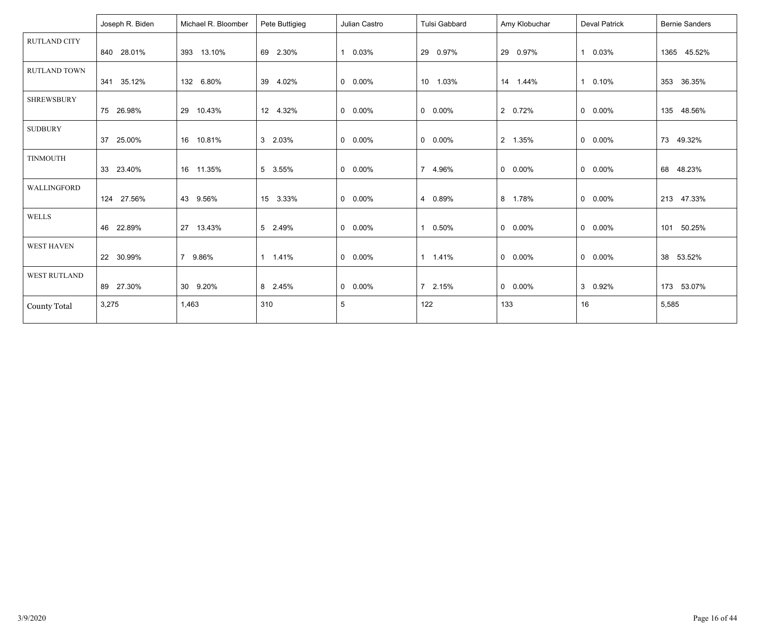| | Joseph R. Biden | Michael R. Bloomber | Pete Buttigieg | Julian Castro | Tulsi Gabbard | Amy Klobuchar | Deval Patrick | Bernie Sanders |
|---|---|---|---|---|---|---|---|---|
| RUTLAND CITY | 840 28.01% | 393 13.10% | 69 2.30% | 1 0.03% | 29 0.97% | 29 0.97% | 1 0.03% | 1365 45.52% |
| RUTLAND TOWN | 341 35.12% | 132 6.80% | 39 4.02% | 0 0.00% | 10 1.03% | 14 1.44% | 1 0.10% | 353 36.35% |
| SHREWSBURY | 75 26.98% | 29 10.43% | 12 4.32% | 0 0.00% | 0 0.00% | 2 0.72% | 0 0.00% | 135 48.56% |
| SUDBURY | 37 25.00% | 16 10.81% | 3 2.03% | 0 0.00% | 0 0.00% | 2 1.35% | 0 0.00% | 73 49.32% |
| TINMOUTH | 33 23.40% | 16 11.35% | 5 3.55% | 0 0.00% | 7 4.96% | 0 0.00% | 0 0.00% | 68 48.23% |
| WALLINGFORD | 124 27.56% | 43 9.56% | 15 3.33% | 0 0.00% | 4 0.89% | 8 1.78% | 0 0.00% | 213 47.33% |
| WELLS | 46 22.89% | 27 13.43% | 5 2.49% | 0 0.00% | 1 0.50% | 0 0.00% | 0 0.00% | 101 50.25% |
| WEST HAVEN | 22 30.99% | 7 9.86% | 1 1.41% | 0 0.00% | 1 1.41% | 0 0.00% | 0 0.00% | 38 53.52% |
| WEST RUTLAND | 89 27.30% | 30 9.20% | 8 2.45% | 0 0.00% | 7 2.15% | 0 0.00% | 3 0.92% | 173 53.07% |
| County Total | 3,275 | 1,463 | 310 | 5 | 122 | 133 | 16 | 5,585 |

3/9/2020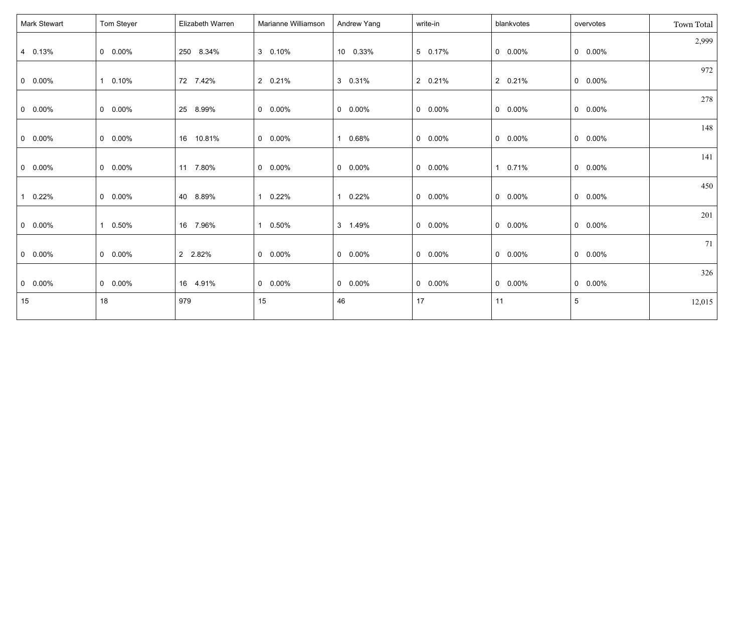| Mark Stewart | Tom Steyer | Elizabeth Warren | Marianne Williamson | Andrew Yang | write-in | blankvotes | overvotes | Town Total |
|---|---|---|---|---|---|---|---|---|
| 4 0.13% | 0 0.00% | 250 8.34% | 3 0.10% | 10 0.33% | 5 0.17% | 0 0.00% | 0 0.00% | 2,999 |
| 0 0.00% | 1 0.10% | 72 7.42% | 2 0.21% | 3 0.31% | 2 0.21% | 2 0.21% | 0 0.00% | 972 |
| 0 0.00% | 0 0.00% | 25 8.99% | 0 0.00% | 0 0.00% | 0 0.00% | 0 0.00% | 0 0.00% | 278 |
| 0 0.00% | 0 0.00% | 16 10.81% | 0 0.00% | 1 0.68% | 0 0.00% | 0 0.00% | 0 0.00% | 148 |
| 0 0.00% | 0 0.00% | 11 7.80% | 0 0.00% | 0 0.00% | 0 0.00% | 1 0.71% | 0 0.00% | 141 |
| 1 0.22% | 0 0.00% | 40 8.89% | 1 0.22% | 1 0.22% | 0 0.00% | 0 0.00% | 0 0.00% | 450 |
| 0 0.00% | 1 0.50% | 16 7.96% | 1 0.50% | 3 1.49% | 0 0.00% | 0 0.00% | 0 0.00% | 201 |
| 0 0.00% | 0 0.00% | 2 2.82% | 0 0.00% | 0 0.00% | 0 0.00% | 0 0.00% | 0 0.00% | 71 |
| 0 0.00% | 0 0.00% | 16 4.91% | 0 0.00% | 0 0.00% | 0 0.00% | 0 0.00% | 0 0.00% | 326 |
| 15 | 18 | 979 | 15 | 46 | 17 | 11 | 5 | 12,015 |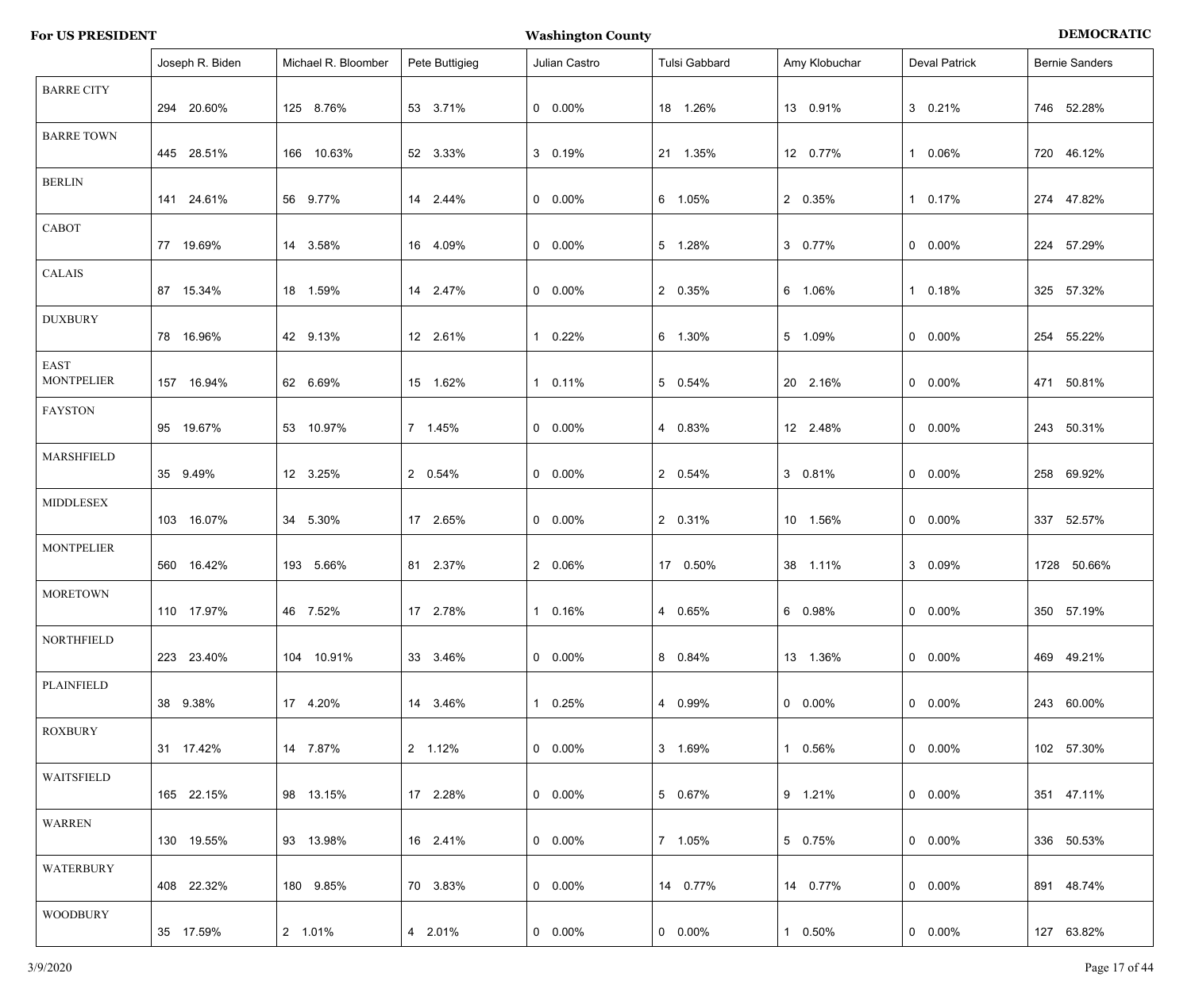**For US PRESIDENT** **Washington County** **DEMOCRATIC**

| | Joseph R. Biden | Michael R. Bloomber | Pete Buttigieg | Julian Castro | Tulsi Gabbard | Amy Klobuchar | Deval Patrick | Bernie Sanders |
|---|---|---|---|---|---|---|---|---|
| BARRE CITY | 294 20.60% | 125 8.76% | 53 3.71% | 0 0.00% | 18 1.26% | 13 0.91% | 3 0.21% | 746 52.28% |
| BARRE TOWN | 445 28.51% | 166 10.63% | 52 3.33% | 3 0.19% | 21 1.35% | 12 0.77% | 1 0.06% | 720 46.12% |
| BERLIN | 141 24.61% | 56 9.77% | 14 2.44% | 0 0.00% | 6 1.05% | 2 0.35% | 1 0.17% | 274 47.82% |
| CABOT | 77 19.69% | 14 3.58% | 16 4.09% | 0 0.00% | 5 1.28% | 3 0.77% | 0 0.00% | 224 57.29% |
| CALAIS | 87 15.34% | 18 1.59% | 14 2.47% | 0 0.00% | 2 0.35% | 6 1.06% | 1 0.18% | 325 57.32% |
| DUXBURY | 78 16.96% | 42 9.13% | 12 2.61% | 1 0.22% | 6 1.30% | 5 1.09% | 0 0.00% | 254 55.22% |
| EAST MONTPELIER | 157 16.94% | 62 6.69% | 15 1.62% | 1 0.11% | 5 0.54% | 20 2.16% | 0 0.00% | 471 50.81% |
| FAYSTON | 95 19.67% | 53 10.97% | 7 1.45% | 0 0.00% | 4 0.83% | 12 2.48% | 0 0.00% | 243 50.31% |
| MARSHFIELD | 35 9.49% | 12 3.25% | 2 0.54% | 0 0.00% | 2 0.54% | 3 0.81% | 0 0.00% | 258 69.92% |
| MIDDLESEX | 103 16.07% | 34 5.30% | 17 2.65% | 0 0.00% | 2 0.31% | 10 1.56% | 0 0.00% | 337 52.57% |
| MONTPELIER | 560 16.42% | 193 5.66% | 81 2.37% | 2 0.06% | 17 0.50% | 38 1.11% | 3 0.09% | 1728 50.66% |
| MORETOWN | 110 17.97% | 46 7.52% | 17 2.78% | 1 0.16% | 4 0.65% | 6 0.98% | 0 0.00% | 350 57.19% |
| NORTHFIELD | 223 23.40% | 104 10.91% | 33 3.46% | 0 0.00% | 8 0.84% | 13 1.36% | 0 0.00% | 469 49.21% |
| PLAINFIELD | 38 9.38% | 17 4.20% | 14 3.46% | 1 0.25% | 4 0.99% | 0 0.00% | 0 0.00% | 243 60.00% |
| ROXBURY | 31 17.42% | 14 7.87% | 2 1.12% | 0 0.00% | 3 1.69% | 1 0.56% | 0 0.00% | 102 57.30% |
| WAITSFIELD | 165 22.15% | 98 13.15% | 17 2.28% | 0 0.00% | 5 0.67% | 9 1.21% | 0 0.00% | 351 47.11% |
| WARREN | 130 19.55% | 93 13.98% | 16 2.41% | 0 0.00% | 7 1.05% | 5 0.75% | 0 0.00% | 336 50.53% |
| WATERBURY | 408 22.32% | 180 9.85% | 70 3.83% | 0 0.00% | 14 0.77% | 14 0.77% | 0 0.00% | 891 48.74% |
| WOODBURY | 35 17.59% | 2 1.01% | 4 2.01% | 0 0.00% | 0 0.00% | 1 0.50% | 0 0.00% | 127 63.82% |

3/9/2020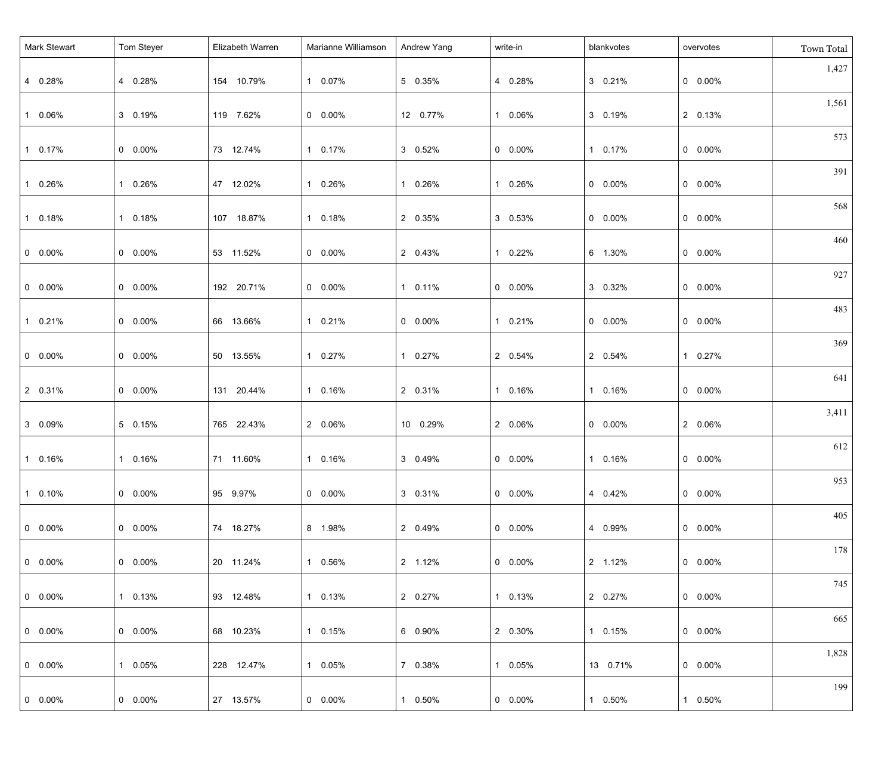| Mark Stewart | Tom Steyer | Elizabeth Warren | Marianne Williamson | Andrew Yang | write-in | blankvotes | overvotes | Town Total |
|---|---|---|---|---|---|---|---|---|
| 4 0.28% | 4 0.28% | 154 10.79% | 1 0.07% | 5 0.35% | 4 0.28% | 3 0.21% | 0 0.00% | 1,427 |
| 1 0.06% | 3 0.19% | 119 7.62% | 0 0.00% | 12 0.77% | 1 0.06% | 3 0.19% | 2 0.13% | 1,561 |
| 1 0.17% | 0 0.00% | 73 12.74% | 1 0.17% | 3 0.52% | 0 0.00% | 1 0.17% | 0 0.00% | 573 |
| 1 0.26% | 1 0.26% | 47 12.02% | 1 0.26% | 1 0.26% | 1 0.26% | 0 0.00% | 0 0.00% | 391 |
| 1 0.18% | 1 0.18% | 107 18.87% | 1 0.18% | 2 0.35% | 3 0.53% | 0 0.00% | 0 0.00% | 568 |
| 0 0.00% | 0 0.00% | 53 11.52% | 0 0.00% | 2 0.43% | 1 0.22% | 6 1.30% | 0 0.00% | 460 |
| 0 0.00% | 0 0.00% | 192 20.71% | 0 0.00% | 1 0.11% | 0 0.00% | 3 0.32% | 0 0.00% | 927 |
| 1 0.21% | 0 0.00% | 66 13.66% | 1 0.21% | 0 0.00% | 1 0.21% | 0 0.00% | 0 0.00% | 483 |
| 0 0.00% | 0 0.00% | 50 13.55% | 1 0.27% | 1 0.27% | 2 0.54% | 2 0.54% | 1 0.27% | 369 |
| 2 0.31% | 0 0.00% | 131 20.44% | 1 0.16% | 2 0.31% | 1 0.16% | 1 0.16% | 0 0.00% | 641 |
| 3 0.09% | 5 0.15% | 765 22.43% | 2 0.06% | 10 0.29% | 2 0.06% | 0 0.00% | 2 0.06% | 3,411 |
| 1 0.16% | 1 0.16% | 71 11.60% | 1 0.16% | 3 0.49% | 0 0.00% | 1 0.16% | 0 0.00% | 612 |
| 1 0.10% | 0 0.00% | 95 9.97% | 0 0.00% | 3 0.31% | 0 0.00% | 4 0.42% | 0 0.00% | 953 |
| 0 0.00% | 0 0.00% | 74 18.27% | 8 1.98% | 2 0.49% | 0 0.00% | 4 0.99% | 0 0.00% | 405 |
| 0 0.00% | 0 0.00% | 20 11.24% | 1 0.56% | 2 1.12% | 0 0.00% | 2 1.12% | 0 0.00% | 178 |
| 0 0.00% | 1 0.13% | 93 12.48% | 1 0.13% | 2 0.27% | 1 0.13% | 2 0.27% | 0 0.00% | 745 |
| 0 0.00% | 0 0.00% | 68 10.23% | 1 0.15% | 6 0.90% | 2 0.30% | 1 0.15% | 0 0.00% | 665 |
| 0 0.00% | 1 0.05% | 228 12.47% | 1 0.05% | 7 0.38% | 1 0.05% | 13 0.71% | 0 0.00% | 1,828 |
| 0 0.00% | 0 0.00% | 27 13.57% | 0 0.00% | 1 0.50% | 0 0.00% | 1 0.50% | 1 0.50% | 199 |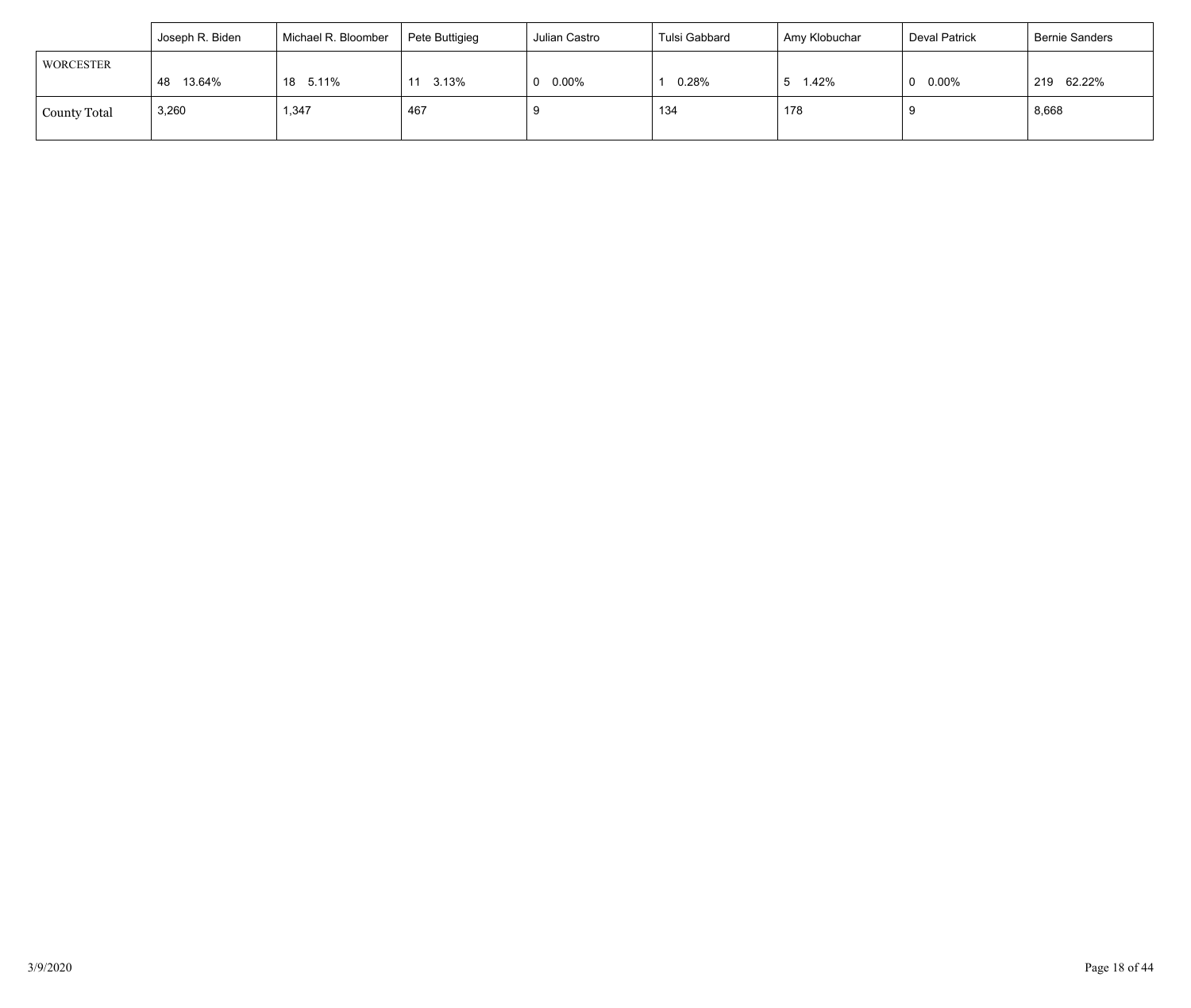| | Joseph R. Biden | Michael R. Bloomber | Pete Buttigieg | Julian Castro | Tulsi Gabbard | Amy Klobuchar | Deval Patrick | Bernie Sanders |
|---|---|---|---|---|---|---|---|---|
| WORCESTER | 48 13.64% | 18 5.11% | 11 3.13% | 0 0.00% | 1 0.28% | 5 1.42% | 0 0.00% | 219 62.22% |
| County Total | 3,260 | 1,347 | 467 | 9 | 134 | 178 | 9 | 8,668 |

3/9/2020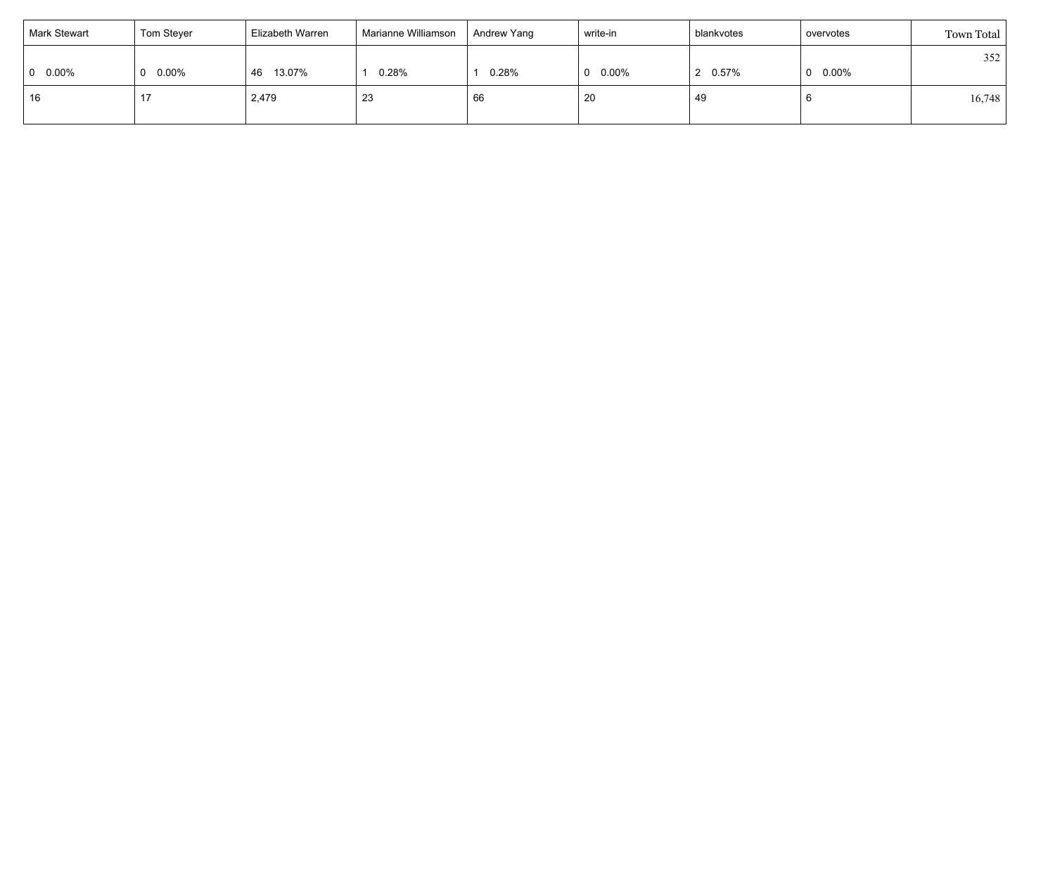| Mark Stewart | Tom Steyer | Elizabeth Warren | Marianne Williamson | Andrew Yang | write-in | blankvotes | overvotes | Town Total |
|---|---|---|---|---|---|---|---|---|
| 0 0.00% | 0 0.00% | 46 13.07% | 1 0.28% | 1 0.28% | 0 0.00% | 2 0.57% | 0 0.00% | 352 |
| 16 | 17 | 2,479 | 23 | 66 | 20 | 49 | 6 | 16,748 |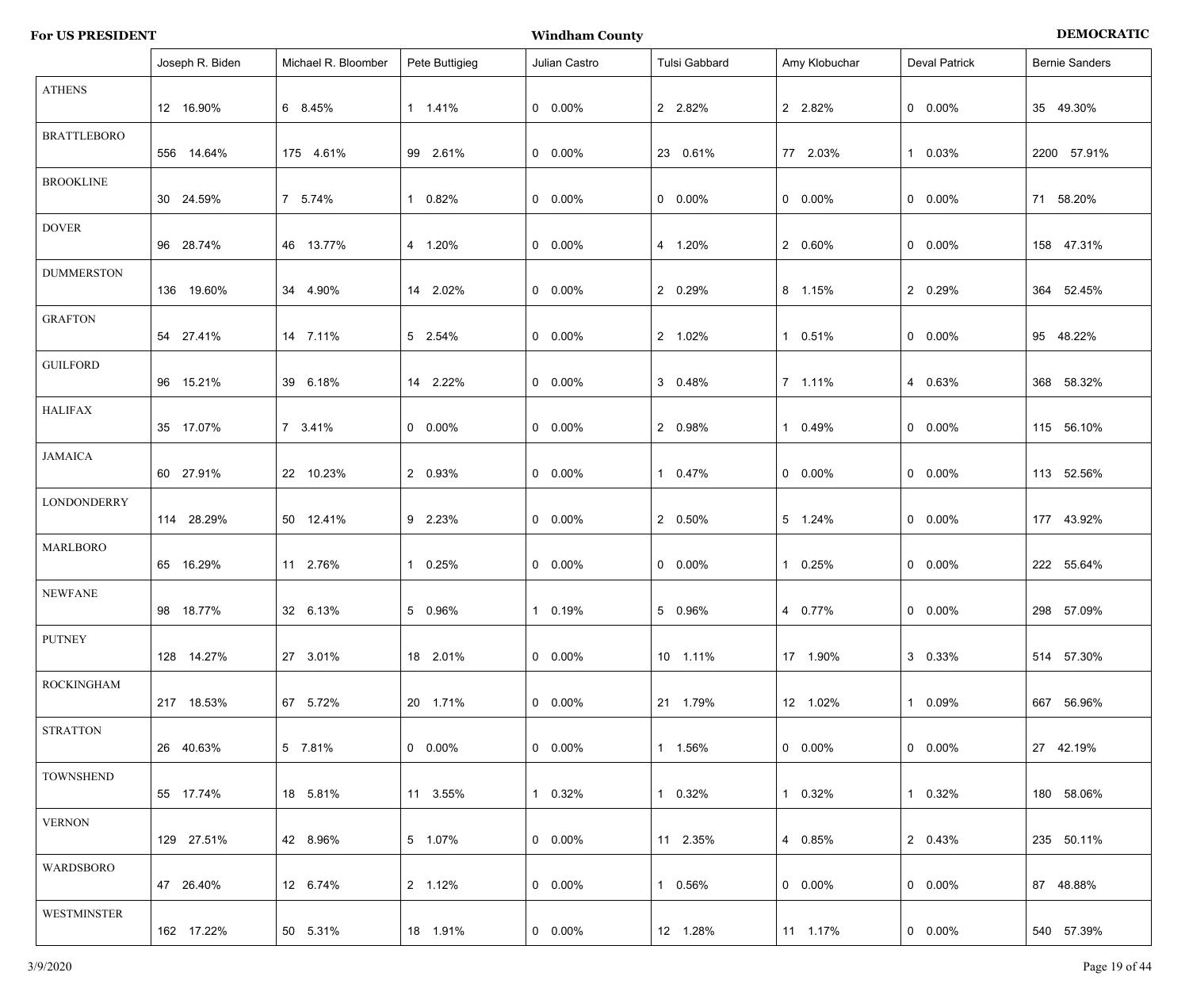**For US PRESIDENT** — **Windham County** — **DEMOCRATIC**

| | Joseph R. Biden | Michael R. Bloomber | Pete Buttigieg | Julian Castro | Tulsi Gabbard | Amy Klobuchar | Deval Patrick | Bernie Sanders |
|---|---|---|---|---|---|---|---|---|
| ATHENS | 12 16.90% | 6 8.45% | 1 1.41% | 0 0.00% | 2 2.82% | 2 2.82% | 0 0.00% | 35 49.30% |
| BRATTLEBORO | 556 14.64% | 175 4.61% | 99 2.61% | 0 0.00% | 23 0.61% | 77 2.03% | 1 0.03% | 2200 57.91% |
| BROOKLINE | 30 24.59% | 7 5.74% | 1 0.82% | 0 0.00% | 0 0.00% | 0 0.00% | 0 0.00% | 71 58.20% |
| DOVER | 96 28.74% | 46 13.77% | 4 1.20% | 0 0.00% | 4 1.20% | 2 0.60% | 0 0.00% | 158 47.31% |
| DUMMERSTON | 136 19.60% | 34 4.90% | 14 2.02% | 0 0.00% | 2 0.29% | 8 1.15% | 2 0.29% | 364 52.45% |
| GRAFTON | 54 27.41% | 14 7.11% | 5 2.54% | 0 0.00% | 2 1.02% | 1 0.51% | 0 0.00% | 95 48.22% |
| GUILFORD | 96 15.21% | 39 6.18% | 14 2.22% | 0 0.00% | 3 0.48% | 7 1.11% | 4 0.63% | 368 58.32% |
| HALIFAX | 35 17.07% | 7 3.41% | 0 0.00% | 0 0.00% | 2 0.98% | 1 0.49% | 0 0.00% | 115 56.10% |
| JAMAICA | 60 27.91% | 22 10.23% | 2 0.93% | 0 0.00% | 1 0.47% | 0 0.00% | 0 0.00% | 113 52.56% |
| LONDONDERRY | 114 28.29% | 50 12.41% | 9 2.23% | 0 0.00% | 2 0.50% | 5 1.24% | 0 0.00% | 177 43.92% |
| MARLBORO | 65 16.29% | 11 2.76% | 1 0.25% | 0 0.00% | 0 0.00% | 1 0.25% | 0 0.00% | 222 55.64% |
| NEWFANE | 98 18.77% | 32 6.13% | 5 0.96% | 1 0.19% | 5 0.96% | 4 0.77% | 0 0.00% | 298 57.09% |
| PUTNEY | 128 14.27% | 27 3.01% | 18 2.01% | 0 0.00% | 10 1.11% | 17 1.90% | 3 0.33% | 514 57.30% |
| ROCKINGHAM | 217 18.53% | 67 5.72% | 20 1.71% | 0 0.00% | 21 1.79% | 12 1.02% | 1 0.09% | 667 56.96% |
| STRATTON | 26 40.63% | 5 7.81% | 0 0.00% | 0 0.00% | 1 1.56% | 0 0.00% | 0 0.00% | 27 42.19% |
| TOWNSHEND | 55 17.74% | 18 5.81% | 11 3.55% | 1 0.32% | 1 0.32% | 1 0.32% | 1 0.32% | 180 58.06% |
| VERNON | 129 27.51% | 42 8.96% | 5 1.07% | 0 0.00% | 11 2.35% | 4 0.85% | 2 0.43% | 235 50.11% |
| WARDSBORO | 47 26.40% | 12 6.74% | 2 1.12% | 0 0.00% | 1 0.56% | 0 0.00% | 0 0.00% | 87 48.88% |
| WESTMINSTER | 162 17.22% | 50 5.31% | 18 1.91% | 0 0.00% | 12 1.28% | 11 1.17% | 0 0.00% | 540 57.39% |

3/9/2020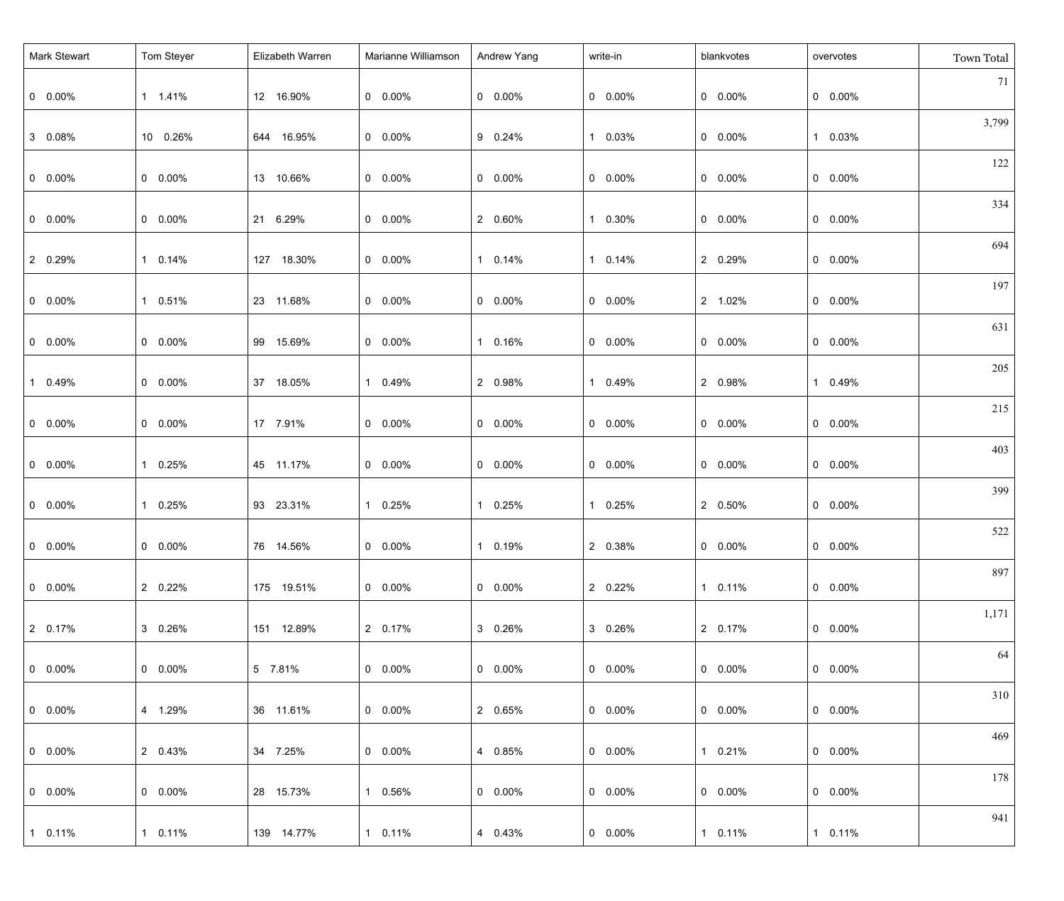| Mark Stewart | Tom Steyer | Elizabeth Warren | Marianne Williamson | Andrew Yang | write-in | blankvotes | overvotes | Town Total |
|---|---|---|---|---|---|---|---|---|
| 0 0.00% | 1 1.41% | 12 16.90% | 0 0.00% | 0 0.00% | 0 0.00% | 0 0.00% | 0 0.00% | 71 |
| 3 0.08% | 10 0.26% | 644 16.95% | 0 0.00% | 9 0.24% | 1 0.03% | 0 0.00% | 1 0.03% | 3,799 |
| 0 0.00% | 0 0.00% | 13 10.66% | 0 0.00% | 0 0.00% | 0 0.00% | 0 0.00% | 0 0.00% | 122 |
| 0 0.00% | 0 0.00% | 21 6.29% | 0 0.00% | 2 0.60% | 1 0.30% | 0 0.00% | 0 0.00% | 334 |
| 2 0.29% | 1 0.14% | 127 18.30% | 0 0.00% | 1 0.14% | 1 0.14% | 2 0.29% | 0 0.00% | 694 |
| 0 0.00% | 1 0.51% | 23 11.68% | 0 0.00% | 0 0.00% | 0 0.00% | 2 1.02% | 0 0.00% | 197 |
| 0 0.00% | 0 0.00% | 99 15.69% | 0 0.00% | 1 0.16% | 0 0.00% | 0 0.00% | 0 0.00% | 631 |
| 1 0.49% | 0 0.00% | 37 18.05% | 1 0.49% | 2 0.98% | 1 0.49% | 2 0.98% | 1 0.49% | 205 |
| 0 0.00% | 0 0.00% | 17 7.91% | 0 0.00% | 0 0.00% | 0 0.00% | 0 0.00% | 0 0.00% | 215 |
| 0 0.00% | 1 0.25% | 45 11.17% | 0 0.00% | 0 0.00% | 0 0.00% | 0 0.00% | 0 0.00% | 403 |
| 0 0.00% | 1 0.25% | 93 23.31% | 1 0.25% | 1 0.25% | 1 0.25% | 2 0.50% | 0 0.00% | 399 |
| 0 0.00% | 0 0.00% | 76 14.56% | 0 0.00% | 1 0.19% | 2 0.38% | 0 0.00% | 0 0.00% | 522 |
| 0 0.00% | 2 0.22% | 175 19.51% | 0 0.00% | 0 0.00% | 2 0.22% | 1 0.11% | 0 0.00% | 897 |
| 2 0.17% | 3 0.26% | 151 12.89% | 2 0.17% | 3 0.26% | 3 0.26% | 2 0.17% | 0 0.00% | 1,171 |
| 0 0.00% | 0 0.00% | 5 7.81% | 0 0.00% | 0 0.00% | 0 0.00% | 0 0.00% | 0 0.00% | 64 |
| 0 0.00% | 4 1.29% | 36 11.61% | 0 0.00% | 2 0.65% | 0 0.00% | 0 0.00% | 0 0.00% | 310 |
| 0 0.00% | 2 0.43% | 34 7.25% | 0 0.00% | 4 0.85% | 0 0.00% | 1 0.21% | 0 0.00% | 469 |
| 0 0.00% | 0 0.00% | 28 15.73% | 1 0.56% | 0 0.00% | 0 0.00% | 0 0.00% | 0 0.00% | 178 |
| 1 0.11% | 1 0.11% | 139 14.77% | 1 0.11% | 4 0.43% | 0 0.00% | 1 0.11% | 1 0.11% | 941 |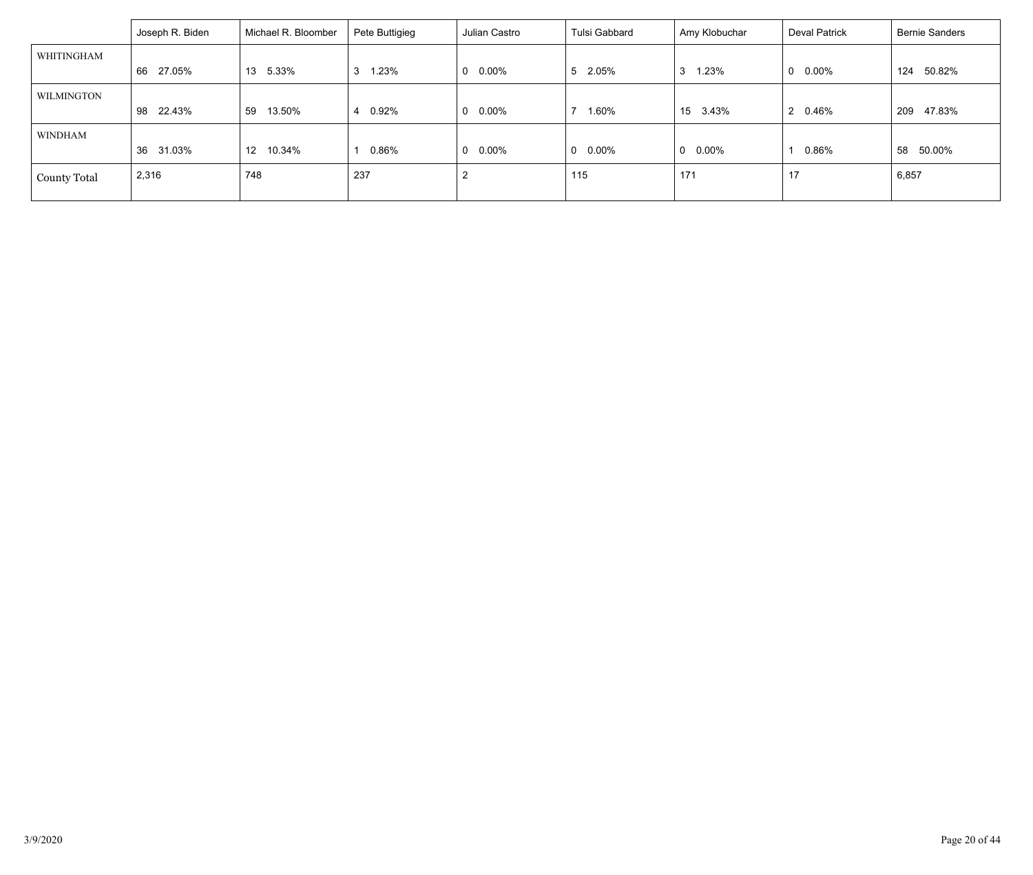| | Joseph R. Biden | Michael R. Bloomber | Pete Buttigieg | Julian Castro | Tulsi Gabbard | Amy Klobuchar | Deval Patrick | Bernie Sanders |
|---|---|---|---|---|---|---|---|---|
| WHITINGHAM | 66 27.05% | 13 5.33% | 3 1.23% | 0 0.00% | 5 2.05% | 3 1.23% | 0 0.00% | 124 50.82% |
| WILMINGTON | 98 22.43% | 59 13.50% | 4 0.92% | 0 0.00% | 7 1.60% | 15 3.43% | 2 0.46% | 209 47.83% |
| WINDHAM | 36 31.03% | 12 10.34% | 1 0.86% | 0 0.00% | 0 0.00% | 0 0.00% | 1 0.86% | 58 50.00% |
| County Total | 2,316 | 748 | 237 | 2 | 115 | 171 | 17 | 6,857 |

3/9/2020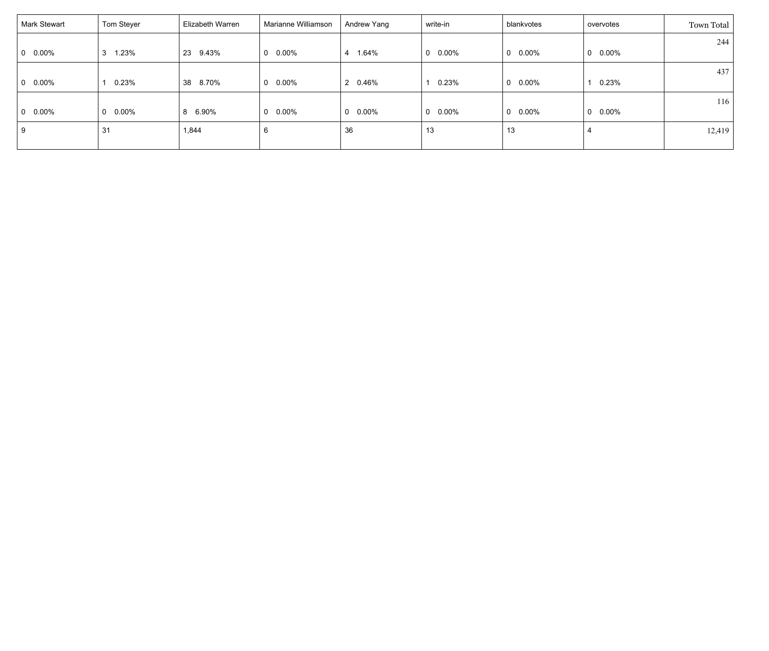| Mark Stewart | Tom Steyer | Elizabeth Warren | Marianne Williamson | Andrew Yang | write-in | blankvotes | overvotes | Town Total |
|---|---|---|---|---|---|---|---|---|
| 0 0.00% | 3 1.23% | 23 9.43% | 0 0.00% | 4 1.64% | 0 0.00% | 0 0.00% | 0 0.00% | 244 |
| 0 0.00% | 1 0.23% | 38 8.70% | 0 0.00% | 2 0.46% | 1 0.23% | 0 0.00% | 1 0.23% | 437 |
| 0 0.00% | 0 0.00% | 8 6.90% | 0 0.00% | 0 0.00% | 0 0.00% | 0 0.00% | 0 0.00% | 116 |
| 9 | 31 | 1,844 | 6 | 36 | 13 | 13 | 4 | 12,419 |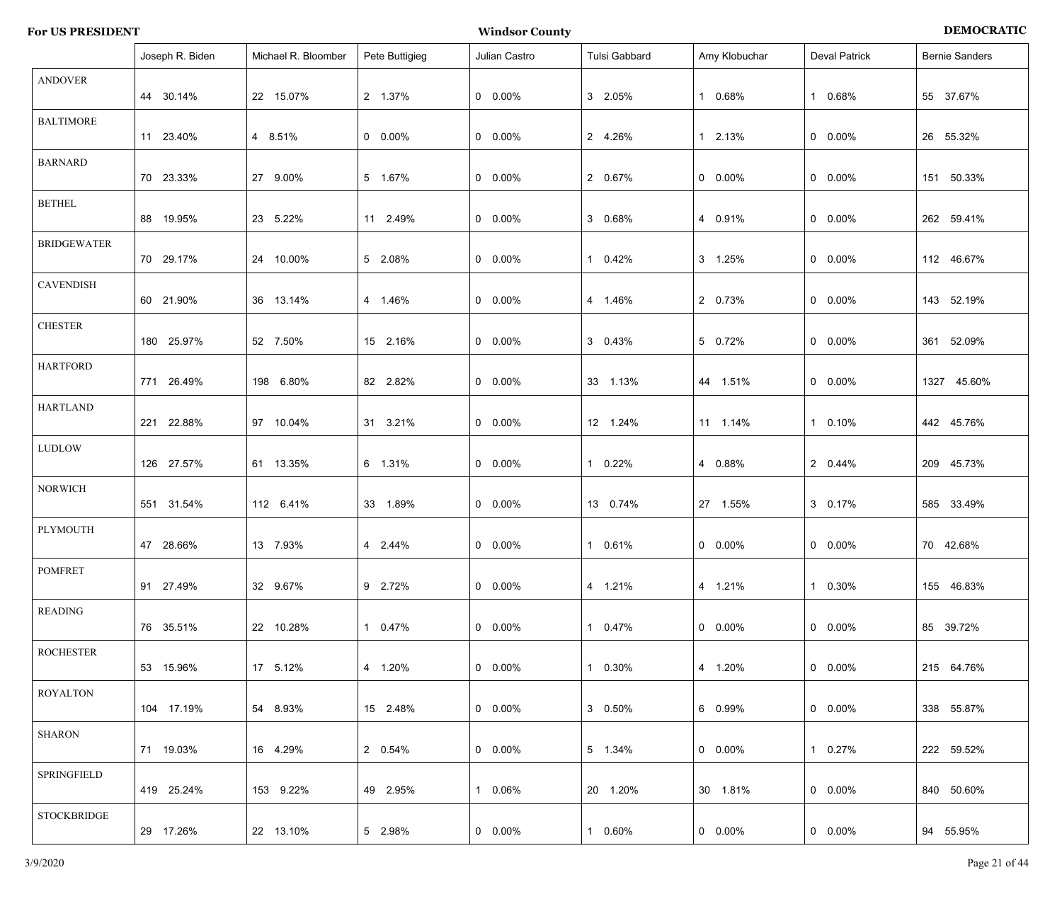**For US PRESIDENT** **Windsor County** **DEMOCRATIC**

| | Joseph R. Biden | Michael R. Bloomber | Pete Buttigieg | Julian Castro | Tulsi Gabbard | Amy Klobuchar | Deval Patrick | Bernie Sanders |
|---|---|---|---|---|---|---|---|---|
| ANDOVER | 44 30.14% | 22 15.07% | 2 1.37% | 0 0.00% | 3 2.05% | 1 0.68% | 1 0.68% | 55 37.67% |
| BALTIMORE | 11 23.40% | 4 8.51% | 0 0.00% | 0 0.00% | 2 4.26% | 1 2.13% | 0 0.00% | 26 55.32% |
| BARNARD | 70 23.33% | 27 9.00% | 5 1.67% | 0 0.00% | 2 0.67% | 0 0.00% | 0 0.00% | 151 50.33% |
| BETHEL | 88 19.95% | 23 5.22% | 11 2.49% | 0 0.00% | 3 0.68% | 4 0.91% | 0 0.00% | 262 59.41% |
| BRIDGEWATER | 70 29.17% | 24 10.00% | 5 2.08% | 0 0.00% | 1 0.42% | 3 1.25% | 0 0.00% | 112 46.67% |
| CAVENDISH | 60 21.90% | 36 13.14% | 4 1.46% | 0 0.00% | 4 1.46% | 2 0.73% | 0 0.00% | 143 52.19% |
| CHESTER | 180 25.97% | 52 7.50% | 15 2.16% | 0 0.00% | 3 0.43% | 5 0.72% | 0 0.00% | 361 52.09% |
| HARTFORD | 771 26.49% | 198 6.80% | 82 2.82% | 0 0.00% | 33 1.13% | 44 1.51% | 0 0.00% | 1327 45.60% |
| HARTLAND | 221 22.88% | 97 10.04% | 31 3.21% | 0 0.00% | 12 1.24% | 11 1.14% | 1 0.10% | 442 45.76% |
| LUDLOW | 126 27.57% | 61 13.35% | 6 1.31% | 0 0.00% | 1 0.22% | 4 0.88% | 2 0.44% | 209 45.73% |
| NORWICH | 551 31.54% | 112 6.41% | 33 1.89% | 0 0.00% | 13 0.74% | 27 1.55% | 3 0.17% | 585 33.49% |
| PLYMOUTH | 47 28.66% | 13 7.93% | 4 2.44% | 0 0.00% | 1 0.61% | 0 0.00% | 0 0.00% | 70 42.68% |
| POMFRET | 91 27.49% | 32 9.67% | 9 2.72% | 0 0.00% | 4 1.21% | 4 1.21% | 1 0.30% | 155 46.83% |
| READING | 76 35.51% | 22 10.28% | 1 0.47% | 0 0.00% | 1 0.47% | 0 0.00% | 0 0.00% | 85 39.72% |
| ROCHESTER | 53 15.96% | 17 5.12% | 4 1.20% | 0 0.00% | 1 0.30% | 4 1.20% | 0 0.00% | 215 64.76% |
| ROYALTON | 104 17.19% | 54 8.93% | 15 2.48% | 0 0.00% | 3 0.50% | 6 0.99% | 0 0.00% | 338 55.87% |
| SHARON | 71 19.03% | 16 4.29% | 2 0.54% | 0 0.00% | 5 1.34% | 0 0.00% | 1 0.27% | 222 59.52% |
| SPRINGFIELD | 419 25.24% | 153 9.22% | 49 2.95% | 1 0.06% | 20 1.20% | 30 1.81% | 0 0.00% | 840 50.60% |
| STOCKBRIDGE | 29 17.26% | 22 13.10% | 5 2.98% | 0 0.00% | 1 0.60% | 0 0.00% | 0 0.00% | 94 55.95% |

3/9/2020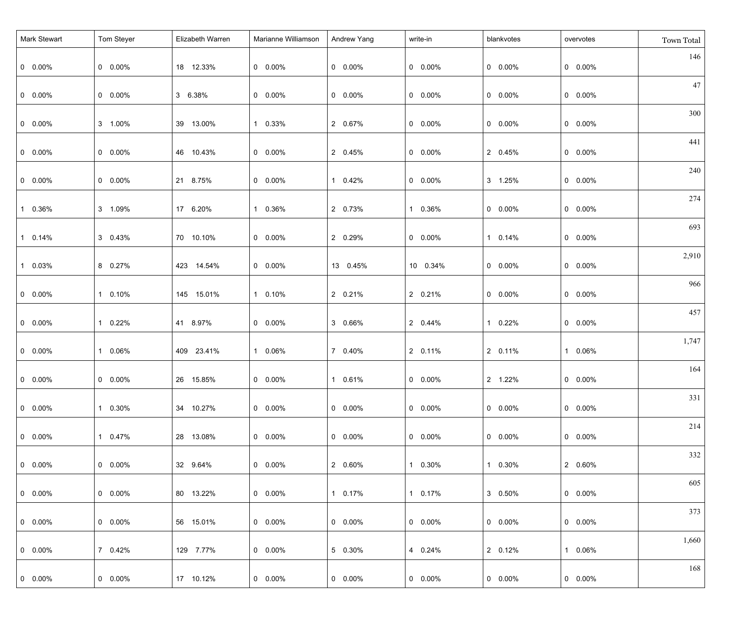| Mark Stewart | Tom Steyer | Elizabeth Warren | Marianne Williamson | Andrew Yang | write-in | blankvotes | overvotes | Town Total |
|---|---|---|---|---|---|---|---|---|
| 0 0.00% | 0 0.00% | 18 12.33% | 0 0.00% | 0 0.00% | 0 0.00% | 0 0.00% | 0 0.00% | 146 |
| 0 0.00% | 0 0.00% | 3 6.38% | 0 0.00% | 0 0.00% | 0 0.00% | 0 0.00% | 0 0.00% | 47 |
| 0 0.00% | 3 1.00% | 39 13.00% | 1 0.33% | 2 0.67% | 0 0.00% | 0 0.00% | 0 0.00% | 300 |
| 0 0.00% | 0 0.00% | 46 10.43% | 0 0.00% | 2 0.45% | 0 0.00% | 2 0.45% | 0 0.00% | 441 |
| 0 0.00% | 0 0.00% | 21 8.75% | 0 0.00% | 1 0.42% | 0 0.00% | 3 1.25% | 0 0.00% | 240 |
| 1 0.36% | 3 1.09% | 17 6.20% | 1 0.36% | 2 0.73% | 1 0.36% | 0 0.00% | 0 0.00% | 274 |
| 1 0.14% | 3 0.43% | 70 10.10% | 0 0.00% | 2 0.29% | 0 0.00% | 1 0.14% | 0 0.00% | 693 |
| 1 0.03% | 8 0.27% | 423 14.54% | 0 0.00% | 13 0.45% | 10 0.34% | 0 0.00% | 0 0.00% | 2,910 |
| 0 0.00% | 1 0.10% | 145 15.01% | 1 0.10% | 2 0.21% | 2 0.21% | 0 0.00% | 0 0.00% | 966 |
| 0 0.00% | 1 0.22% | 41 8.97% | 0 0.00% | 3 0.66% | 2 0.44% | 1 0.22% | 0 0.00% | 457 |
| 0 0.00% | 1 0.06% | 409 23.41% | 1 0.06% | 7 0.40% | 2 0.11% | 2 0.11% | 1 0.06% | 1,747 |
| 0 0.00% | 0 0.00% | 26 15.85% | 0 0.00% | 1 0.61% | 0 0.00% | 2 1.22% | 0 0.00% | 164 |
| 0 0.00% | 1 0.30% | 34 10.27% | 0 0.00% | 0 0.00% | 0 0.00% | 0 0.00% | 0 0.00% | 331 |
| 0 0.00% | 1 0.47% | 28 13.08% | 0 0.00% | 0 0.00% | 0 0.00% | 0 0.00% | 0 0.00% | 214 |
| 0 0.00% | 0 0.00% | 32 9.64% | 0 0.00% | 2 0.60% | 1 0.30% | 1 0.30% | 2 0.60% | 332 |
| 0 0.00% | 0 0.00% | 80 13.22% | 0 0.00% | 1 0.17% | 1 0.17% | 3 0.50% | 0 0.00% | 605 |
| 0 0.00% | 0 0.00% | 56 15.01% | 0 0.00% | 0 0.00% | 0 0.00% | 0 0.00% | 0 0.00% | 373 |
| 0 0.00% | 7 0.42% | 129 7.77% | 0 0.00% | 5 0.30% | 4 0.24% | 2 0.12% | 1 0.06% | 1,660 |
| 0 0.00% | 0 0.00% | 17 10.12% | 0 0.00% | 0 0.00% | 0 0.00% | 0 0.00% | 0 0.00% | 168 |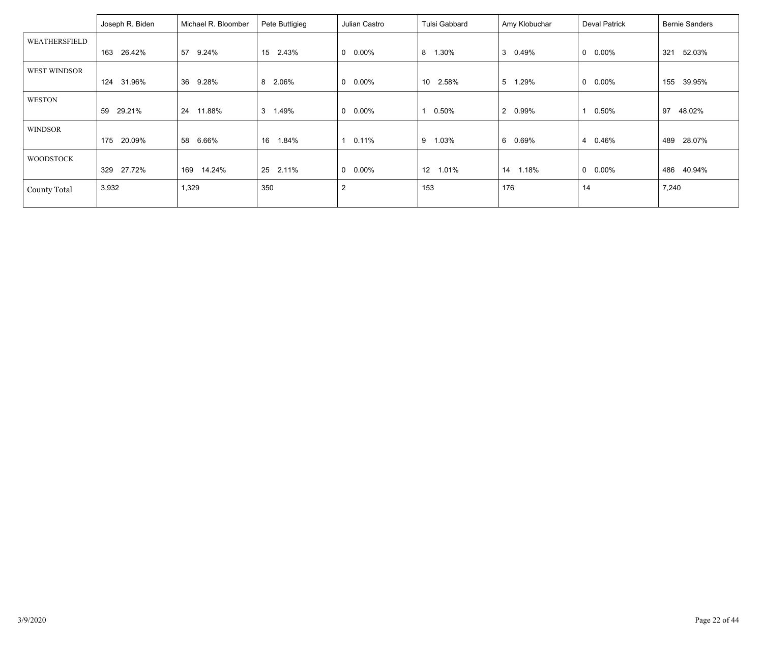| | Joseph R. Biden | Michael R. Bloomber | Pete Buttigieg | Julian Castro | Tulsi Gabbard | Amy Klobuchar | Deval Patrick | Bernie Sanders |
|---|---|---|---|---|---|---|---|---|
| WEATHERSFIELD | 163 26.42% | 57 9.24% | 15 2.43% | 0 0.00% | 8 1.30% | 3 0.49% | 0 0.00% | 321 52.03% |
| WEST WINDSOR | 124 31.96% | 36 9.28% | 8 2.06% | 0 0.00% | 10 2.58% | 5 1.29% | 0 0.00% | 155 39.95% |
| WESTON | 59 29.21% | 24 11.88% | 3 1.49% | 0 0.00% | 1 0.50% | 2 0.99% | 1 0.50% | 97 48.02% |
| WINDSOR | 175 20.09% | 58 6.66% | 16 1.84% | 1 0.11% | 9 1.03% | 6 0.69% | 4 0.46% | 489 28.07% |
| WOODSTOCK | 329 27.72% | 169 14.24% | 25 2.11% | 0 0.00% | 12 1.01% | 14 1.18% | 0 0.00% | 486 40.94% |
| County Total | 3,932 | 1,329 | 350 | 2 | 153 | 176 | 14 | 7,240 |

3/9/2020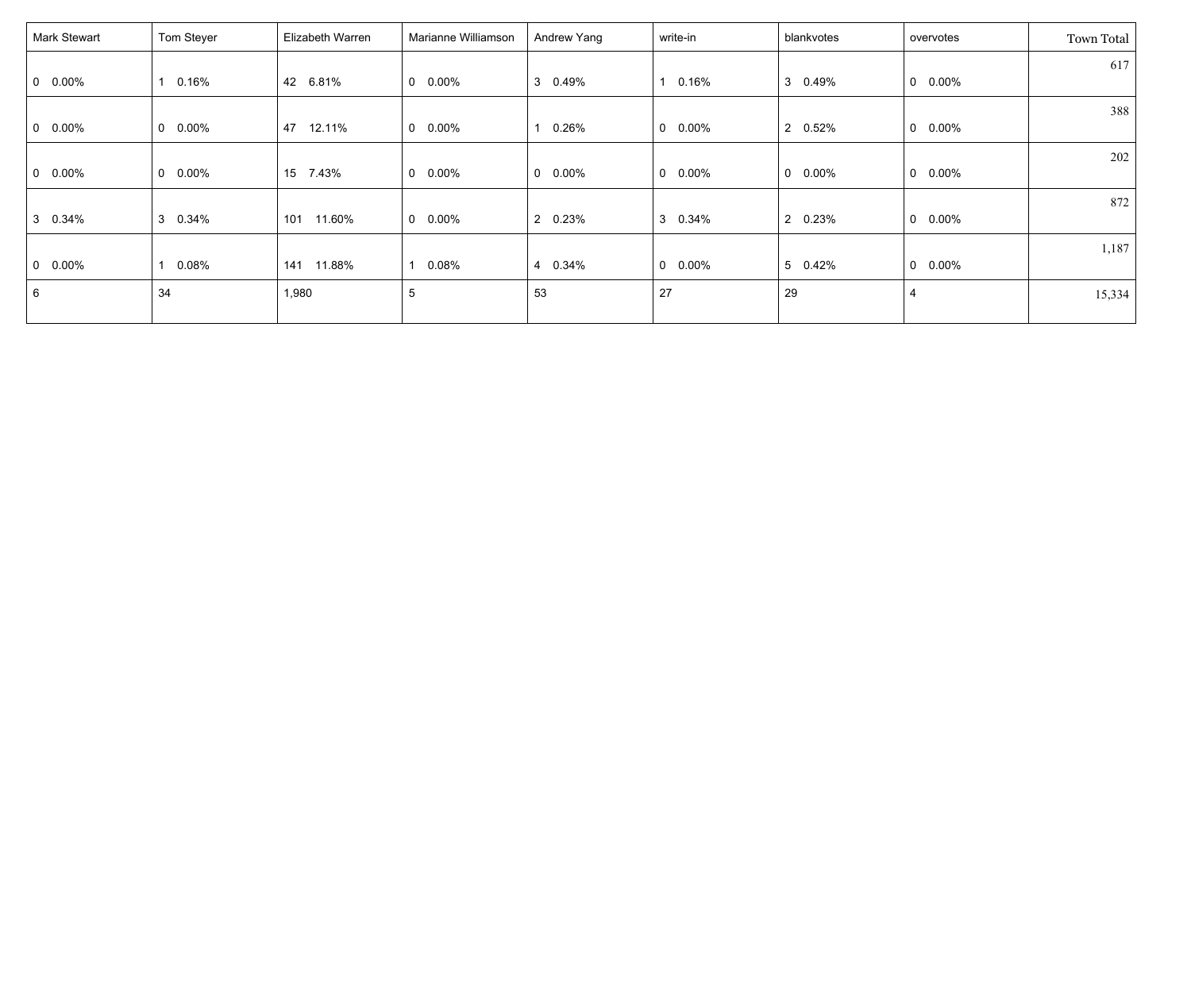| Mark Stewart | Tom Steyer | Elizabeth Warren | Marianne Williamson | Andrew Yang | write-in | blankvotes | overvotes | Town Total |
|---|---|---|---|---|---|---|---|---|
| 0 0.00% | 1 0.16% | 42 6.81% | 0 0.00% | 3 0.49% | 1 0.16% | 3 0.49% | 0 0.00% | 617 |
| 0 0.00% | 0 0.00% | 47 12.11% | 0 0.00% | 1 0.26% | 0 0.00% | 2 0.52% | 0 0.00% | 388 |
| 0 0.00% | 0 0.00% | 15 7.43% | 0 0.00% | 0 0.00% | 0 0.00% | 0 0.00% | 0 0.00% | 202 |
| 3 0.34% | 3 0.34% | 101 11.60% | 0 0.00% | 2 0.23% | 3 0.34% | 2 0.23% | 0 0.00% | 872 |
| 0 0.00% | 1 0.08% | 141 11.88% | 1 0.08% | 4 0.34% | 0 0.00% | 5 0.42% | 0 0.00% | 1,187 |
| 6 | 34 | 1,980 | 5 | 53 | 27 | 29 | 4 | 15,334 |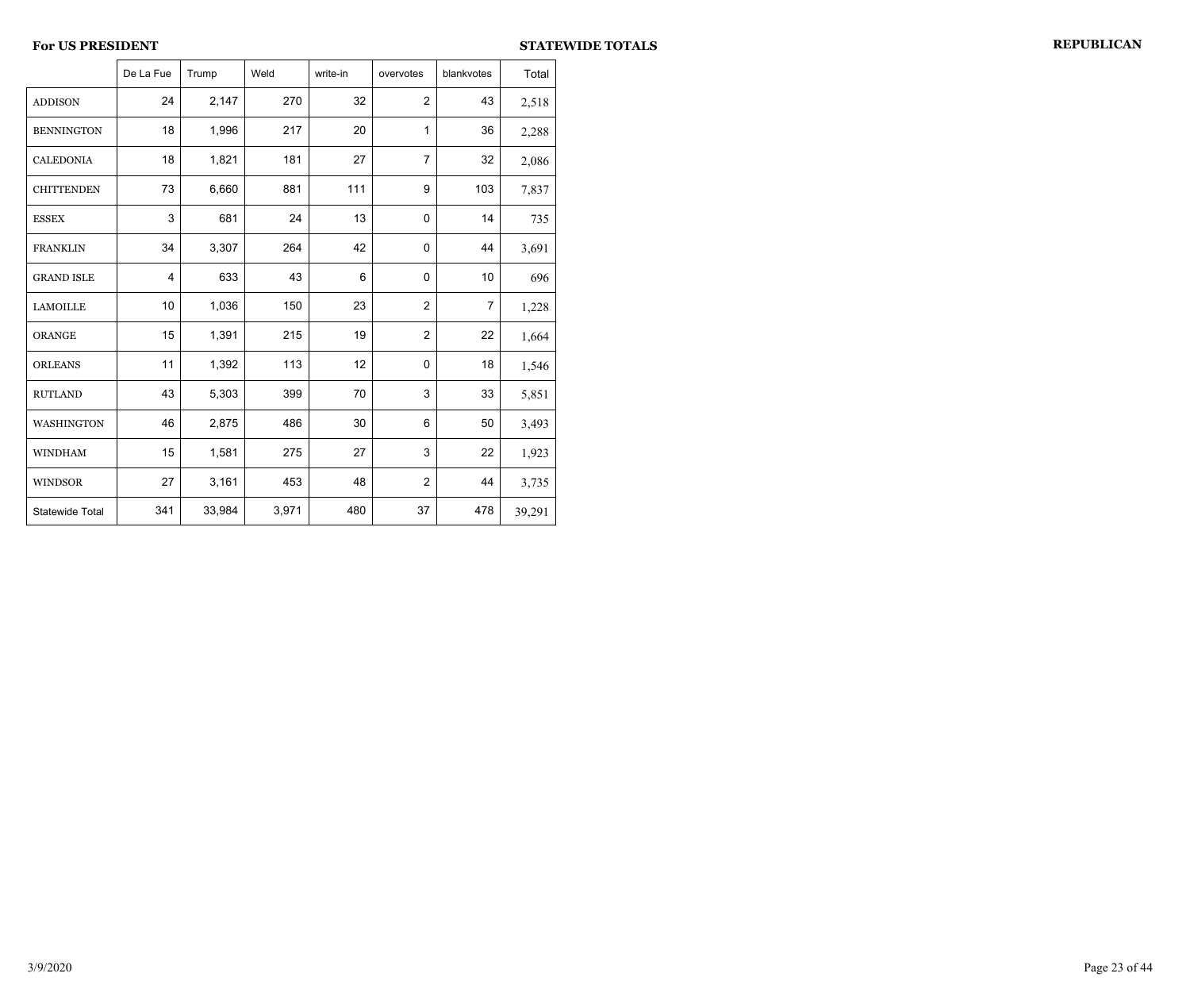**For US PRESIDENT** **STATEWIDE TOTALS** **REPUBLICAN**

| | De La Fue | Trump | Weld | write-in | overvotes | blankvotes | Total |
|---|---|---|---|---|---|---|---|
| ADDISON | 24 | 2,147 | 270 | 32 | 2 | 43 | 2,518 |
| BENNINGTON | 18 | 1,996 | 217 | 20 | 1 | 36 | 2,288 |
| CALEDONIA | 18 | 1,821 | 181 | 27 | 7 | 32 | 2,086 |
| CHITTENDEN | 73 | 6,660 | 881 | 111 | 9 | 103 | 7,837 |
| ESSEX | 3 | 681 | 24 | 13 | 0 | 14 | 735 |
| FRANKLIN | 34 | 3,307 | 264 | 42 | 0 | 44 | 3,691 |
| GRAND ISLE | 4 | 633 | 43 | 6 | 0 | 10 | 696 |
| LAMOILLE | 10 | 1,036 | 150 | 23 | 2 | 7 | 1,228 |
| ORANGE | 15 | 1,391 | 215 | 19 | 2 | 22 | 1,664 |
| ORLEANS | 11 | 1,392 | 113 | 12 | 0 | 18 | 1,546 |
| RUTLAND | 43 | 5,303 | 399 | 70 | 3 | 33 | 5,851 |
| WASHINGTON | 46 | 2,875 | 486 | 30 | 6 | 50 | 3,493 |
| WINDHAM | 15 | 1,581 | 275 | 27 | 3 | 22 | 1,923 |
| WINDSOR | 27 | 3,161 | 453 | 48 | 2 | 44 | 3,735 |
| Statewide Total | 341 | 33,984 | 3,971 | 480 | 37 | 478 | 39,291 |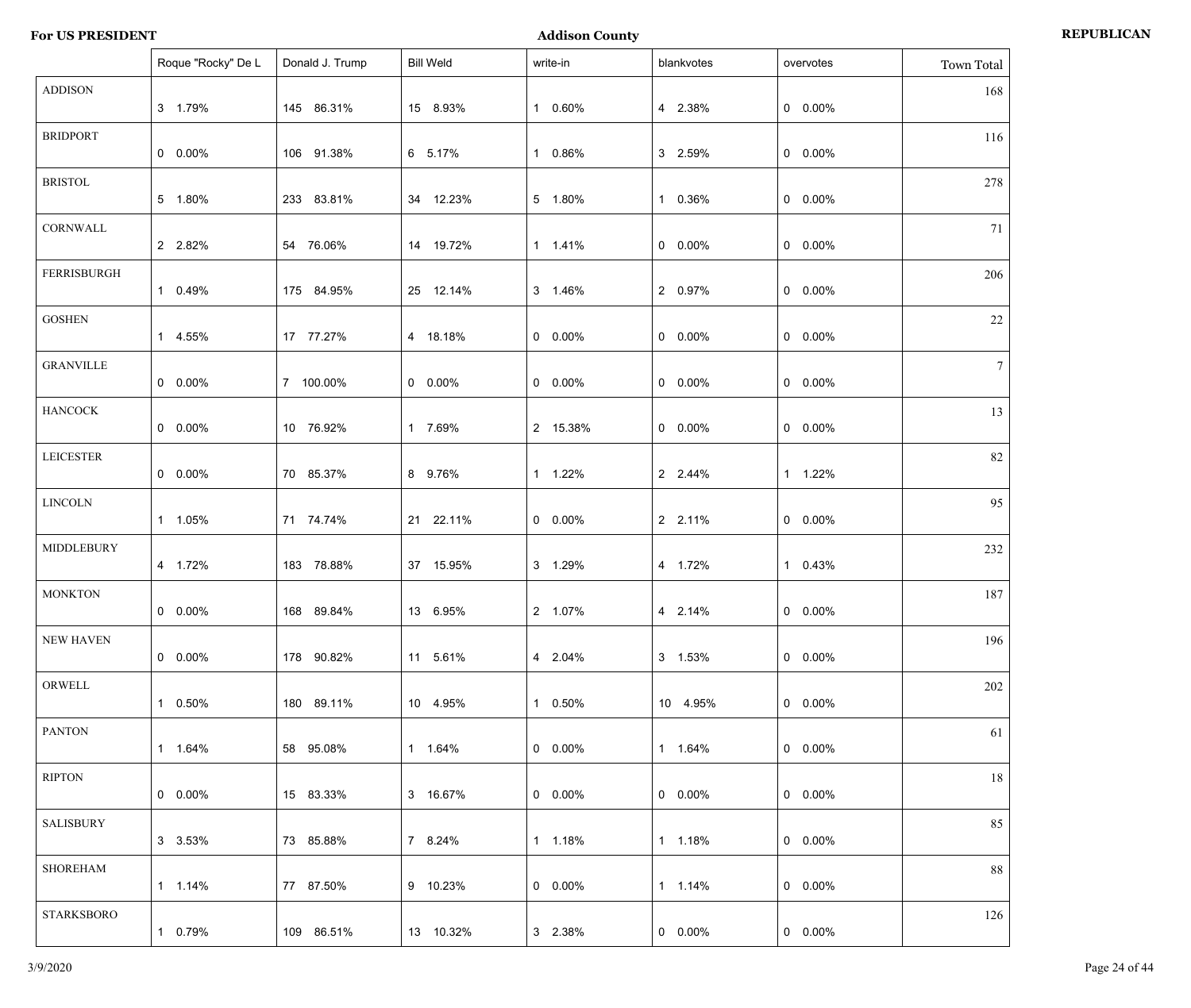**For US PRESIDENT** | **Addison County** | **REPUBLICAN**

| | Roque "Rocky" De L | Donald J. Trump | Bill Weld | write-in | blankvotes | overvotes | Town Total |
|---|---|---|---|---|---|---|---|
| ADDISON | 3 1.79% | 145 86.31% | 15 8.93% | 1 0.60% | 4 2.38% | 0 0.00% | 168 |
| BRIDPORT | 0 0.00% | 106 91.38% | 6 5.17% | 1 0.86% | 3 2.59% | 0 0.00% | 116 |
| BRISTOL | 5 1.80% | 233 83.81% | 34 12.23% | 5 1.80% | 1 0.36% | 0 0.00% | 278 |
| CORNWALL | 2 2.82% | 54 76.06% | 14 19.72% | 1 1.41% | 0 0.00% | 0 0.00% | 71 |
| FERRISBURGH | 1 0.49% | 175 84.95% | 25 12.14% | 3 1.46% | 2 0.97% | 0 0.00% | 206 |
| GOSHEN | 1 4.55% | 17 77.27% | 4 18.18% | 0 0.00% | 0 0.00% | 0 0.00% | 22 |
| GRANVILLE | 0 0.00% | 7 100.00% | 0 0.00% | 0 0.00% | 0 0.00% | 0 0.00% | 7 |
| HANCOCK | 0 0.00% | 10 76.92% | 1 7.69% | 2 15.38% | 0 0.00% | 0 0.00% | 13 |
| LEICESTER | 0 0.00% | 70 85.37% | 8 9.76% | 1 1.22% | 2 2.44% | 1 1.22% | 82 |
| LINCOLN | 1 1.05% | 71 74.74% | 21 22.11% | 0 0.00% | 2 2.11% | 0 0.00% | 95 |
| MIDDLEBURY | 4 1.72% | 183 78.88% | 37 15.95% | 3 1.29% | 4 1.72% | 1 0.43% | 232 |
| MONKTON | 0 0.00% | 168 89.84% | 13 6.95% | 2 1.07% | 4 2.14% | 0 0.00% | 187 |
| NEW HAVEN | 0 0.00% | 178 90.82% | 11 5.61% | 4 2.04% | 3 1.53% | 0 0.00% | 196 |
| ORWELL | 1 0.50% | 180 89.11% | 10 4.95% | 1 0.50% | 10 4.95% | 0 0.00% | 202 |
| PANTON | 1 1.64% | 58 95.08% | 1 1.64% | 0 0.00% | 1 1.64% | 0 0.00% | 61 |
| RIPTON | 0 0.00% | 15 83.33% | 3 16.67% | 0 0.00% | 0 0.00% | 0 0.00% | 18 |
| SALISBURY | 3 3.53% | 73 85.88% | 7 8.24% | 1 1.18% | 1 1.18% | 0 0.00% | 85 |
| SHOREHAM | 1 1.14% | 77 87.50% | 9 10.23% | 0 0.00% | 1 1.14% | 0 0.00% | 88 |
| STARKSBORO | 1 0.79% | 109 86.51% | 13 10.32% | 3 2.38% | 0 0.00% | 0 0.00% | 126 |

3/9/2020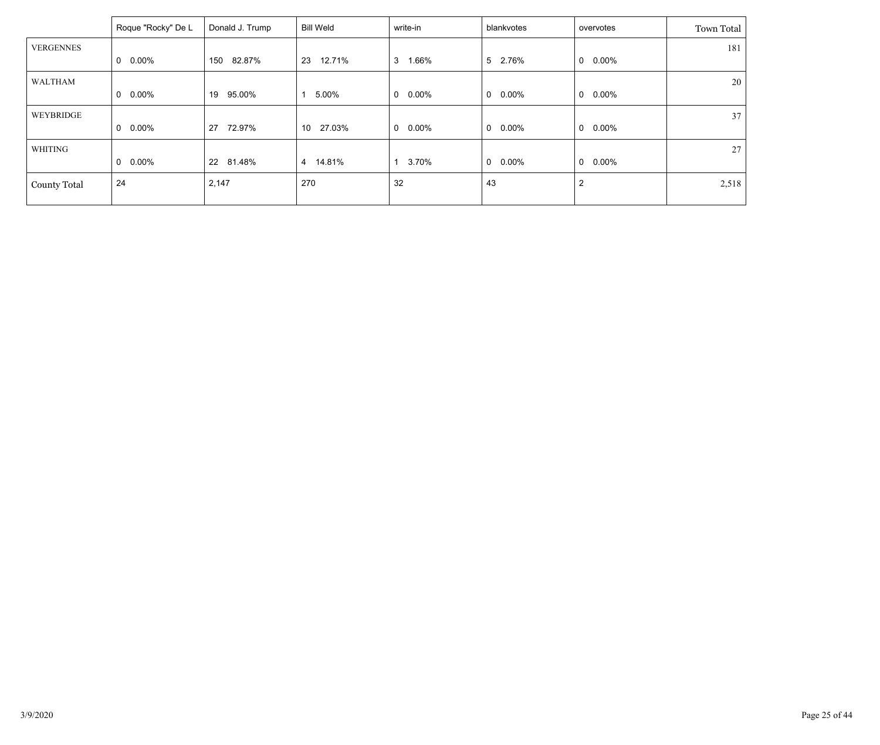| | Roque "Rocky" De L | Donald J. Trump | Bill Weld | write-in | blankvotes | overvotes | Town Total |
|---|---|---|---|---|---|---|---|
| VERGENNES | 0 0.00% | 150 82.87% | 23 12.71% | 3 1.66% | 5 2.76% | 0 0.00% | 181 |
| WALTHAM | 0 0.00% | 19 95.00% | 1 5.00% | 0 0.00% | 0 0.00% | 0 0.00% | 20 |
| WEYBRIDGE | 0 0.00% | 27 72.97% | 10 27.03% | 0 0.00% | 0 0.00% | 0 0.00% | 37 |
| WHITING | 0 0.00% | 22 81.48% | 4 14.81% | 1 3.70% | 0 0.00% | 0 0.00% | 27 |
| County Total | 24 | 2,147 | 270 | 32 | 43 | 2 | 2,518 |

3/9/2020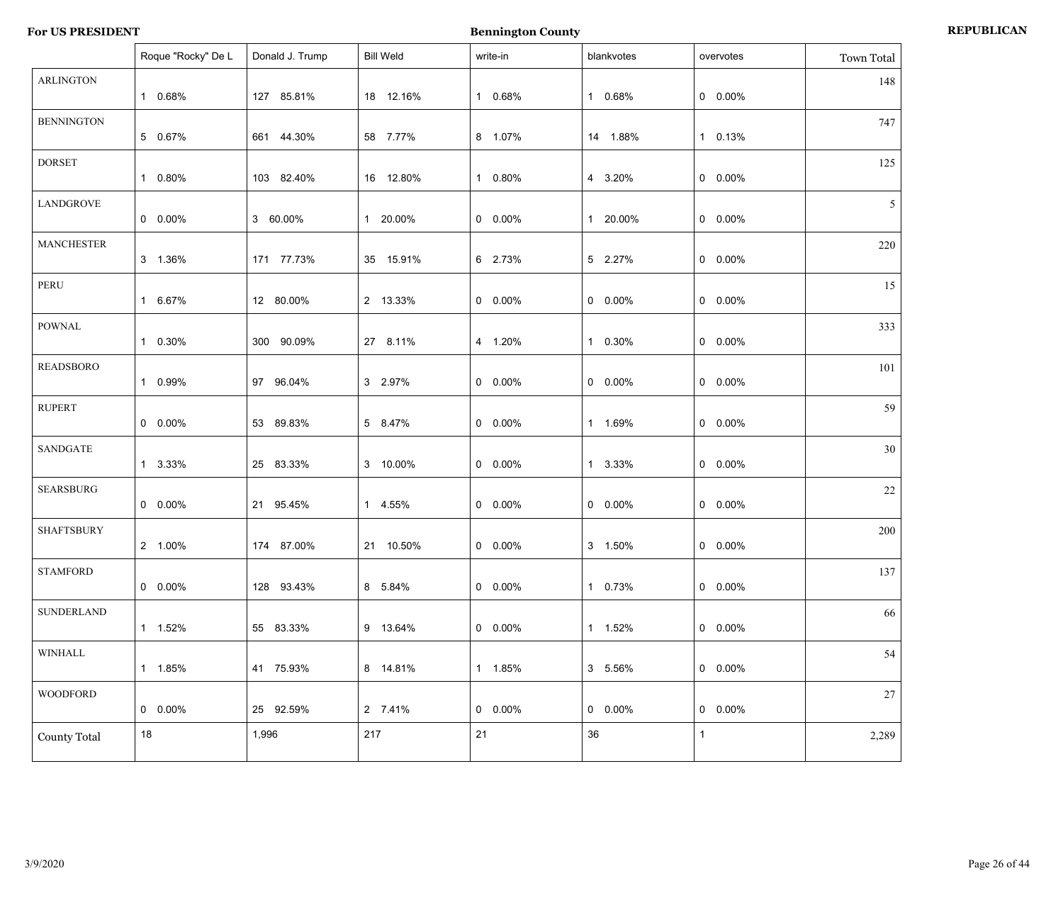**For US PRESIDENT** | **Bennington County** | **REPUBLICAN**

| | Roque "Rocky" De L | Donald J. Trump | Bill Weld | write-in | blankvotes | overvotes | Town Total |
|---|---|---|---|---|---|---|---|
| ARLINGTON | 1 0.68% | 127 85.81% | 18 12.16% | 1 0.68% | 1 0.68% | 0 0.00% | 148 |
| BENNINGTON | 5 0.67% | 661 44.30% | 58 7.77% | 8 1.07% | 14 1.88% | 1 0.13% | 747 |
| DORSET | 1 0.80% | 103 82.40% | 16 12.80% | 1 0.80% | 4 3.20% | 0 0.00% | 125 |
| LANDGROVE | 0 0.00% | 3 60.00% | 1 20.00% | 0 0.00% | 1 20.00% | 0 0.00% | 5 |
| MANCHESTER | 3 1.36% | 171 77.73% | 35 15.91% | 6 2.73% | 5 2.27% | 0 0.00% | 220 |
| PERU | 1 6.67% | 12 80.00% | 2 13.33% | 0 0.00% | 0 0.00% | 0 0.00% | 15 |
| POWNAL | 1 0.30% | 300 90.09% | 27 8.11% | 4 1.20% | 1 0.30% | 0 0.00% | 333 |
| READSBORO | 1 0.99% | 97 96.04% | 3 2.97% | 0 0.00% | 0 0.00% | 0 0.00% | 101 |
| RUPERT | 0 0.00% | 53 89.83% | 5 8.47% | 0 0.00% | 1 1.69% | 0 0.00% | 59 |
| SANDGATE | 1 3.33% | 25 83.33% | 3 10.00% | 0 0.00% | 1 3.33% | 0 0.00% | 30 |
| SEARSBURG | 0 0.00% | 21 95.45% | 1 4.55% | 0 0.00% | 0 0.00% | 0 0.00% | 22 |
| SHAFTSBURY | 2 1.00% | 174 87.00% | 21 10.50% | 0 0.00% | 3 1.50% | 0 0.00% | 200 |
| STAMFORD | 0 0.00% | 128 93.43% | 8 5.84% | 0 0.00% | 1 0.73% | 0 0.00% | 137 |
| SUNDERLAND | 1 1.52% | 55 83.33% | 9 13.64% | 0 0.00% | 1 1.52% | 0 0.00% | 66 |
| WINHALL | 1 1.85% | 41 75.93% | 8 14.81% | 1 1.85% | 3 5.56% | 0 0.00% | 54 |
| WOODFORD | 0 0.00% | 25 92.59% | 2 7.41% | 0 0.00% | 0 0.00% | 0 0.00% | 27 |
| County Total | 18 | 1,996 | 217 | 21 | 36 | 1 | 2,289 |

3/9/2020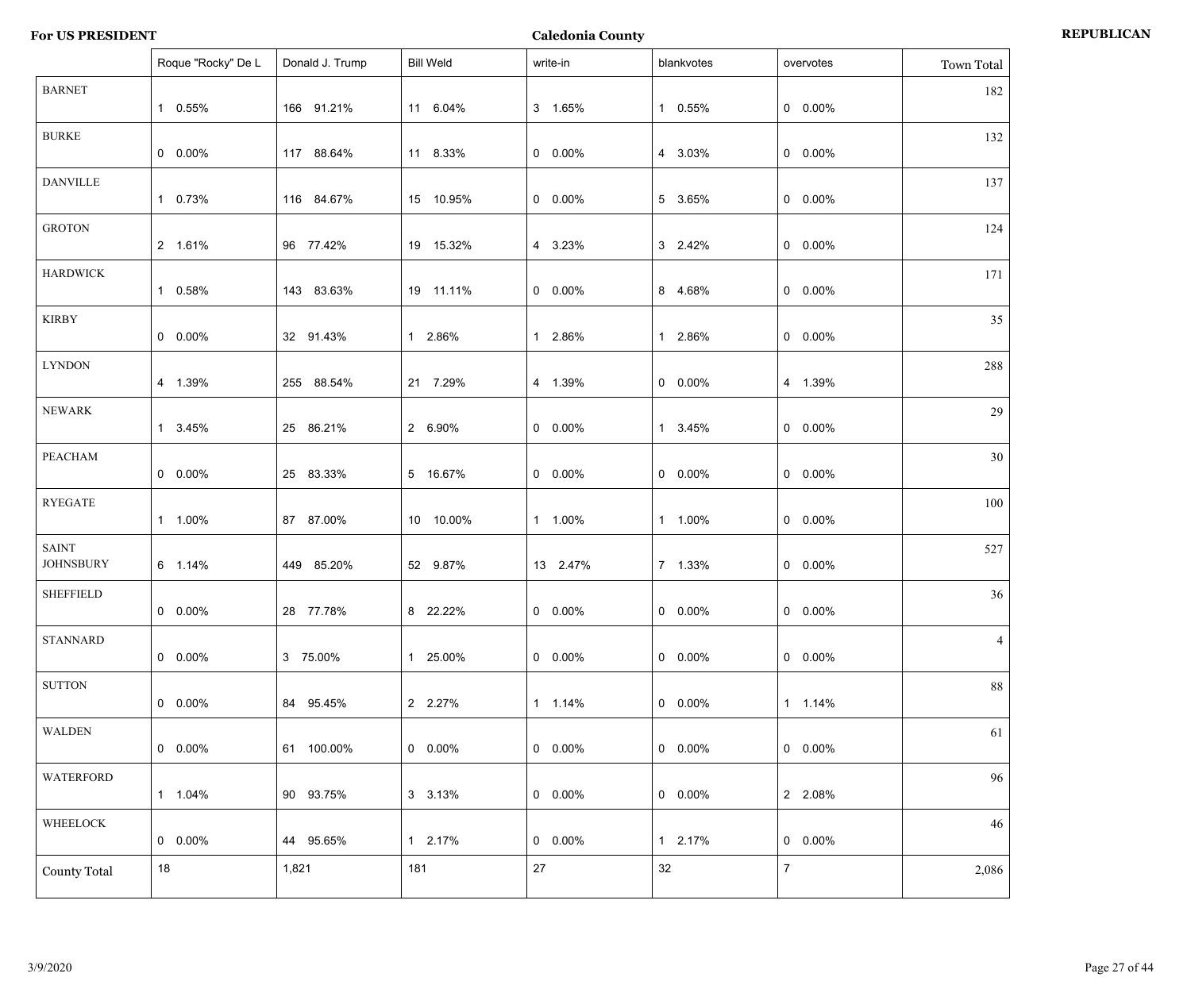**For US PRESIDENT** **Caledonia County** **REPUBLICAN**

| | Roque "Rocky" De L | Donald J. Trump | Bill Weld | write-in | blankvotes | overvotes | Town Total |
|---|---|---|---|---|---|---|---|
| BARNET | 1 0.55% | 166 91.21% | 11 6.04% | 3 1.65% | 1 0.55% | 0 0.00% | 182 |
| BURKE | 0 0.00% | 117 88.64% | 11 8.33% | 0 0.00% | 4 3.03% | 0 0.00% | 132 |
| DANVILLE | 1 0.73% | 116 84.67% | 15 10.95% | 0 0.00% | 5 3.65% | 0 0.00% | 137 |
| GROTON | 2 1.61% | 96 77.42% | 19 15.32% | 4 3.23% | 3 2.42% | 0 0.00% | 124 |
| HARDWICK | 1 0.58% | 143 83.63% | 19 11.11% | 0 0.00% | 8 4.68% | 0 0.00% | 171 |
| KIRBY | 0 0.00% | 32 91.43% | 1 2.86% | 1 2.86% | 1 2.86% | 0 0.00% | 35 |
| LYNDON | 4 1.39% | 255 88.54% | 21 7.29% | 4 1.39% | 0 0.00% | 4 1.39% | 288 |
| NEWARK | 1 3.45% | 25 86.21% | 2 6.90% | 0 0.00% | 1 3.45% | 0 0.00% | 29 |
| PEACHAM | 0 0.00% | 25 83.33% | 5 16.67% | 0 0.00% | 0 0.00% | 0 0.00% | 30 |
| RYEGATE | 1 1.00% | 87 87.00% | 10 10.00% | 1 1.00% | 1 1.00% | 0 0.00% | 100 |
| SAINT JOHNSBURY | 6 1.14% | 449 85.20% | 52 9.87% | 13 2.47% | 7 1.33% | 0 0.00% | 527 |
| SHEFFIELD | 0 0.00% | 28 77.78% | 8 22.22% | 0 0.00% | 0 0.00% | 0 0.00% | 36 |
| STANNARD | 0 0.00% | 3 75.00% | 1 25.00% | 0 0.00% | 0 0.00% | 0 0.00% | 4 |
| SUTTON | 0 0.00% | 84 95.45% | 2 2.27% | 1 1.14% | 0 0.00% | 1 1.14% | 88 |
| WALDEN | 0 0.00% | 61 100.00% | 0 0.00% | 0 0.00% | 0 0.00% | 0 0.00% | 61 |
| WATERFORD | 1 1.04% | 90 93.75% | 3 3.13% | 0 0.00% | 0 0.00% | 2 2.08% | 96 |
| WHEELOCK | 0 0.00% | 44 95.65% | 1 2.17% | 0 0.00% | 1 2.17% | 0 0.00% | 46 |
| County Total | 18 | 1,821 | 181 | 27 | 32 | 7 | 2,086 |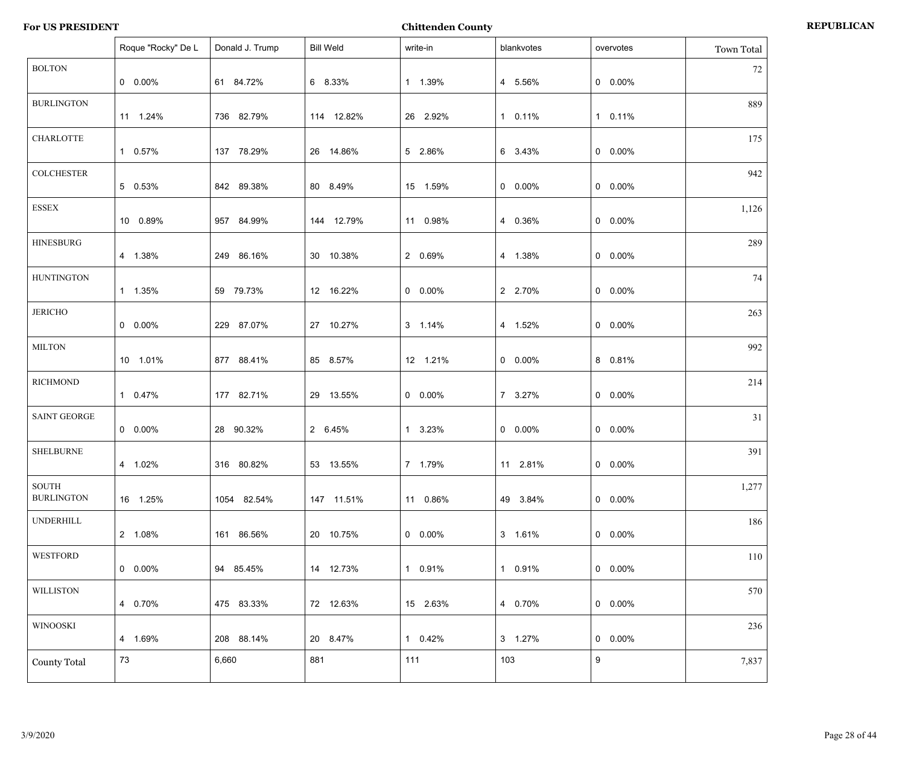**For US PRESIDENT** **Chittenden County** **REPUBLICAN**

| | Roque "Rocky" De L | Donald J. Trump | Bill Weld | write-in | blankvotes | overvotes | Town Total |
|---|---|---|---|---|---|---|---|
| BOLTON | 0 0.00% | 61 84.72% | 6 8.33% | 1 1.39% | 4 5.56% | 0 0.00% | 72 |
| BURLINGTON | 11 1.24% | 736 82.79% | 114 12.82% | 26 2.92% | 1 0.11% | 1 0.11% | 889 |
| CHARLOTTE | 1 0.57% | 137 78.29% | 26 14.86% | 5 2.86% | 6 3.43% | 0 0.00% | 175 |
| COLCHESTER | 5 0.53% | 842 89.38% | 80 8.49% | 15 1.59% | 0 0.00% | 0 0.00% | 942 |
| ESSEX | 10 0.89% | 957 84.99% | 144 12.79% | 11 0.98% | 4 0.36% | 0 0.00% | 1,126 |
| HINESBURG | 4 1.38% | 249 86.16% | 30 10.38% | 2 0.69% | 4 1.38% | 0 0.00% | 289 |
| HUNTINGTON | 1 1.35% | 59 79.73% | 12 16.22% | 0 0.00% | 2 2.70% | 0 0.00% | 74 |
| JERICHO | 0 0.00% | 229 87.07% | 27 10.27% | 3 1.14% | 4 1.52% | 0 0.00% | 263 |
| MILTON | 10 1.01% | 877 88.41% | 85 8.57% | 12 1.21% | 0 0.00% | 8 0.81% | 992 |
| RICHMOND | 1 0.47% | 177 82.71% | 29 13.55% | 0 0.00% | 7 3.27% | 0 0.00% | 214 |
| SAINT GEORGE | 0 0.00% | 28 90.32% | 2 6.45% | 1 3.23% | 0 0.00% | 0 0.00% | 31 |
| SHELBURNE | 4 1.02% | 316 80.82% | 53 13.55% | 7 1.79% | 11 2.81% | 0 0.00% | 391 |
| SOUTH BURLINGTON | 16 1.25% | 1054 82.54% | 147 11.51% | 11 0.86% | 49 3.84% | 0 0.00% | 1,277 |
| UNDERHILL | 2 1.08% | 161 86.56% | 20 10.75% | 0 0.00% | 3 1.61% | 0 0.00% | 186 |
| WESTFORD | 0 0.00% | 94 85.45% | 14 12.73% | 1 0.91% | 1 0.91% | 0 0.00% | 110 |
| WILLISTON | 4 0.70% | 475 83.33% | 72 12.63% | 15 2.63% | 4 0.70% | 0 0.00% | 570 |
| WINOOSKI | 4 1.69% | 208 88.14% | 20 8.47% | 1 0.42% | 3 1.27% | 0 0.00% | 236 |
| County Total | 73 | 6,660 | 881 | 111 | 103 | 9 | 7,837 |

3/9/2020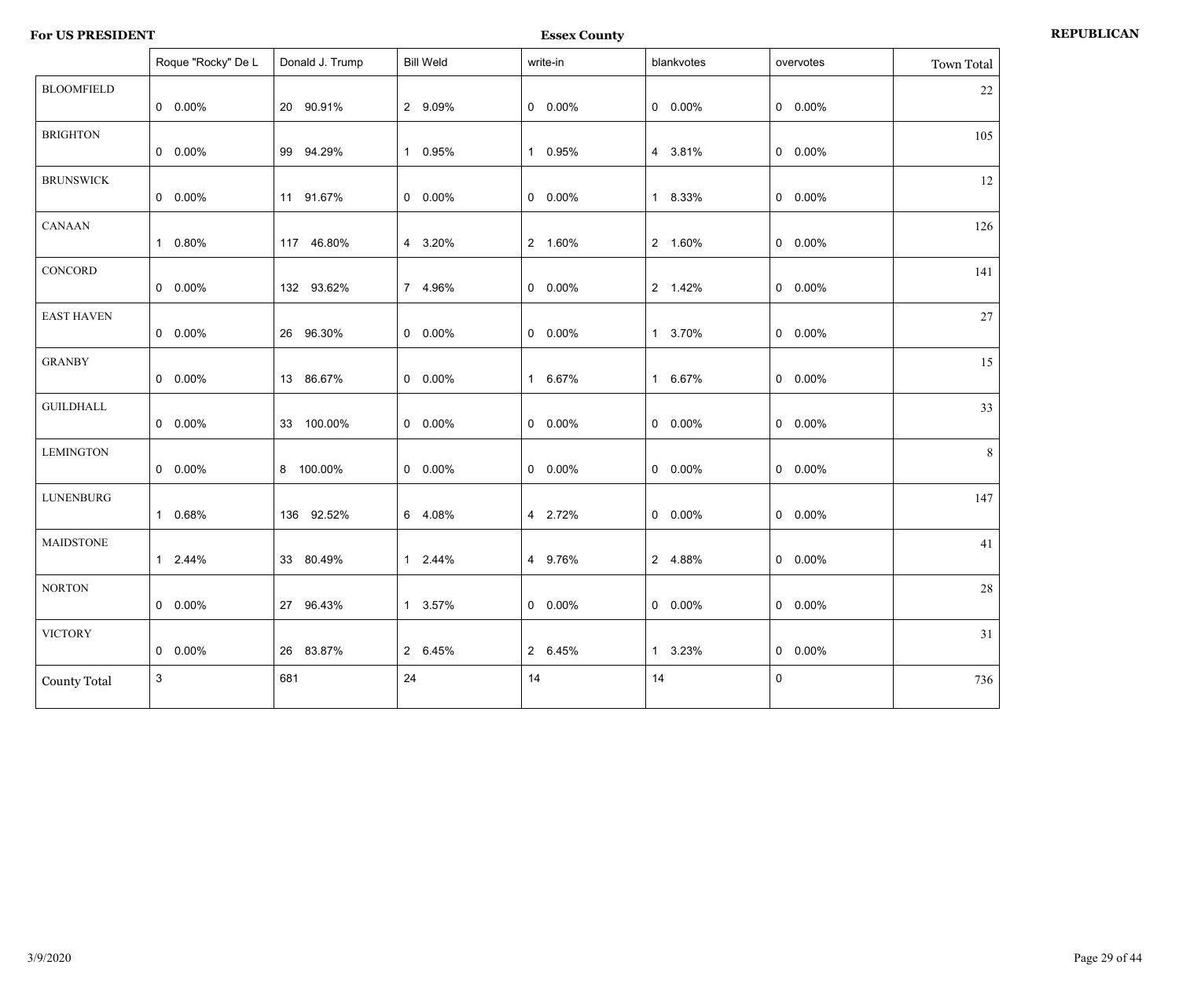**For US PRESIDENT** **Essex County** **REPUBLICAN**

| | Roque "Rocky" De L | Donald J. Trump | Bill Weld | write-in | blankvotes | overvotes | Town Total |
|---|---|---|---|---|---|---|---|
| BLOOMFIELD | 0 0.00% | 20 90.91% | 2 9.09% | 0 0.00% | 0 0.00% | 0 0.00% | 22 |
| BRIGHTON | 0 0.00% | 99 94.29% | 1 0.95% | 1 0.95% | 4 3.81% | 0 0.00% | 105 |
| BRUNSWICK | 0 0.00% | 11 91.67% | 0 0.00% | 0 0.00% | 1 8.33% | 0 0.00% | 12 |
| CANAAN | 1 0.80% | 117 46.80% | 4 3.20% | 2 1.60% | 2 1.60% | 0 0.00% | 126 |
| CONCORD | 0 0.00% | 132 93.62% | 7 4.96% | 0 0.00% | 2 1.42% | 0 0.00% | 141 |
| EAST HAVEN | 0 0.00% | 26 96.30% | 0 0.00% | 0 0.00% | 1 3.70% | 0 0.00% | 27 |
| GRANBY | 0 0.00% | 13 86.67% | 0 0.00% | 1 6.67% | 1 6.67% | 0 0.00% | 15 |
| GUILDHALL | 0 0.00% | 33 100.00% | 0 0.00% | 0 0.00% | 0 0.00% | 0 0.00% | 33 |
| LEMINGTON | 0 0.00% | 8 100.00% | 0 0.00% | 0 0.00% | 0 0.00% | 0 0.00% | 8 |
| LUNENBURG | 1 0.68% | 136 92.52% | 6 4.08% | 4 2.72% | 0 0.00% | 0 0.00% | 147 |
| MAIDSTONE | 1 2.44% | 33 80.49% | 1 2.44% | 4 9.76% | 2 4.88% | 0 0.00% | 41 |
| NORTON | 0 0.00% | 27 96.43% | 1 3.57% | 0 0.00% | 0 0.00% | 0 0.00% | 28 |
| VICTORY | 0 0.00% | 26 83.87% | 2 6.45% | 2 6.45% | 1 3.23% | 0 0.00% | 31 |
| County Total | 3 | 681 | 24 | 14 | 14 | 0 | 736 |

3/9/2020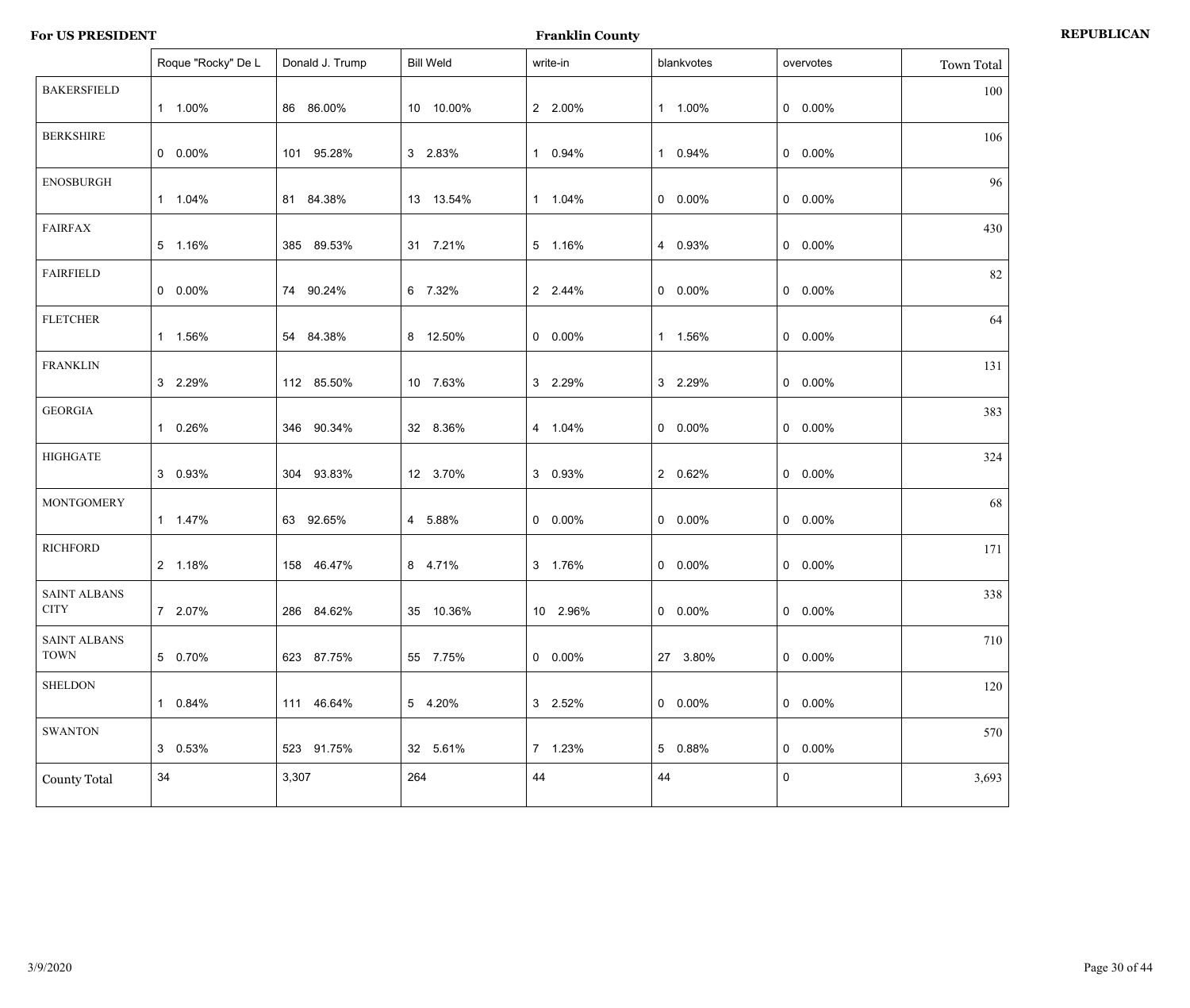**For US PRESIDENT** | **Franklin County** | **REPUBLICAN**

| | Roque "Rocky" De L | Donald J. Trump | Bill Weld | write-in | blankvotes | overvotes | Town Total |
|---|---|---|---|---|---|---|---|
| BAKERSFIELD | 1 1.00% | 86 86.00% | 10 10.00% | 2 2.00% | 1 1.00% | 0 0.00% | 100 |
| BERKSHIRE | 0 0.00% | 101 95.28% | 3 2.83% | 1 0.94% | 1 0.94% | 0 0.00% | 106 |
| ENOSBURGH | 1 1.04% | 81 84.38% | 13 13.54% | 1 1.04% | 0 0.00% | 0 0.00% | 96 |
| FAIRFAX | 5 1.16% | 385 89.53% | 31 7.21% | 5 1.16% | 4 0.93% | 0 0.00% | 430 |
| FAIRFIELD | 0 0.00% | 74 90.24% | 6 7.32% | 2 2.44% | 0 0.00% | 0 0.00% | 82 |
| FLETCHER | 1 1.56% | 54 84.38% | 8 12.50% | 0 0.00% | 1 1.56% | 0 0.00% | 64 |
| FRANKLIN | 3 2.29% | 112 85.50% | 10 7.63% | 3 2.29% | 3 2.29% | 0 0.00% | 131 |
| GEORGIA | 1 0.26% | 346 90.34% | 32 8.36% | 4 1.04% | 0 0.00% | 0 0.00% | 383 |
| HIGHGATE | 3 0.93% | 304 93.83% | 12 3.70% | 3 0.93% | 2 0.62% | 0 0.00% | 324 |
| MONTGOMERY | 1 1.47% | 63 92.65% | 4 5.88% | 0 0.00% | 0 0.00% | 0 0.00% | 68 |
| RICHFORD | 2 1.18% | 158 46.47% | 8 4.71% | 3 1.76% | 0 0.00% | 0 0.00% | 171 |
| SAINT ALBANS CITY | 7 2.07% | 286 84.62% | 35 10.36% | 10 2.96% | 0 0.00% | 0 0.00% | 338 |
| SAINT ALBANS TOWN | 5 0.70% | 623 87.75% | 55 7.75% | 0 0.00% | 27 3.80% | 0 0.00% | 710 |
| SHELDON | 1 0.84% | 111 46.64% | 5 4.20% | 3 2.52% | 0 0.00% | 0 0.00% | 120 |
| SWANTON | 3 0.53% | 523 91.75% | 32 5.61% | 7 1.23% | 5 0.88% | 0 0.00% | 570 |
| County Total | 34 | 3,307 | 264 | 44 | 44 | 0 | 3,693 |

3/9/2020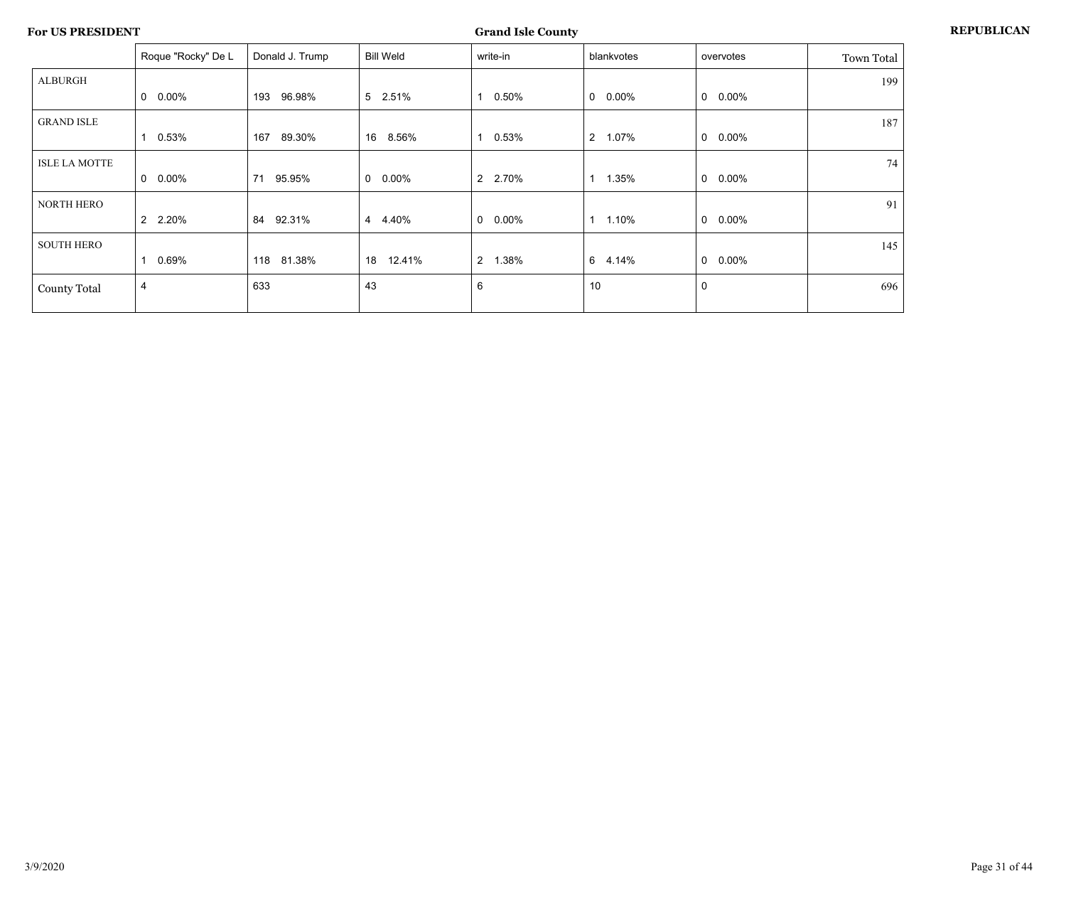**For US PRESIDENT** **Grand Isle County** **REPUBLICAN**

| | Roque "Rocky" De L | Donald J. Trump | Bill Weld | write-in | blankvotes | overvotes | Town Total |
|---|---|---|---|---|---|---|---|
| ALBURGH | 0 0.00% | 193 96.98% | 5 2.51% | 1 0.50% | 0 0.00% | 0 0.00% | 199 |
| GRAND ISLE | 1 0.53% | 167 89.30% | 16 8.56% | 1 0.53% | 2 1.07% | 0 0.00% | 187 |
| ISLE LA MOTTE | 0 0.00% | 71 95.95% | 0 0.00% | 2 2.70% | 1 1.35% | 0 0.00% | 74 |
| NORTH HERO | 2 2.20% | 84 92.31% | 4 4.40% | 0 0.00% | 1 1.10% | 0 0.00% | 91 |
| SOUTH HERO | 1 0.69% | 118 81.38% | 18 12.41% | 2 1.38% | 6 4.14% | 0 0.00% | 145 |
| County Total | 4 | 633 | 43 | 6 | 10 | 0 | 696 |

3/9/2020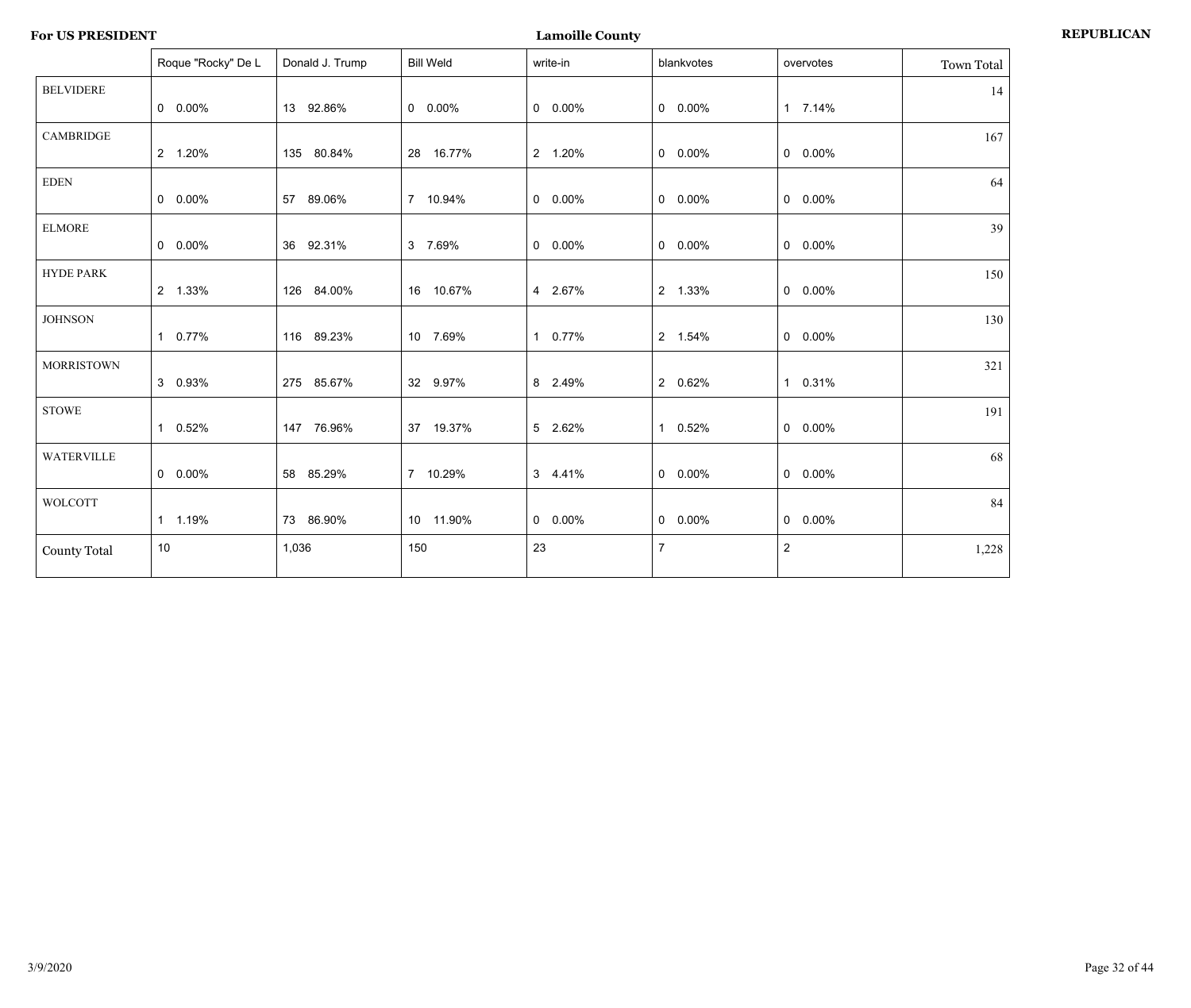**For US PRESIDENT** | **Lamoille County** | **REPUBLICAN**

| | Roque "Rocky" De L | Donald J. Trump | Bill Weld | write-in | blankvotes | overvotes | Town Total |
|---|---|---|---|---|---|---|---|
| BELVIDERE | 0 0.00% | 13 92.86% | 0 0.00% | 0 0.00% | 0 0.00% | 1 7.14% | 14 |
| CAMBRIDGE | 2 1.20% | 135 80.84% | 28 16.77% | 2 1.20% | 0 0.00% | 0 0.00% | 167 |
| EDEN | 0 0.00% | 57 89.06% | 7 10.94% | 0 0.00% | 0 0.00% | 0 0.00% | 64 |
| ELMORE | 0 0.00% | 36 92.31% | 3 7.69% | 0 0.00% | 0 0.00% | 0 0.00% | 39 |
| HYDE PARK | 2 1.33% | 126 84.00% | 16 10.67% | 4 2.67% | 2 1.33% | 0 0.00% | 150 |
| JOHNSON | 1 0.77% | 116 89.23% | 10 7.69% | 1 0.77% | 2 1.54% | 0 0.00% | 130 |
| MORRISTOWN | 3 0.93% | 275 85.67% | 32 9.97% | 8 2.49% | 2 0.62% | 1 0.31% | 321 |
| STOWE | 1 0.52% | 147 76.96% | 37 19.37% | 5 2.62% | 1 0.52% | 0 0.00% | 191 |
| WATERVILLE | 0 0.00% | 58 85.29% | 7 10.29% | 3 4.41% | 0 0.00% | 0 0.00% | 68 |
| WOLCOTT | 1 1.19% | 73 86.90% | 10 11.90% | 0 0.00% | 0 0.00% | 0 0.00% | 84 |
| County Total | 10 | 1,036 | 150 | 23 | 7 | 2 | 1,228 |

3/9/2020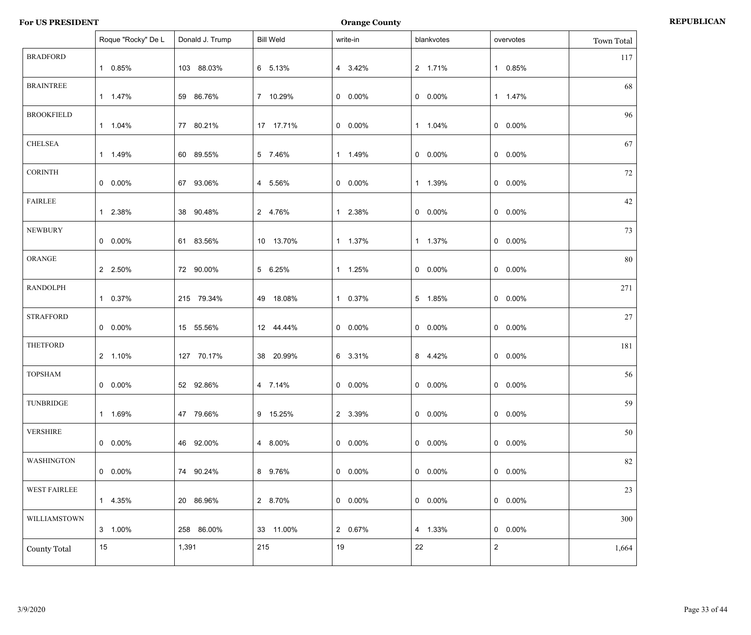**For US PRESIDENT** — **Orange County** — **REPUBLICAN**

| | Roque "Rocky" De L | Donald J. Trump | Bill Weld | write-in | blankvotes | overvotes | Town Total |
|---|---|---|---|---|---|---|---|
| BRADFORD | 1 0.85% | 103 88.03% | 6 5.13% | 4 3.42% | 2 1.71% | 1 0.85% | 117 |
| BRAINTREE | 1 1.47% | 59 86.76% | 7 10.29% | 0 0.00% | 0 0.00% | 1 1.47% | 68 |
| BROOKFIELD | 1 1.04% | 77 80.21% | 17 17.71% | 0 0.00% | 1 1.04% | 0 0.00% | 96 |
| CHELSEA | 1 1.49% | 60 89.55% | 5 7.46% | 1 1.49% | 0 0.00% | 0 0.00% | 67 |
| CORINTH | 0 0.00% | 67 93.06% | 4 5.56% | 0 0.00% | 1 1.39% | 0 0.00% | 72 |
| FAIRLEE | 1 2.38% | 38 90.48% | 2 4.76% | 1 2.38% | 0 0.00% | 0 0.00% | 42 |
| NEWBURY | 0 0.00% | 61 83.56% | 10 13.70% | 1 1.37% | 1 1.37% | 0 0.00% | 73 |
| ORANGE | 2 2.50% | 72 90.00% | 5 6.25% | 1 1.25% | 0 0.00% | 0 0.00% | 80 |
| RANDOLPH | 1 0.37% | 215 79.34% | 49 18.08% | 1 0.37% | 5 1.85% | 0 0.00% | 271 |
| STRAFFORD | 0 0.00% | 15 55.56% | 12 44.44% | 0 0.00% | 0 0.00% | 0 0.00% | 27 |
| THETFORD | 2 1.10% | 127 70.17% | 38 20.99% | 6 3.31% | 8 4.42% | 0 0.00% | 181 |
| TOPSHAM | 0 0.00% | 52 92.86% | 4 7.14% | 0 0.00% | 0 0.00% | 0 0.00% | 56 |
| TUNBRIDGE | 1 1.69% | 47 79.66% | 9 15.25% | 2 3.39% | 0 0.00% | 0 0.00% | 59 |
| VERSHIRE | 0 0.00% | 46 92.00% | 4 8.00% | 0 0.00% | 0 0.00% | 0 0.00% | 50 |
| WASHINGTON | 0 0.00% | 74 90.24% | 8 9.76% | 0 0.00% | 0 0.00% | 0 0.00% | 82 |
| WEST FAIRLEE | 1 4.35% | 20 86.96% | 2 8.70% | 0 0.00% | 0 0.00% | 0 0.00% | 23 |
| WILLIAMSTOWN | 3 1.00% | 258 86.00% | 33 11.00% | 2 0.67% | 4 1.33% | 0 0.00% | 300 |
| County Total | 15 | 1,391 | 215 | 19 | 22 | 2 | 1,664 |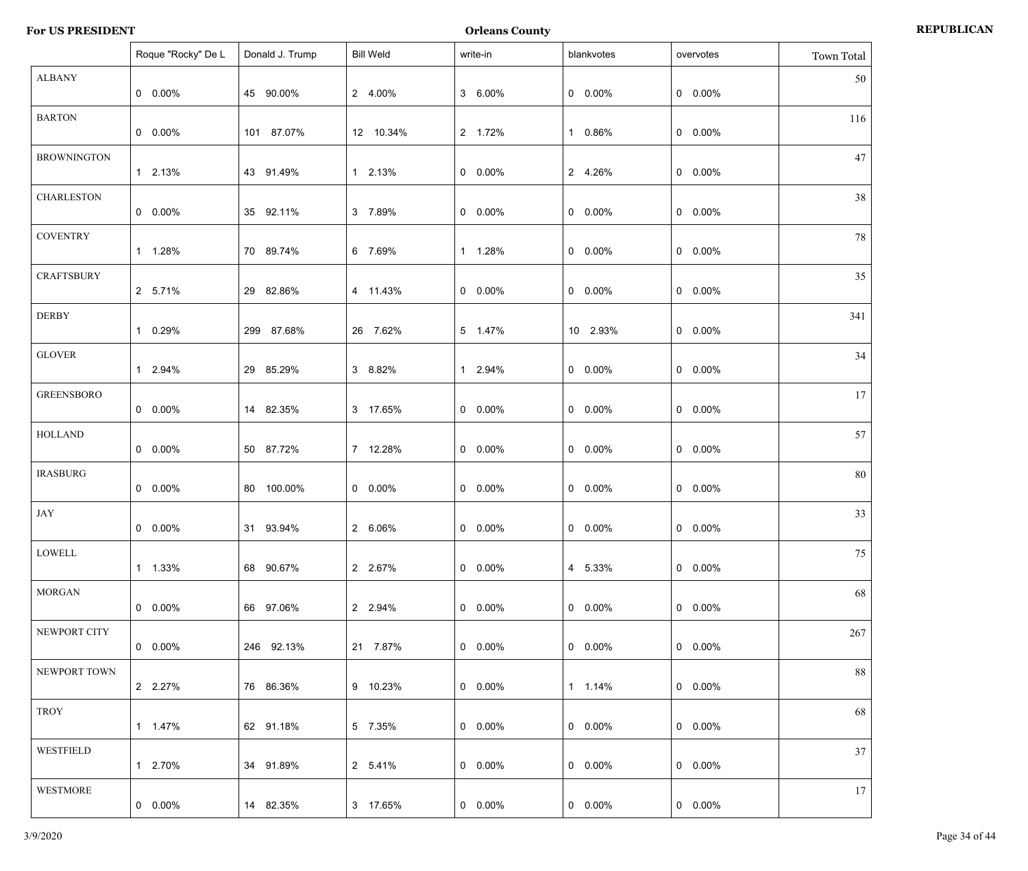**For US PRESIDENT** **Orleans County** **REPUBLICAN**

| | Roque "Rocky" De L | Donald J. Trump | Bill Weld | write-in | blankvotes | overvotes | Town Total |
|---|---|---|---|---|---|---|---|
| ALBANY | 0 0.00% | 45 90.00% | 2 4.00% | 3 6.00% | 0 0.00% | 0 0.00% | 50 |
| BARTON | 0 0.00% | 101 87.07% | 12 10.34% | 2 1.72% | 1 0.86% | 0 0.00% | 116 |
| BROWNINGTON | 1 2.13% | 43 91.49% | 1 2.13% | 0 0.00% | 2 4.26% | 0 0.00% | 47 |
| CHARLESTON | 0 0.00% | 35 92.11% | 3 7.89% | 0 0.00% | 0 0.00% | 0 0.00% | 38 |
| COVENTRY | 1 1.28% | 70 89.74% | 6 7.69% | 1 1.28% | 0 0.00% | 0 0.00% | 78 |
| CRAFTSBURY | 2 5.71% | 29 82.86% | 4 11.43% | 0 0.00% | 0 0.00% | 0 0.00% | 35 |
| DERBY | 1 0.29% | 299 87.68% | 26 7.62% | 5 1.47% | 10 2.93% | 0 0.00% | 341 |
| GLOVER | 1 2.94% | 29 85.29% | 3 8.82% | 1 2.94% | 0 0.00% | 0 0.00% | 34 |
| GREENSBORO | 0 0.00% | 14 82.35% | 3 17.65% | 0 0.00% | 0 0.00% | 0 0.00% | 17 |
| HOLLAND | 0 0.00% | 50 87.72% | 7 12.28% | 0 0.00% | 0 0.00% | 0 0.00% | 57 |
| IRASBURG | 0 0.00% | 80 100.00% | 0 0.00% | 0 0.00% | 0 0.00% | 0 0.00% | 80 |
| JAY | 0 0.00% | 31 93.94% | 2 6.06% | 0 0.00% | 0 0.00% | 0 0.00% | 33 |
| LOWELL | 1 1.33% | 68 90.67% | 2 2.67% | 0 0.00% | 4 5.33% | 0 0.00% | 75 |
| MORGAN | 0 0.00% | 66 97.06% | 2 2.94% | 0 0.00% | 0 0.00% | 0 0.00% | 68 |
| NEWPORT CITY | 0 0.00% | 246 92.13% | 21 7.87% | 0 0.00% | 0 0.00% | 0 0.00% | 267 |
| NEWPORT TOWN | 2 2.27% | 76 86.36% | 9 10.23% | 0 0.00% | 1 1.14% | 0 0.00% | 88 |
| TROY | 1 1.47% | 62 91.18% | 5 7.35% | 0 0.00% | 0 0.00% | 0 0.00% | 68 |
| WESTFIELD | 1 2.70% | 34 91.89% | 2 5.41% | 0 0.00% | 0 0.00% | 0 0.00% | 37 |
| WESTMORE | 0 0.00% | 14 82.35% | 3 17.65% | 0 0.00% | 0 0.00% | 0 0.00% | 17 |

3/9/2020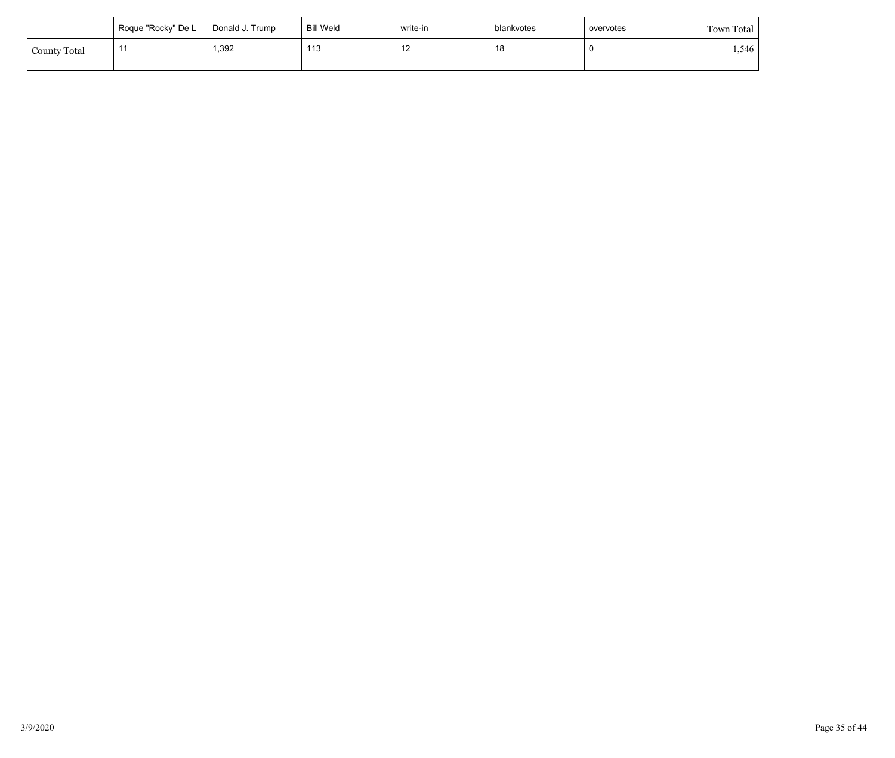| | Roque "Rocky" De L | Donald J. Trump | Bill Weld | write-in | blankvotes | overvotes | Town Total |
|---|---|---|---|---|---|---|---|
| County Total | 11 | 1,392 | 113 | 12 | 18 | 0 | 1,546 |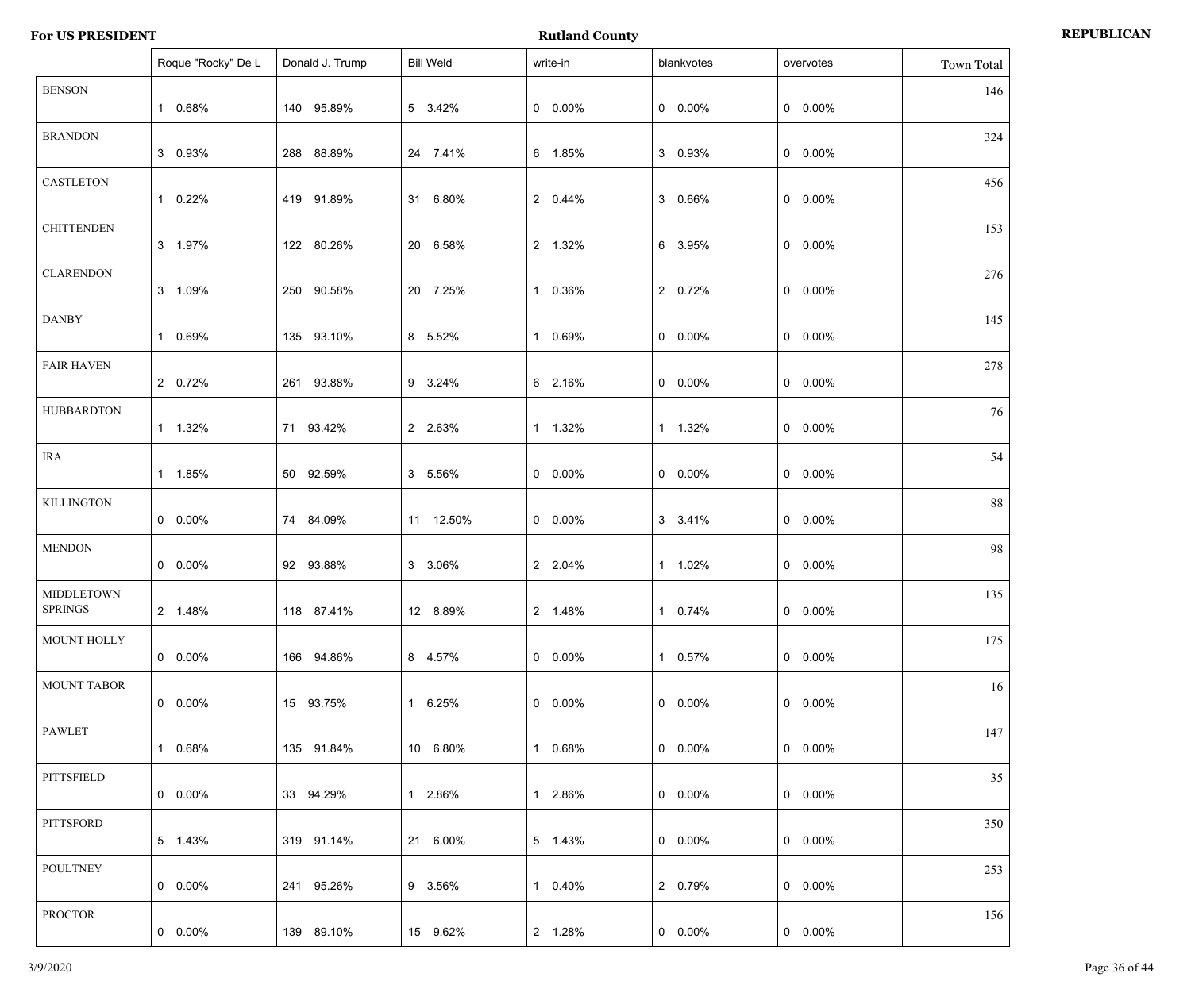**For US PRESIDENT** — **Rutland County** — **REPUBLICAN**

| | Roque "Rocky" De L | Donald J. Trump | Bill Weld | write-in | blankvotes | overvotes | Town Total |
|---|---|---|---|---|---|---|---|
| BENSON | 1 0.68% | 140 95.89% | 5 3.42% | 0 0.00% | 0 0.00% | 0 0.00% | 146 |
| BRANDON | 3 0.93% | 288 88.89% | 24 7.41% | 6 1.85% | 3 0.93% | 0 0.00% | 324 |
| CASTLETON | 1 0.22% | 419 91.89% | 31 6.80% | 2 0.44% | 3 0.66% | 0 0.00% | 456 |
| CHITTENDEN | 3 1.97% | 122 80.26% | 20 6.58% | 2 1.32% | 6 3.95% | 0 0.00% | 153 |
| CLARENDON | 3 1.09% | 250 90.58% | 20 7.25% | 1 0.36% | 2 0.72% | 0 0.00% | 276 |
| DANBY | 1 0.69% | 135 93.10% | 8 5.52% | 1 0.69% | 0 0.00% | 0 0.00% | 145 |
| FAIR HAVEN | 2 0.72% | 261 93.88% | 9 3.24% | 6 2.16% | 0 0.00% | 0 0.00% | 278 |
| HUBBARDTON | 1 1.32% | 71 93.42% | 2 2.63% | 1 1.32% | 1 1.32% | 0 0.00% | 76 |
| IRA | 1 1.85% | 50 92.59% | 3 5.56% | 0 0.00% | 0 0.00% | 0 0.00% | 54 |
| KILLINGTON | 0 0.00% | 74 84.09% | 11 12.50% | 0 0.00% | 3 3.41% | 0 0.00% | 88 |
| MENDON | 0 0.00% | 92 93.88% | 3 3.06% | 2 2.04% | 1 1.02% | 0 0.00% | 98 |
| MIDDLETOWN SPRINGS | 2 1.48% | 118 87.41% | 12 8.89% | 2 1.48% | 1 0.74% | 0 0.00% | 135 |
| MOUNT HOLLY | 0 0.00% | 166 94.86% | 8 4.57% | 0 0.00% | 1 0.57% | 0 0.00% | 175 |
| MOUNT TABOR | 0 0.00% | 15 93.75% | 1 6.25% | 0 0.00% | 0 0.00% | 0 0.00% | 16 |
| PAWLET | 1 0.68% | 135 91.84% | 10 6.80% | 1 0.68% | 0 0.00% | 0 0.00% | 147 |
| PITTSFIELD | 0 0.00% | 33 94.29% | 1 2.86% | 1 2.86% | 0 0.00% | 0 0.00% | 35 |
| PITTSFORD | 5 1.43% | 319 91.14% | 21 6.00% | 5 1.43% | 0 0.00% | 0 0.00% | 350 |
| POULTNEY | 0 0.00% | 241 95.26% | 9 3.56% | 1 0.40% | 2 0.79% | 0 0.00% | 253 |
| PROCTOR | 0 0.00% | 139 89.10% | 15 9.62% | 2 1.28% | 0 0.00% | 0 0.00% | 156 |

3/9/2020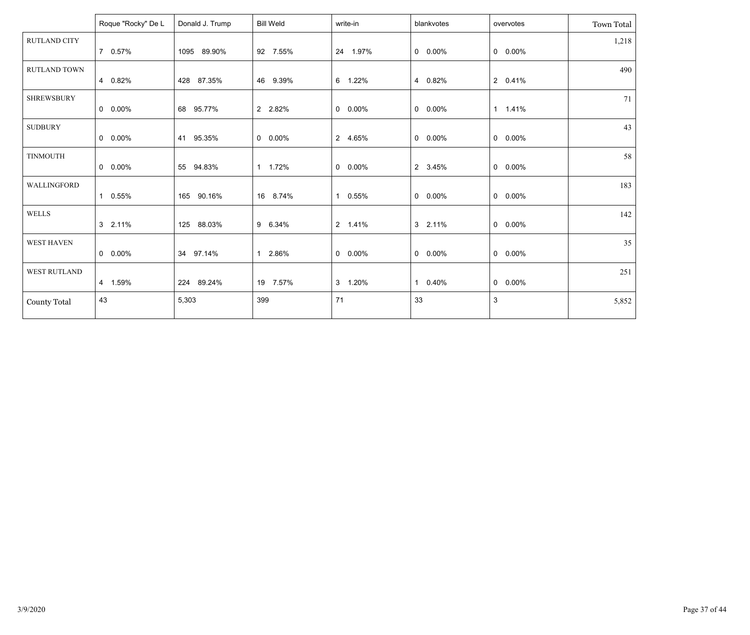| | Roque "Rocky" De L | Donald J. Trump | Bill Weld | write-in | blankvotes | overvotes | Town Total |
|---|---|---|---|---|---|---|---|
| RUTLAND CITY | 7 0.57% | 1095 89.90% | 92 7.55% | 24 1.97% | 0 0.00% | 0 0.00% | 1,218 |
| RUTLAND TOWN | 4 0.82% | 428 87.35% | 46 9.39% | 6 1.22% | 4 0.82% | 2 0.41% | 490 |
| SHREWSBURY | 0 0.00% | 68 95.77% | 2 2.82% | 0 0.00% | 0 0.00% | 1 1.41% | 71 |
| SUDBURY | 0 0.00% | 41 95.35% | 0 0.00% | 2 4.65% | 0 0.00% | 0 0.00% | 43 |
| TINMOUTH | 0 0.00% | 55 94.83% | 1 1.72% | 0 0.00% | 2 3.45% | 0 0.00% | 58 |
| WALLINGFORD | 1 0.55% | 165 90.16% | 16 8.74% | 1 0.55% | 0 0.00% | 0 0.00% | 183 |
| WELLS | 3 2.11% | 125 88.03% | 9 6.34% | 2 1.41% | 3 2.11% | 0 0.00% | 142 |
| WEST HAVEN | 0 0.00% | 34 97.14% | 1 2.86% | 0 0.00% | 0 0.00% | 0 0.00% | 35 |
| WEST RUTLAND | 4 1.59% | 224 89.24% | 19 7.57% | 3 1.20% | 1 0.40% | 0 0.00% | 251 |
| County Total | 43 | 5,303 | 399 | 71 | 33 | 3 | 5,852 |

3/9/2020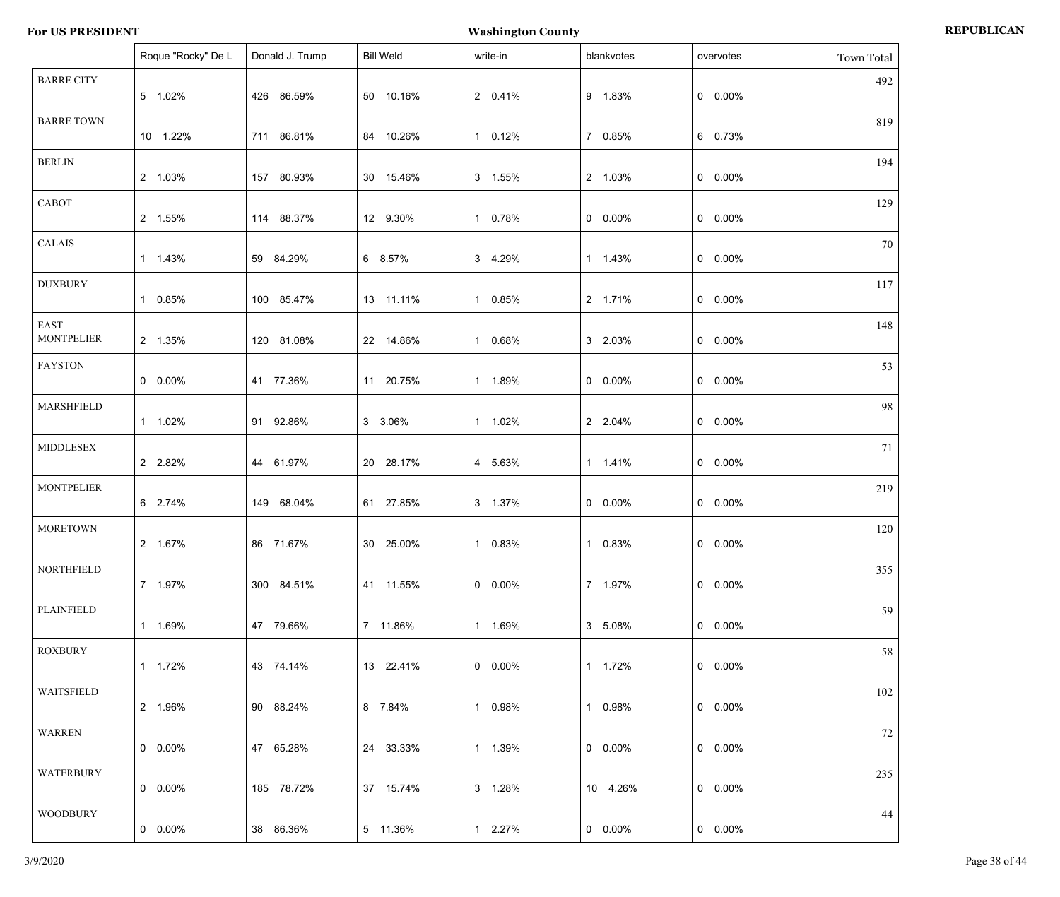**For US PRESIDENT** | **Washington County** | **REPUBLICAN**

| | Roque "Rocky" De L | Donald J. Trump | Bill Weld | write-in | blankvotes | overvotes | Town Total |
|---|---|---|---|---|---|---|---|
| BARRE CITY | 5 1.02% | 426 86.59% | 50 10.16% | 2 0.41% | 9 1.83% | 0 0.00% | 492 |
| BARRE TOWN | 10 1.22% | 711 86.81% | 84 10.26% | 1 0.12% | 7 0.85% | 6 0.73% | 819 |
| BERLIN | 2 1.03% | 157 80.93% | 30 15.46% | 3 1.55% | 2 1.03% | 0 0.00% | 194 |
| CABOT | 2 1.55% | 114 88.37% | 12 9.30% | 1 0.78% | 0 0.00% | 0 0.00% | 129 |
| CALAIS | 1 1.43% | 59 84.29% | 6 8.57% | 3 4.29% | 1 1.43% | 0 0.00% | 70 |
| DUXBURY | 1 0.85% | 100 85.47% | 13 11.11% | 1 0.85% | 2 1.71% | 0 0.00% | 117 |
| EAST MONTPELIER | 2 1.35% | 120 81.08% | 22 14.86% | 1 0.68% | 3 2.03% | 0 0.00% | 148 |
| FAYSTON | 0 0.00% | 41 77.36% | 11 20.75% | 1 1.89% | 0 0.00% | 0 0.00% | 53 |
| MARSHFIELD | 1 1.02% | 91 92.86% | 3 3.06% | 1 1.02% | 2 2.04% | 0 0.00% | 98 |
| MIDDLESEX | 2 2.82% | 44 61.97% | 20 28.17% | 4 5.63% | 1 1.41% | 0 0.00% | 71 |
| MONTPELIER | 6 2.74% | 149 68.04% | 61 27.85% | 3 1.37% | 0 0.00% | 0 0.00% | 219 |
| MORETOWN | 2 1.67% | 86 71.67% | 30 25.00% | 1 0.83% | 1 0.83% | 0 0.00% | 120 |
| NORTHFIELD | 7 1.97% | 300 84.51% | 41 11.55% | 0 0.00% | 7 1.97% | 0 0.00% | 355 |
| PLAINFIELD | 1 1.69% | 47 79.66% | 7 11.86% | 1 1.69% | 3 5.08% | 0 0.00% | 59 |
| ROXBURY | 1 1.72% | 43 74.14% | 13 22.41% | 0 0.00% | 1 1.72% | 0 0.00% | 58 |
| WAITSFIELD | 2 1.96% | 90 88.24% | 8 7.84% | 1 0.98% | 1 0.98% | 0 0.00% | 102 |
| WARREN | 0 0.00% | 47 65.28% | 24 33.33% | 1 1.39% | 0 0.00% | 0 0.00% | 72 |
| WATERBURY | 0 0.00% | 185 78.72% | 37 15.74% | 3 1.28% | 10 4.26% | 0 0.00% | 235 |
| WOODBURY | 0 0.00% | 38 86.36% | 5 11.36% | 1 2.27% | 0 0.00% | 0 0.00% | 44 |

3/9/2020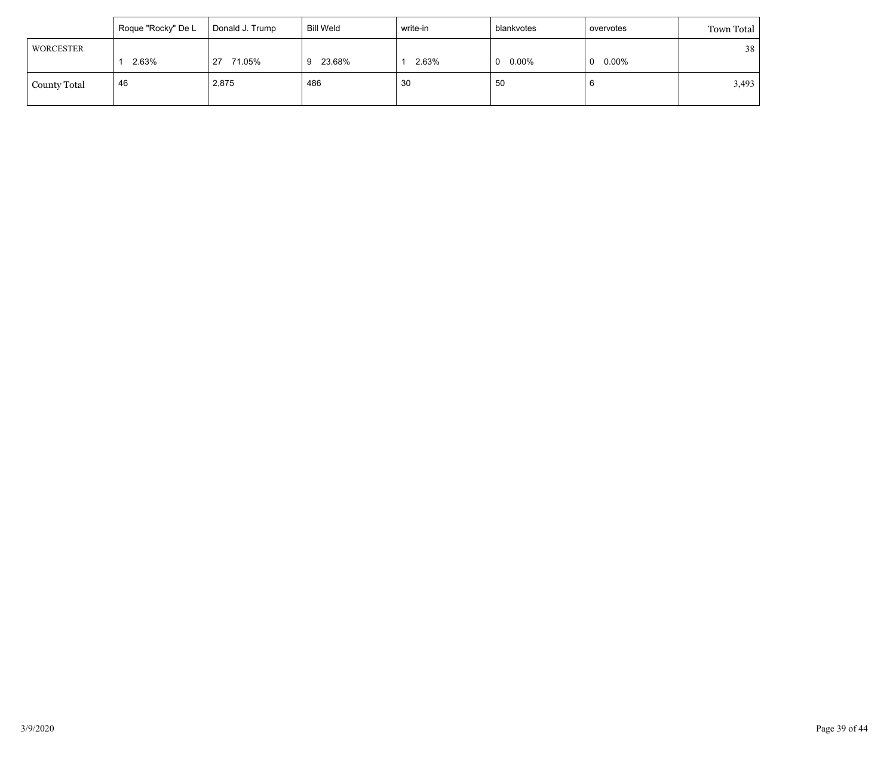| | Roque "Rocky" De L | Donald J. Trump | Bill Weld | write-in | blankvotes | overvotes | Town Total |
|---|---|---|---|---|---|---|---|
| WORCESTER | 1 2.63% | 27 71.05% | 9 23.68% | 1 2.63% | 0 0.00% | 0 0.00% | 38 |
| County Total | 46 | 2,875 | 486 | 30 | 50 | 6 | 3,493 |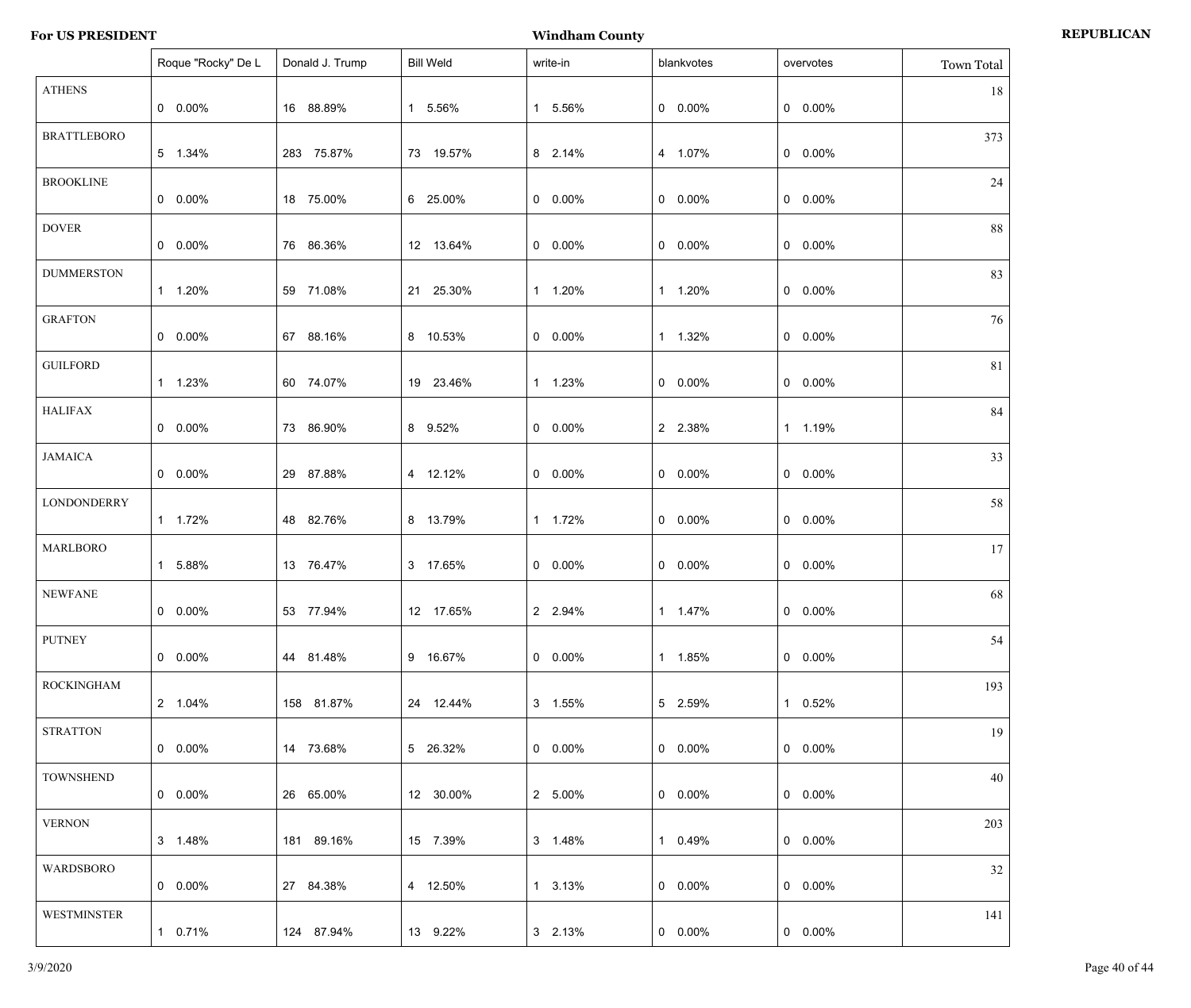**For US PRESIDENT** **Windham County** **REPUBLICAN**

| | Roque "Rocky" De L | Donald J. Trump | Bill Weld | write-in | blankvotes | overvotes | Town Total |
|---|---|---|---|---|---|---|---|
| ATHENS | 0 0.00% | 16 88.89% | 1 5.56% | 1 5.56% | 0 0.00% | 0 0.00% | 18 |
| BRATTLEBORO | 5 1.34% | 283 75.87% | 73 19.57% | 8 2.14% | 4 1.07% | 0 0.00% | 373 |
| BROOKLINE | 0 0.00% | 18 75.00% | 6 25.00% | 0 0.00% | 0 0.00% | 0 0.00% | 24 |
| DOVER | 0 0.00% | 76 86.36% | 12 13.64% | 0 0.00% | 0 0.00% | 0 0.00% | 88 |
| DUMMERSTON | 1 1.20% | 59 71.08% | 21 25.30% | 1 1.20% | 1 1.20% | 0 0.00% | 83 |
| GRAFTON | 0 0.00% | 67 88.16% | 8 10.53% | 0 0.00% | 1 1.32% | 0 0.00% | 76 |
| GUILFORD | 1 1.23% | 60 74.07% | 19 23.46% | 1 1.23% | 0 0.00% | 0 0.00% | 81 |
| HALIFAX | 0 0.00% | 73 86.90% | 8 9.52% | 0 0.00% | 2 2.38% | 1 1.19% | 84 |
| JAMAICA | 0 0.00% | 29 87.88% | 4 12.12% | 0 0.00% | 0 0.00% | 0 0.00% | 33 |
| LONDONDERRY | 1 1.72% | 48 82.76% | 8 13.79% | 1 1.72% | 0 0.00% | 0 0.00% | 58 |
| MARLBORO | 1 5.88% | 13 76.47% | 3 17.65% | 0 0.00% | 0 0.00% | 0 0.00% | 17 |
| NEWFANE | 0 0.00% | 53 77.94% | 12 17.65% | 2 2.94% | 1 1.47% | 0 0.00% | 68 |
| PUTNEY | 0 0.00% | 44 81.48% | 9 16.67% | 0 0.00% | 1 1.85% | 0 0.00% | 54 |
| ROCKINGHAM | 2 1.04% | 158 81.87% | 24 12.44% | 3 1.55% | 5 2.59% | 1 0.52% | 193 |
| STRATTON | 0 0.00% | 14 73.68% | 5 26.32% | 0 0.00% | 0 0.00% | 0 0.00% | 19 |
| TOWNSHEND | 0 0.00% | 26 65.00% | 12 30.00% | 2 5.00% | 0 0.00% | 0 0.00% | 40 |
| VERNON | 3 1.48% | 181 89.16% | 15 7.39% | 3 1.48% | 1 0.49% | 0 0.00% | 203 |
| WARDSBORO | 0 0.00% | 27 84.38% | 4 12.50% | 1 3.13% | 0 0.00% | 0 0.00% | 32 |
| WESTMINSTER | 1 0.71% | 124 87.94% | 13 9.22% | 3 2.13% | 0 0.00% | 0 0.00% | 141 |

3/9/2020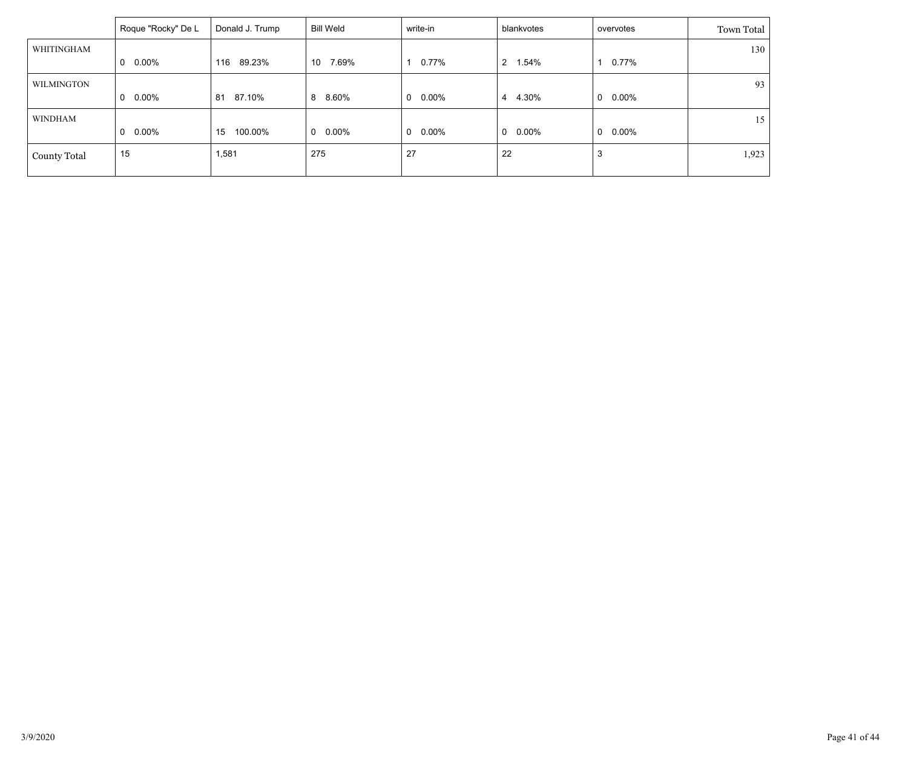| | Roque "Rocky" De L | Donald J. Trump | Bill Weld | write-in | blankvotes | overvotes | Town Total |
|---|---|---|---|---|---|---|---|
| WHITINGHAM | 0 0.00% | 116 89.23% | 10 7.69% | 1 0.77% | 2 1.54% | 1 0.77% | 130 |
| WILMINGTON | 0 0.00% | 81 87.10% | 8 8.60% | 0 0.00% | 4 4.30% | 0 0.00% | 93 |
| WINDHAM | 0 0.00% | 15 100.00% | 0 0.00% | 0 0.00% | 0 0.00% | 0 0.00% | 15 |
| County Total | 15 | 1,581 | 275 | 27 | 22 | 3 | 1,923 |

3/9/2020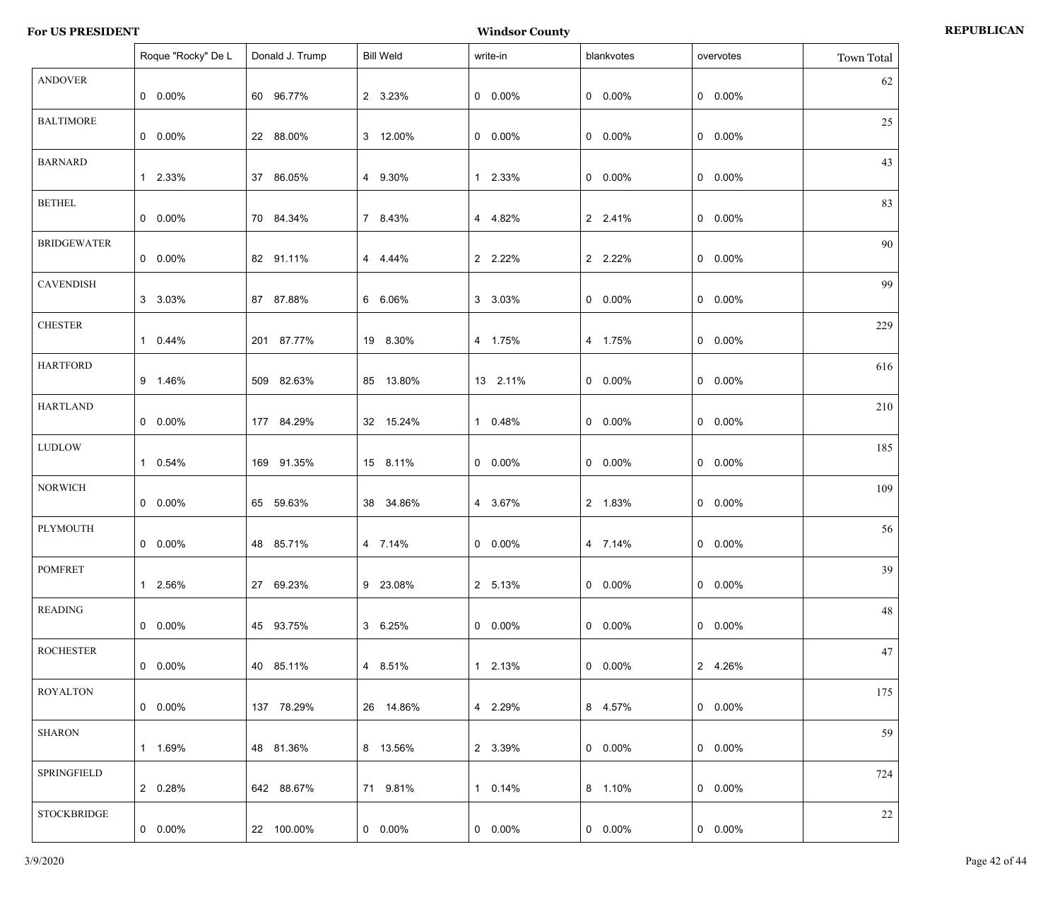**For US PRESIDENT** **Windsor County** **REPUBLICAN**

| | Roque "Rocky" De L | Donald J. Trump | Bill Weld | write-in | blankvotes | overvotes | Town Total |
|---|---|---|---|---|---|---|---|
| ANDOVER | 0 0.00% | 60 96.77% | 2 3.23% | 0 0.00% | 0 0.00% | 0 0.00% | 62 |
| BALTIMORE | 0 0.00% | 22 88.00% | 3 12.00% | 0 0.00% | 0 0.00% | 0 0.00% | 25 |
| BARNARD | 1 2.33% | 37 86.05% | 4 9.30% | 1 2.33% | 0 0.00% | 0 0.00% | 43 |
| BETHEL | 0 0.00% | 70 84.34% | 7 8.43% | 4 4.82% | 2 2.41% | 0 0.00% | 83 |
| BRIDGEWATER | 0 0.00% | 82 91.11% | 4 4.44% | 2 2.22% | 2 2.22% | 0 0.00% | 90 |
| CAVENDISH | 3 3.03% | 87 87.88% | 6 6.06% | 3 3.03% | 0 0.00% | 0 0.00% | 99 |
| CHESTER | 1 0.44% | 201 87.77% | 19 8.30% | 4 1.75% | 4 1.75% | 0 0.00% | 229 |
| HARTFORD | 9 1.46% | 509 82.63% | 85 13.80% | 13 2.11% | 0 0.00% | 0 0.00% | 616 |
| HARTLAND | 0 0.00% | 177 84.29% | 32 15.24% | 1 0.48% | 0 0.00% | 0 0.00% | 210 |
| LUDLOW | 1 0.54% | 169 91.35% | 15 8.11% | 0 0.00% | 0 0.00% | 0 0.00% | 185 |
| NORWICH | 0 0.00% | 65 59.63% | 38 34.86% | 4 3.67% | 2 1.83% | 0 0.00% | 109 |
| PLYMOUTH | 0 0.00% | 48 85.71% | 4 7.14% | 0 0.00% | 4 7.14% | 0 0.00% | 56 |
| POMFRET | 1 2.56% | 27 69.23% | 9 23.08% | 2 5.13% | 0 0.00% | 0 0.00% | 39 |
| READING | 0 0.00% | 45 93.75% | 3 6.25% | 0 0.00% | 0 0.00% | 0 0.00% | 48 |
| ROCHESTER | 0 0.00% | 40 85.11% | 4 8.51% | 1 2.13% | 0 0.00% | 2 4.26% | 47 |
| ROYALTON | 0 0.00% | 137 78.29% | 26 14.86% | 4 2.29% | 8 4.57% | 0 0.00% | 175 |
| SHARON | 1 1.69% | 48 81.36% | 8 13.56% | 2 3.39% | 0 0.00% | 0 0.00% | 59 |
| SPRINGFIELD | 2 0.28% | 642 88.67% | 71 9.81% | 1 0.14% | 8 1.10% | 0 0.00% | 724 |
| STOCKBRIDGE | 0 0.00% | 22 100.00% | 0 0.00% | 0 0.00% | 0 0.00% | 0 0.00% | 22 |

3/9/2020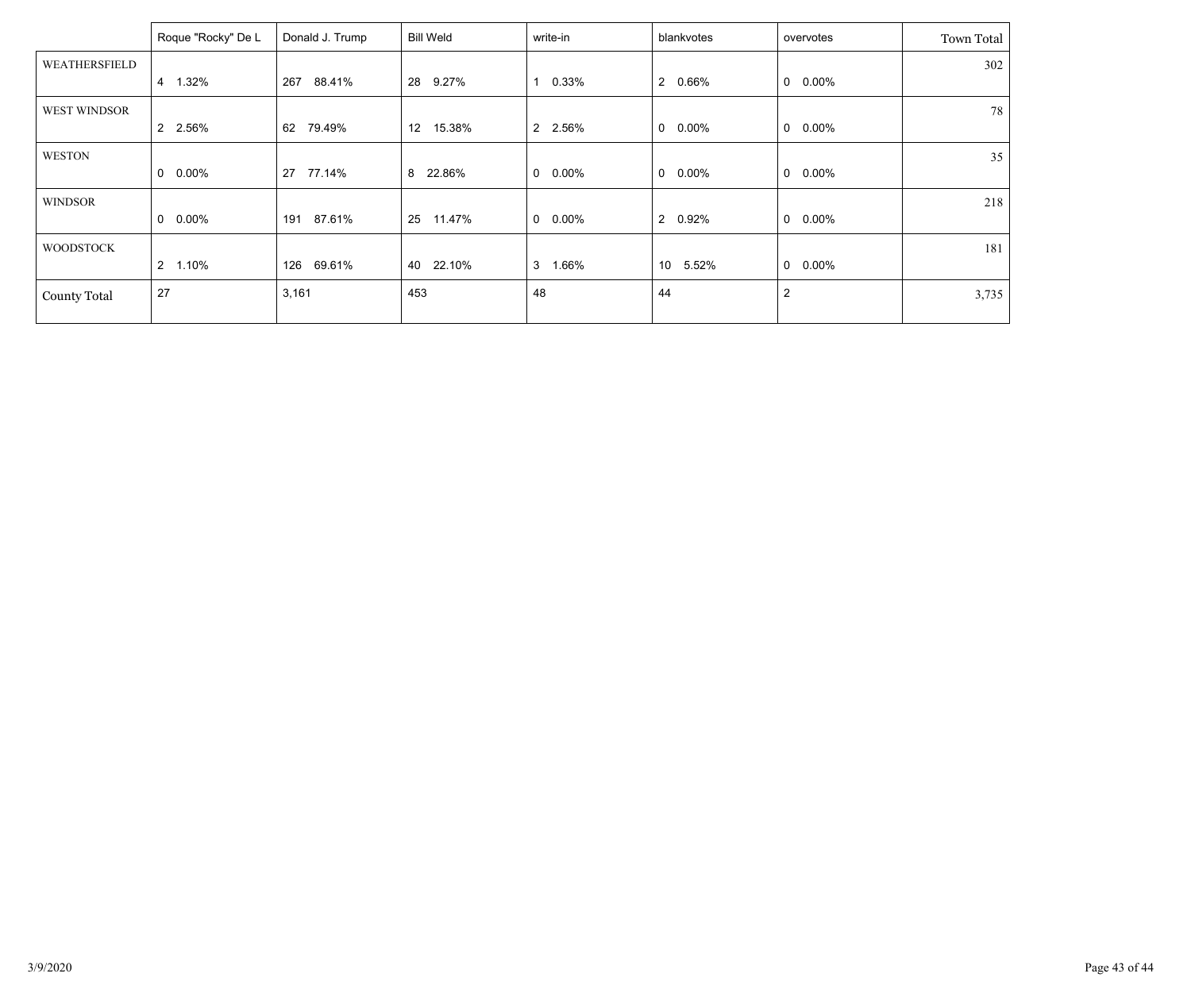| | Roque "Rocky" De L | Donald J. Trump | Bill Weld | write-in | blankvotes | overvotes | Town Total |
|---|---|---|---|---|---|---|---|
| WEATHERSFIELD | 4 1.32% | 267 88.41% | 28 9.27% | 1 0.33% | 2 0.66% | 0 0.00% | 302 |
| WEST WINDSOR | 2 2.56% | 62 79.49% | 12 15.38% | 2 2.56% | 0 0.00% | 0 0.00% | 78 |
| WESTON | 0 0.00% | 27 77.14% | 8 22.86% | 0 0.00% | 0 0.00% | 0 0.00% | 35 |
| WINDSOR | 0 0.00% | 191 87.61% | 25 11.47% | 0 0.00% | 2 0.92% | 0 0.00% | 218 |
| WOODSTOCK | 2 1.10% | 126 69.61% | 40 22.10% | 3 1.66% | 10 5.52% | 0 0.00% | 181 |
| County Total | 27 | 3,161 | 453 | 48 | 44 | 2 | 3,735 |